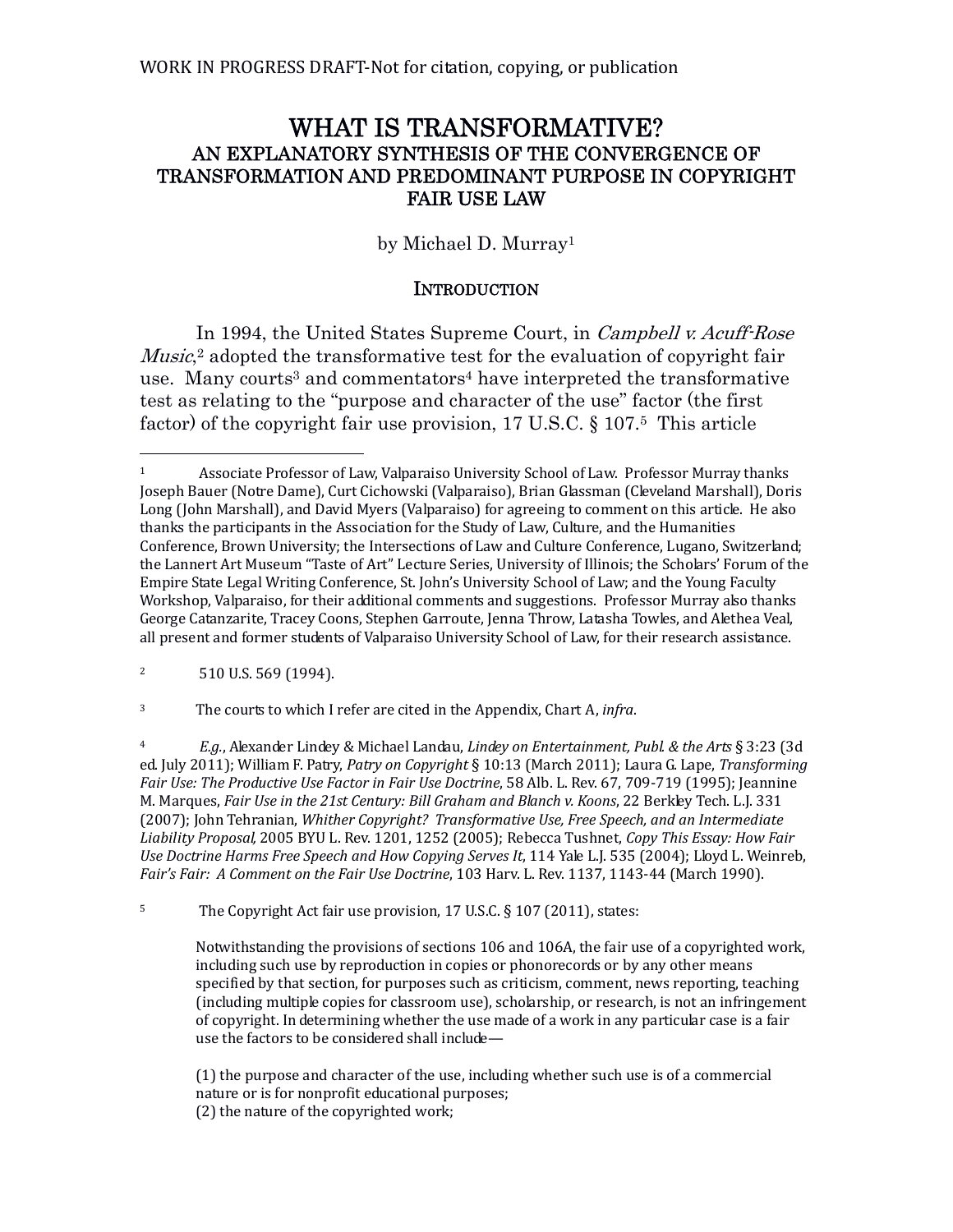WORK IN PROGRESS DRAFT-Not for citation, copying, or publication

# WHAT IS TRANSFORMATIVE?
## AN EXPLANATORY SYNTHESIS OF THE CONVERGENCE OF TRANSFORMATION AND PREDOMINANT PURPOSE IN COPYRIGHT FAIR USE LAW

by Michael D. Murray[1]

## INTRODUCTION

In 1994, the United States Supreme Court, in *Campbell v. Acuff-Rose Music*,[2] adopted the transformative test for the evaluation of copyright fair use. Many courts[3] and commentators[4] have interpreted the transformative test as relating to the "purpose and character of the use" factor (the first factor) of the copyright fair use provision, 17 U.S.C. § 107.[5] This article

---

[1] Associate Professor of Law, Valparaiso University School of Law. Professor Murray thanks Joseph Bauer (Notre Dame), Curt Cichowski (Valparaiso), Brian Glassman (Cleveland Marshall), Doris Long (John Marshall), and David Myers (Valparaiso) for agreeing to comment on this article. He also thanks the participants in the Association for the Study of Law, Culture, and the Humanities Conference, Brown University; the Intersections of Law and Culture Conference, Lugano, Switzerland; the Lannert Art Museum "Taste of Art" Lecture Series, University of Illinois; the Scholars' Forum of the Empire State Legal Writing Conference, St. John's University School of Law; and the Young Faculty Workshop, Valparaiso, for their additional comments and suggestions. Professor Murray also thanks George Catanzarite, Tracey Coons, Stephen Garroute, Jenna Throw, Latasha Towles, and Alethea Veal, all present and former students of Valparaiso University School of Law, for their research assistance.

[2] 510 U.S. 569 (1994).

[3] The courts to which I refer are cited in the Appendix, Chart A, *infra*.

[4] *E.g.*, Alexander Lindey & Michael Landau, *Lindey on Entertainment, Publ. & the Arts* § 3:23 (3d ed. July 2011); William F. Patry, *Patry on Copyright* § 10:13 (March 2011); Laura G. Lape, *Transforming Fair Use: The Productive Use Factor in Fair Use Doctrine*, 58 Alb. L. Rev. 67, 709-719 (1995); Jeannine M. Marques, *Fair Use in the 21st Century: Bill Graham and Blanch v. Koons*, 22 Berkley Tech. L.J. 331 (2007); John Tehranian, *Whither Copyright? Transformative Use, Free Speech, and an Intermediate Liability Proposal*, 2005 BYU L. Rev. 1201, 1252 (2005); Rebecca Tushnet, *Copy This Essay: How Fair Use Doctrine Harms Free Speech and How Copying Serves It*, 114 Yale L.J. 535 (2004); Lloyd L. Weinreb, *Fair's Fair: A Comment on the Fair Use Doctrine*, 103 Harv. L. Rev. 1137, 1143-44 (March 1990).

[5] The Copyright Act fair use provision, 17 U.S.C. § 107 (2011), states:

> Notwithstanding the provisions of sections 106 and 106A, the fair use of a copyrighted work, including such use by reproduction in copies or phonorecords or by any other means specified by that section, for purposes such as criticism, comment, news reporting, teaching (including multiple copies for classroom use), scholarship, or research, is not an infringement of copyright. In determining whether the use made of a work in any particular case is a fair use the factors to be considered shall include—
>
> (1) the purpose and character of the use, including whether such use is of a commercial nature or is for nonprofit educational purposes;
> (2) the nature of the copyrighted work;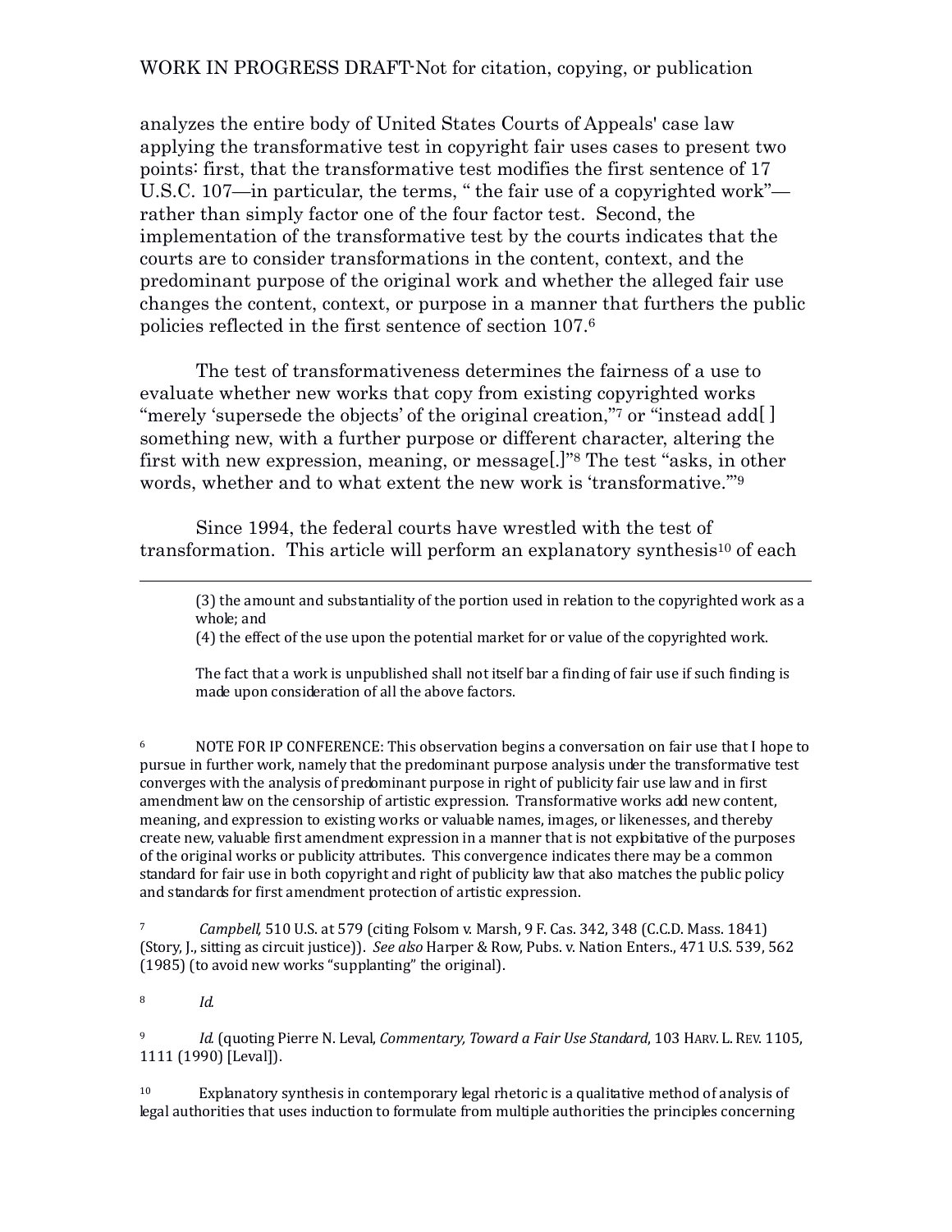analyzes the entire body of United States Courts of Appeals' case law applying the transformative test in copyright fair uses cases to present two points: first, that the transformative test modifies the first sentence of 17 U.S.C. 107—in particular, the terms, " the fair use of a copyrighted work"—rather than simply factor one of the four factor test. Second, the implementation of the transformative test by the courts indicates that the courts are to consider transformations in the content, context, and the predominant purpose of the original work and whether the alleged fair use changes the content, context, or purpose in a manner that furthers the public policies reflected in the first sentence of section 107.[6]

The test of transformativeness determines the fairness of a use to evaluate whether new works that copy from existing copyrighted works "merely 'supersede the objects' of the original creation,"[7] or "instead add[ ] something new, with a further purpose or different character, altering the first with new expression, meaning, or message[.]"[8] The test "asks, in other words, whether and to what extent the new work is 'transformative.'"[9]

Since 1994, the federal courts have wrestled with the test of transformation. This article will perform an explanatory synthesis[10] of each

---

(3) the amount and substantiality of the portion used in relation to the copyrighted work as a whole; and

(4) the effect of the use upon the potential market for or value of the copyrighted work.

The fact that a work is unpublished shall not itself bar a finding of fair use if such finding is made upon consideration of all the above factors.

[6] NOTE FOR IP CONFERENCE: This observation begins a conversation on fair use that I hope to pursue in further work, namely that the predominant purpose analysis under the transformative test converges with the analysis of predominant purpose in right of publicity fair use law and in first amendment law on the censorship of artistic expression. Transformative works add new content, meaning, and expression to existing works or valuable names, images, or likenesses, and thereby create new, valuable first amendment expression in a manner that is not exploitative of the purposes of the original works or publicity attributes. This convergence indicates there may be a common standard for fair use in both copyright and right of publicity law that also matches the public policy and standards for first amendment protection of artistic expression.

[7] *Campbell,* 510 U.S. at 579 (citing Folsom v. Marsh, 9 F. Cas. 342, 348 (C.C.D. Mass. 1841) (Story, J., sitting as circuit justice)). *See also* Harper & Row, Pubs. v. Nation Enters., 471 U.S. 539, 562 (1985) (to avoid new works "supplanting" the original).

[8] *Id.*

[9] *Id.* (quoting Pierre N. Leval, *Commentary, Toward a Fair Use Standard*, 103 HARV. L. REV. 1105, 1111 (1990) [Leval]).

[10] Explanatory synthesis in contemporary legal rhetoric is a qualitative method of analysis of legal authorities that uses induction to formulate from multiple authorities the principles concerning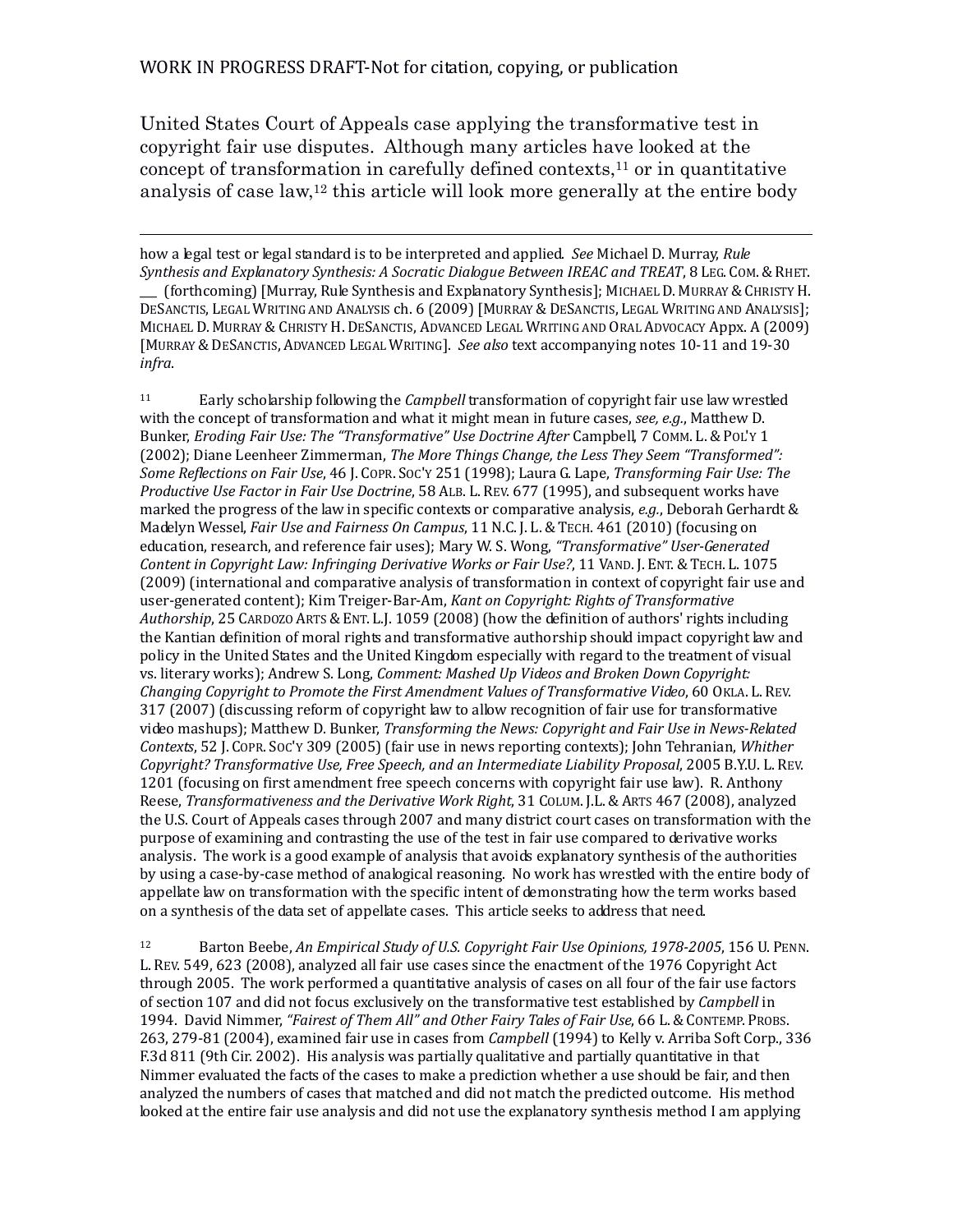United States Court of Appeals case applying the transformative test in copyright fair use disputes. Although many articles have looked at the concept of transformation in carefully defined contexts,[11] or in quantitative analysis of case law,[12] this article will look more generally at the entire body

---

how a legal test or legal standard is to be interpreted and applied. *See* Michael D. Murray, *Rule Synthesis and Explanatory Synthesis: A Socratic Dialogue Between IREAC and TREAT*, 8 LEG. COM. & RHET. ___ (forthcoming) [Murray, Rule Synthesis and Explanatory Synthesis]; MICHAEL D. MURRAY & CHRISTY H. DESANCTIS, LEGAL WRITING AND ANALYSIS ch. 6 (2009) [MURRAY & DESANCTIS, LEGAL WRITING AND ANALYSIS]; MICHAEL D. MURRAY & CHRISTY H. DESANCTIS, ADVANCED LEGAL WRITING AND ORAL ADVOCACY Appx. A (2009) [MURRAY & DESANCTIS, ADVANCED LEGAL WRITING]. *See also* text accompanying notes 10-11 and 19-30 *infra*.

[11] Early scholarship following the *Campbell* transformation of copyright fair use law wrestled with the concept of transformation and what it might mean in future cases, *see, e.g.*, Matthew D. Bunker, *Eroding Fair Use: The "Transformative" Use Doctrine After* Campbell, 7 COMM. L. & POL'Y 1 (2002); Diane Leenheer Zimmerman, *The More Things Change, the Less They Seem "Transformed": Some Reflections on Fair Use*, 46 J. COPR. SOC'Y 251 (1998); Laura G. Lape, *Transforming Fair Use: The Productive Use Factor in Fair Use Doctrine*, 58 ALB. L. REV. 677 (1995), and subsequent works have marked the progress of the law in specific contexts or comparative analysis, *e.g.*, Deborah Gerhardt & Madelyn Wessel, *Fair Use and Fairness On Campus*, 11 N.C. J. L. & TECH. 461 (2010) (focusing on education, research, and reference fair uses); Mary W. S. Wong, *"Transformative" User-Generated Content in Copyright Law: Infringing Derivative Works or Fair Use?*, 11 VAND. J. ENT. & TECH. L. 1075 (2009) (international and comparative analysis of transformation in context of copyright fair use and user-generated content); Kim Treiger-Bar-Am, *Kant on Copyright: Rights of Transformative Authorship*, 25 CARDOZO ARTS & ENT. L.J. 1059 (2008) (how the definition of authors' rights including the Kantian definition of moral rights and transformative authorship should impact copyright law and policy in the United States and the United Kingdom especially with regard to the treatment of visual vs. literary works); Andrew S. Long, *Comment: Mashed Up Videos and Broken Down Copyright: Changing Copyright to Promote the First Amendment Values of Transformative Video*, 60 OKLA. L. REV. 317 (2007) (discussing reform of copyright law to allow recognition of fair use for transformative video mashups); Matthew D. Bunker, *Transforming the News: Copyright and Fair Use in News-Related Contexts*, 52 J. COPR. SOC'Y 309 (2005) (fair use in news reporting contexts); John Tehranian, *Whither Copyright? Transformative Use, Free Speech, and an Intermediate Liability Proposal*, 2005 B.Y.U. L. REV. 1201 (focusing on first amendment free speech concerns with copyright fair use law). R. Anthony Reese, *Transformativeness and the Derivative Work Right*, 31 COLUM. J.L. & ARTS 467 (2008), analyzed the U.S. Court of Appeals cases through 2007 and many district court cases on transformation with the purpose of examining and contrasting the use of the test in fair use compared to derivative works analysis. The work is a good example of analysis that avoids explanatory synthesis of the authorities by using a case-by-case method of analogical reasoning. No work has wrestled with the entire body of appellate law on transformation with the specific intent of demonstrating how the term works based on a synthesis of the data set of appellate cases. This article seeks to address that need.

[12] Barton Beebe, *An Empirical Study of U.S. Copyright Fair Use Opinions, 1978-2005*, 156 U. PENN. L. REV. 549, 623 (2008), analyzed all fair use cases since the enactment of the 1976 Copyright Act through 2005. The work performed a quantitative analysis of cases on all four of the fair use factors of section 107 and did not focus exclusively on the transformative test established by *Campbell* in 1994. David Nimmer, *"Fairest of Them All" and Other Fairy Tales of Fair Use*, 66 L. & CONTEMP. PROBS. 263, 279-81 (2004), examined fair use in cases from *Campbell* (1994) to Kelly v. Arriba Soft Corp., 336 F.3d 811 (9th Cir. 2002). His analysis was partially qualitative and partially quantitative in that Nimmer evaluated the facts of the cases to make a prediction whether a use should be fair, and then analyzed the numbers of cases that matched and did not match the predicted outcome. His method looked at the entire fair use analysis and did not use the explanatory synthesis method I am applying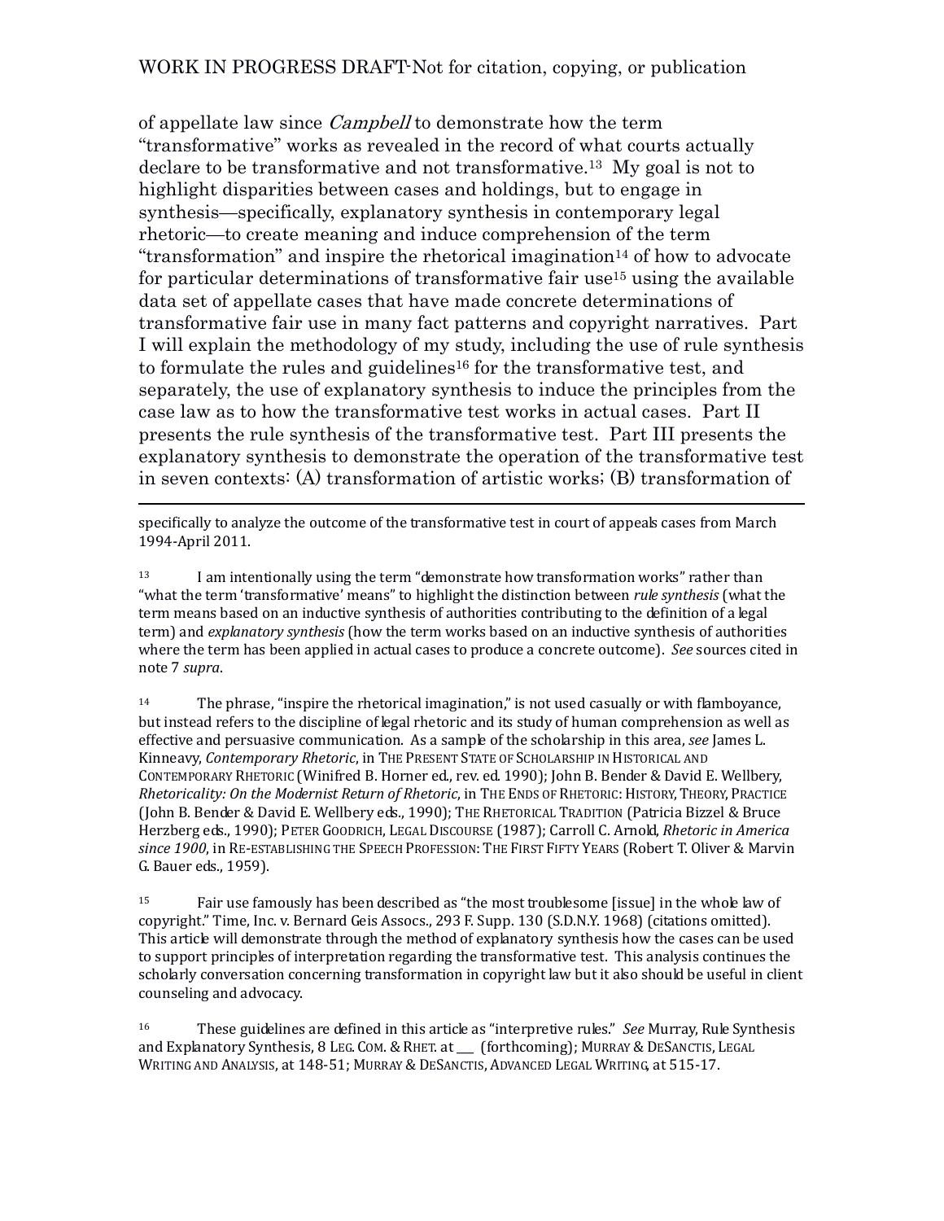of appellate law since *Campbell* to demonstrate how the term "transformative" works as revealed in the record of what courts actually declare to be transformative and not transformative.[13] My goal is not to highlight disparities between cases and holdings, but to engage in synthesis—specifically, explanatory synthesis in contemporary legal rhetoric—to create meaning and induce comprehension of the term "transformation" and inspire the rhetorical imagination[14] of how to advocate for particular determinations of transformative fair use[15] using the available data set of appellate cases that have made concrete determinations of transformative fair use in many fact patterns and copyright narratives. Part I will explain the methodology of my study, including the use of rule synthesis to formulate the rules and guidelines[16] for the transformative test, and separately, the use of explanatory synthesis to induce the principles from the case law as to how the transformative test works in actual cases. Part II presents the rule synthesis of the transformative test. Part III presents the explanatory synthesis to demonstrate the operation of the transformative test in seven contexts: (A) transformation of artistic works; (B) transformation of

---

specifically to analyze the outcome of the transformative test in court of appeals cases from March 1994-April 2011.

[13] I am intentionally using the term "demonstrate how transformation works" rather than "what the term 'transformative' means" to highlight the distinction between *rule synthesis* (what the term means based on an inductive synthesis of authorities contributing to the definition of a legal term) and *explanatory synthesis* (how the term works based on an inductive synthesis of authorities where the term has been applied in actual cases to produce a concrete outcome). *See* sources cited in note 7 *supra*.

[14] The phrase, "inspire the rhetorical imagination," is not used casually or with flamboyance, but instead refers to the discipline of legal rhetoric and its study of human comprehension as well as effective and persuasive communication. As a sample of the scholarship in this area, *see* James L. Kinneavy, *Contemporary Rhetoric*, in THE PRESENT STATE OF SCHOLARSHIP IN HISTORICAL AND CONTEMPORARY RHETORIC (Winifred B. Horner ed., rev. ed. 1990); John B. Bender & David E. Wellbery, *Rhetoricality: On the Modernist Return of Rhetoric*, in THE ENDS OF RHETORIC: HISTORY, THEORY, PRACTICE (John B. Bender & David E. Wellbery eds., 1990); THE RHETORICAL TRADITION (Patricia Bizzel & Bruce Herzberg eds., 1990); PETER GOODRICH, LEGAL DISCOURSE (1987); Carroll C. Arnold, *Rhetoric in America since 1900*, in RE-ESTABLISHING THE SPEECH PROFESSION: THE FIRST FIFTY YEARS (Robert T. Oliver & Marvin G. Bauer eds., 1959).

[15] Fair use famously has been described as "the most troublesome [issue] in the whole law of copyright." Time, Inc. v. Bernard Geis Assocs., 293 F. Supp. 130 (S.D.N.Y. 1968) (citations omitted). This article will demonstrate through the method of explanatory synthesis how the cases can be used to support principles of interpretation regarding the transformative test. This analysis continues the scholarly conversation concerning transformation in copyright law but it also should be useful in client counseling and advocacy.

[16] These guidelines are defined in this article as "interpretive rules." *See* Murray, Rule Synthesis and Explanatory Synthesis, 8 LEG. COM. & RHET. at ___ (forthcoming); MURRAY & DESANCTIS, LEGAL WRITING AND ANALYSIS, at 148-51; MURRAY & DESANCTIS, ADVANCED LEGAL WRITING, at 515-17.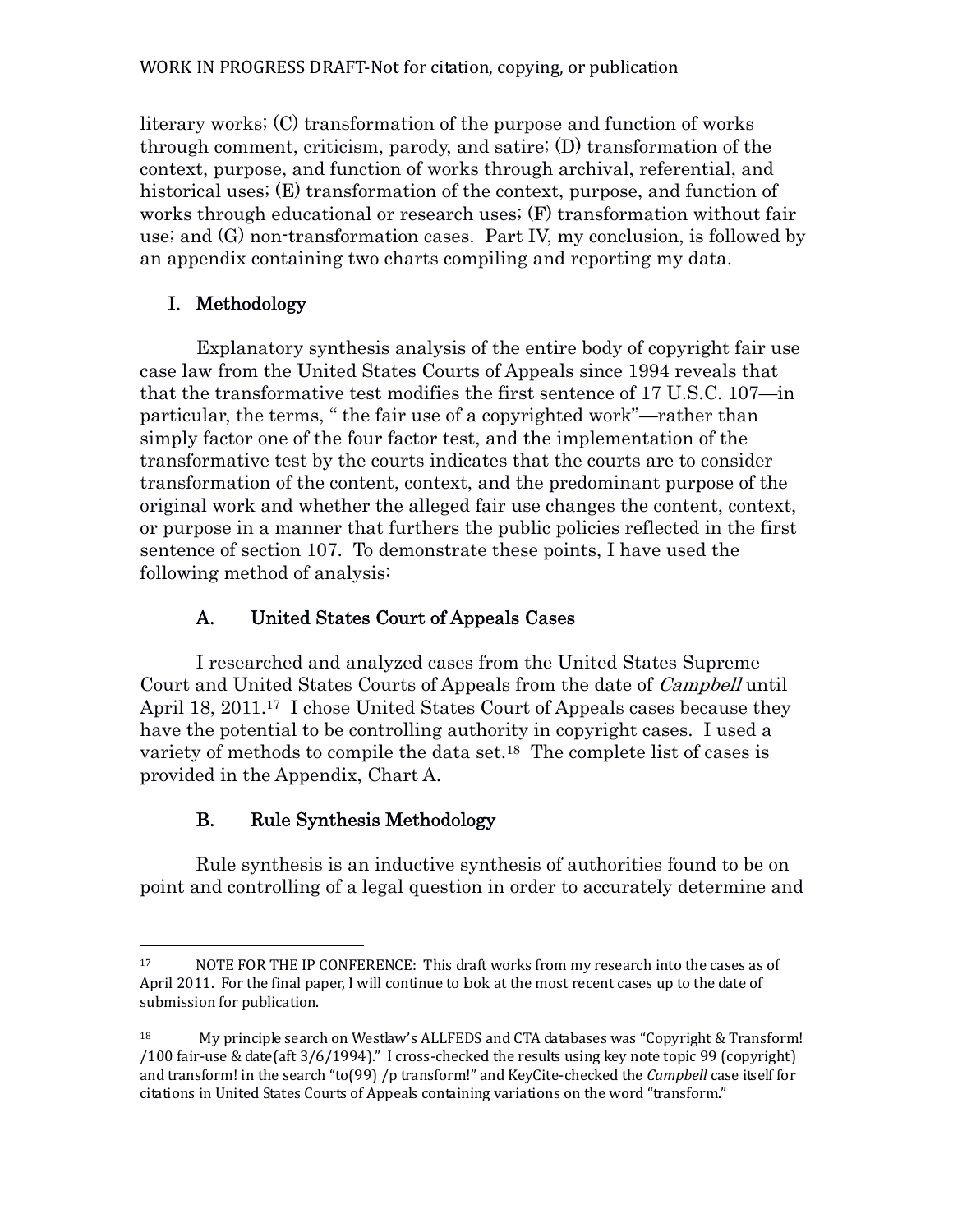literary works; (C) transformation of the purpose and function of works through comment, criticism, parody, and satire; (D) transformation of the context, purpose, and function of works through archival, referential, and historical uses; (E) transformation of the context, purpose, and function of works through educational or research uses; (F) transformation without fair use; and (G) non-transformation cases. Part IV, my conclusion, is followed by an appendix containing two charts compiling and reporting my data.

## I. Methodology

Explanatory synthesis analysis of the entire body of copyright fair use case law from the United States Courts of Appeals since 1994 reveals that that the transformative test modifies the first sentence of 17 U.S.C. 107—in particular, the terms, " the fair use of a copyrighted work"—rather than simply factor one of the four factor test, and the implementation of the transformative test by the courts indicates that the courts are to consider transformation of the content, context, and the predominant purpose of the original work and whether the alleged fair use changes the content, context, or purpose in a manner that furthers the public policies reflected in the first sentence of section 107. To demonstrate these points, I have used the following method of analysis:

### A. United States Court of Appeals Cases

I researched and analyzed cases from the United States Supreme Court and United States Courts of Appeals from the date of *Campbell* until April 18, 2011.[17] I chose United States Court of Appeals cases because they have the potential to be controlling authority in copyright cases. I used a variety of methods to compile the data set.[18] The complete list of cases is provided in the Appendix, Chart A.

### B. Rule Synthesis Methodology

Rule synthesis is an inductive synthesis of authorities found to be on point and controlling of a legal question in order to accurately determine and

---

[17] NOTE FOR THE IP CONFERENCE: This draft works from my research into the cases as of April 2011. For the final paper, I will continue to look at the most recent cases up to the date of submission for publication.

[18] My principle search on Westlaw's ALLFEDS and CTA databases was "Copyright & Transform! /100 fair-use & date(aft 3/6/1994)." I cross-checked the results using key note topic 99 (copyright) and transform! in the search "to(99) /p transform!" and KeyCite-checked the *Campbell* case itself for citations in United States Courts of Appeals containing variations on the word "transform."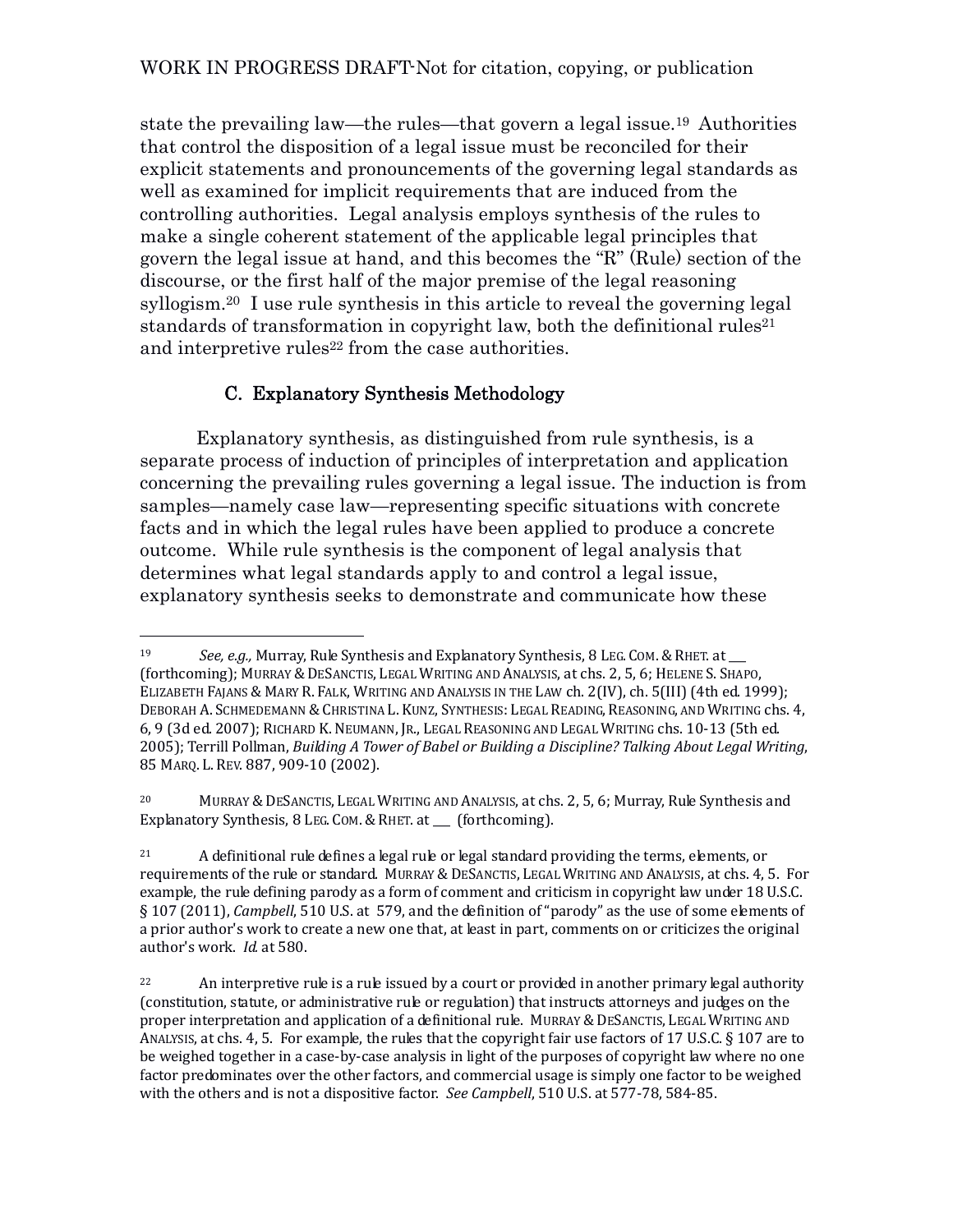state the prevailing law—the rules—that govern a legal issue.[19] Authorities that control the disposition of a legal issue must be reconciled for their explicit statements and pronouncements of the governing legal standards as well as examined for implicit requirements that are induced from the controlling authorities. Legal analysis employs synthesis of the rules to make a single coherent statement of the applicable legal principles that govern the legal issue at hand, and this becomes the "R" (Rule) section of the discourse, or the first half of the major premise of the legal reasoning syllogism.[20] I use rule synthesis in this article to reveal the governing legal standards of transformation in copyright law, both the definitional rules[21] and interpretive rules[22] from the case authorities.

### C. Explanatory Synthesis Methodology

Explanatory synthesis, as distinguished from rule synthesis, is a separate process of induction of principles of interpretation and application concerning the prevailing rules governing a legal issue. The induction is from samples—namely case law—representing specific situations with concrete facts and in which the legal rules have been applied to produce a concrete outcome. While rule synthesis is the component of legal analysis that determines what legal standards apply to and control a legal issue, explanatory synthesis seeks to demonstrate and communicate how these

---

[19] *See, e.g.,* Murray, Rule Synthesis and Explanatory Synthesis, 8 LEG. COM. & RHET. at ___ (forthcoming); MURRAY & DESANCTIS, LEGAL WRITING AND ANALYSIS, at chs. 2, 5, 6; HELENE S. SHAPO, ELIZABETH FAJANS & MARY R. FALK, WRITING AND ANALYSIS IN THE LAW ch. 2(IV), ch. 5(III) (4th ed. 1999); DEBORAH A. SCHMEDEMANN & CHRISTINA L. KUNZ, SYNTHESIS: LEGAL READING, REASONING, AND WRITING chs. 4, 6, 9 (3d ed. 2007); RICHARD K. NEUMANN, JR., LEGAL REASONING AND LEGAL WRITING chs. 10-13 (5th ed. 2005); Terrill Pollman, *Building A Tower of Babel or Building a Discipline? Talking About Legal Writing*, 85 MARQ. L. REV. 887, 909-10 (2002).

[20] MURRAY & DESANCTIS, LEGAL WRITING AND ANALYSIS, at chs. 2, 5, 6; Murray, Rule Synthesis and Explanatory Synthesis, 8 LEG. COM. & RHET. at ___ (forthcoming).

[21] A definitional rule defines a legal rule or legal standard providing the terms, elements, or requirements of the rule or standard. MURRAY & DESANCTIS, LEGAL WRITING AND ANALYSIS, at chs. 4, 5. For example, the rule defining parody as a form of comment and criticism in copyright law under 18 U.S.C. § 107 (2011), *Campbell*, 510 U.S. at 579, and the definition of "parody" as the use of some elements of a prior author's work to create a new one that, at least in part, comments on or criticizes the original author's work. *Id.* at 580.

[22] An interpretive rule is a rule issued by a court or provided in another primary legal authority (constitution, statute, or administrative rule or regulation) that instructs attorneys and judges on the proper interpretation and application of a definitional rule. MURRAY & DESANCTIS, LEGAL WRITING AND ANALYSIS, at chs. 4, 5. For example, the rules that the copyright fair use factors of 17 U.S.C. § 107 are to be weighed together in a case-by-case analysis in light of the purposes of copyright law where no one factor predominates over the other factors, and commercial usage is simply one factor to be weighed with the others and is not a dispositive factor. *See Campbell*, 510 U.S. at 577-78, 584-85.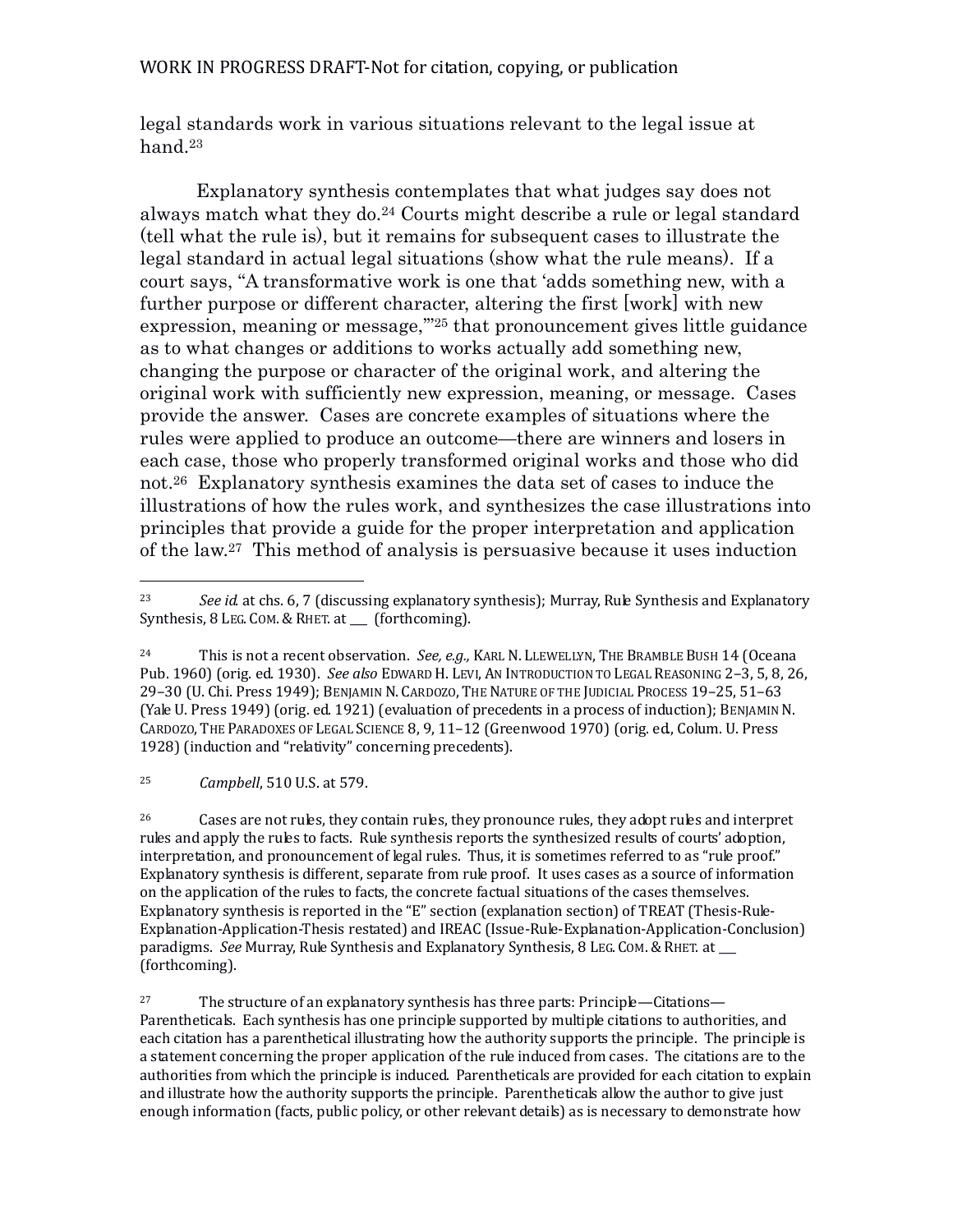legal standards work in various situations relevant to the legal issue at hand.[23]

Explanatory synthesis contemplates that what judges say does not always match what they do.[24] Courts might describe a rule or legal standard (tell what the rule is), but it remains for subsequent cases to illustrate the legal standard in actual legal situations (show what the rule means). If a court says, "A transformative work is one that 'adds something new, with a further purpose or different character, altering the first [work] with new expression, meaning or message,'"[25] that pronouncement gives little guidance as to what changes or additions to works actually add something new, changing the purpose or character of the original work, and altering the original work with sufficiently new expression, meaning, or message. Cases provide the answer. Cases are concrete examples of situations where the rules were applied to produce an outcome—there are winners and losers in each case, those who properly transformed original works and those who did not.[26] Explanatory synthesis examines the data set of cases to induce the illustrations of how the rules work, and synthesizes the case illustrations into principles that provide a guide for the proper interpretation and application of the law.[27] This method of analysis is persuasive because it uses induction

---

[23] *See id.* at chs. 6, 7 (discussing explanatory synthesis); Murray, Rule Synthesis and Explanatory Synthesis, 8 LEG. COM. & RHET. at ___ (forthcoming).

[24] This is not a recent observation. *See, e.g.,* KARL N. LLEWELLYN, THE BRAMBLE BUSH 14 (Oceana Pub. 1960) (orig. ed. 1930). *See also* EDWARD H. LEVI, AN INTRODUCTION TO LEGAL REASONING 2–3, 5, 8, 26, 29–30 (U. Chi. Press 1949); BENJAMIN N. CARDOZO, THE NATURE OF THE JUDICIAL PROCESS 19–25, 51–63 (Yale U. Press 1949) (orig. ed. 1921) (evaluation of precedents in a process of induction); BENJAMIN N. CARDOZO, THE PARADOXES OF LEGAL SCIENCE 8, 9, 11–12 (Greenwood 1970) (orig. ed., Colum. U. Press 1928) (induction and "relativity" concerning precedents).

[25] *Campbell*, 510 U.S. at 579.

[26] Cases are not rules, they contain rules, they pronounce rules, they adopt rules and interpret rules and apply the rules to facts. Rule synthesis reports the synthesized results of courts' adoption, interpretation, and pronouncement of legal rules. Thus, it is sometimes referred to as "rule proof." Explanatory synthesis is different, separate from rule proof. It uses cases as a source of information on the application of the rules to facts, the concrete factual situations of the cases themselves. Explanatory synthesis is reported in the "E" section (explanation section) of TREAT (Thesis-Rule-Explanation-Application-Thesis restated) and IREAC (Issue-Rule-Explanation-Application-Conclusion) paradigms. *See* Murray, Rule Synthesis and Explanatory Synthesis, 8 LEG. COM. & RHET. at ___ (forthcoming).

[27] The structure of an explanatory synthesis has three parts: Principle—Citations—Parentheticals. Each synthesis has one principle supported by multiple citations to authorities, and each citation has a parenthetical illustrating how the authority supports the principle. The principle is a statement concerning the proper application of the rule induced from cases. The citations are to the authorities from which the principle is induced. Parentheticals are provided for each citation to explain and illustrate how the authority supports the principle. Parentheticals allow the author to give just enough information (facts, public policy, or other relevant details) as is necessary to demonstrate how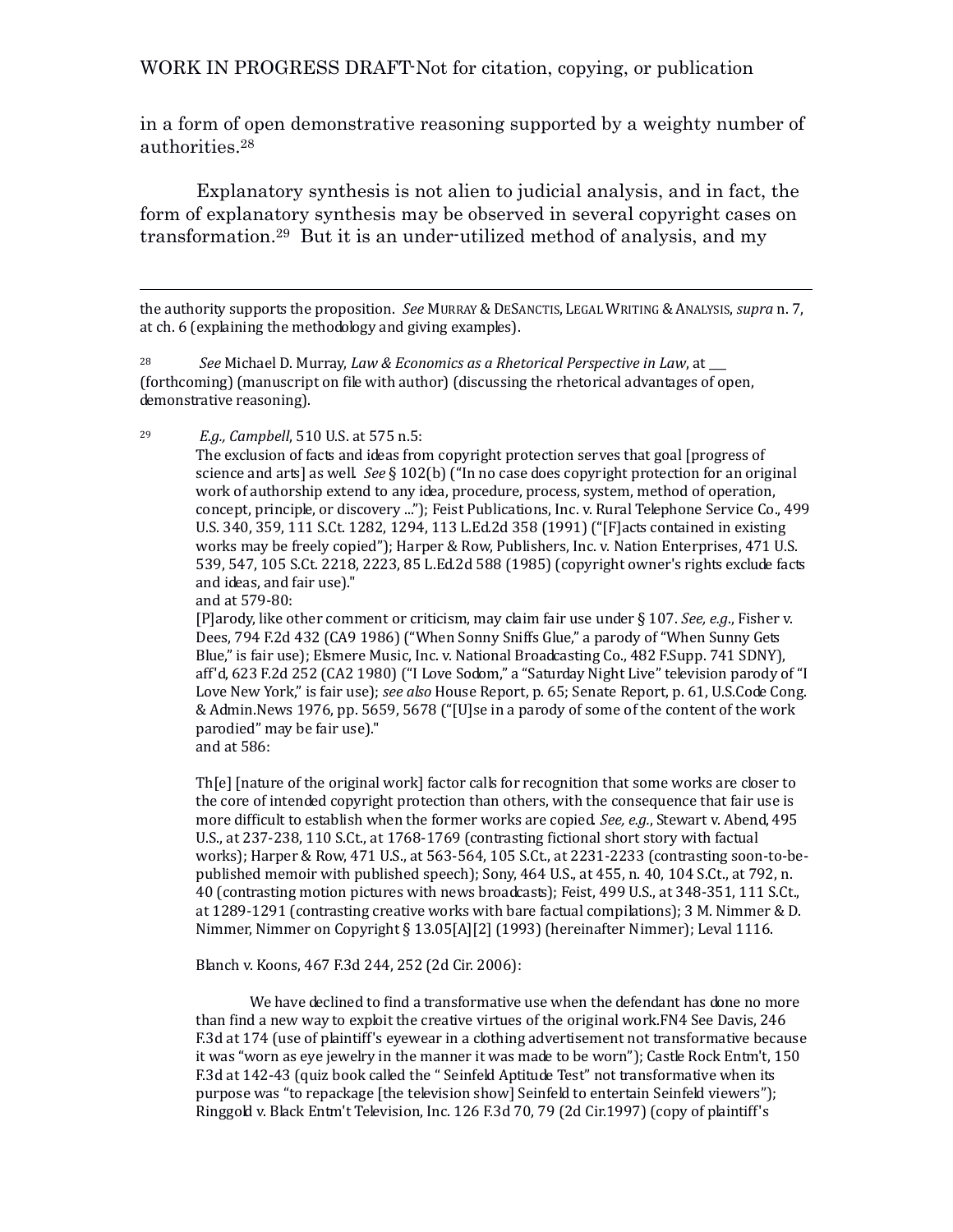in a form of open demonstrative reasoning supported by a weighty number of authorities.[28]

Explanatory synthesis is not alien to judicial analysis, and in fact, the form of explanatory synthesis may be observed in several copyright cases on transformation.[29] But it is an under-utilized method of analysis, and my

---

the authority supports the proposition. *See* MURRAY & DESANCTIS, LEGAL WRITING & ANALYSIS, *supra* n. 7, at ch. 6 (explaining the methodology and giving examples).

[28] *See* Michael D. Murray, *Law & Economics as a Rhetorical Perspective in Law*, at ___ (forthcoming) (manuscript on file with author) (discussing the rhetorical advantages of open, demonstrative reasoning).

[29] *E.g., Campbell*, 510 U.S. at 575 n.5:

> The exclusion of facts and ideas from copyright protection serves that goal [progress of science and arts] as well. *See* § 102(b) ("In no case does copyright protection for an original work of authorship extend to any idea, procedure, process, system, method of operation, concept, principle, or discovery ..."); Feist Publications, Inc. v. Rural Telephone Service Co., 499 U.S. 340, 359, 111 S.Ct. 1282, 1294, 113 L.Ed.2d 358 (1991) ("[F]acts contained in existing works may be freely copied"); Harper & Row, Publishers, Inc. v. Nation Enterprises, 471 U.S. 539, 547, 105 S.Ct. 2218, 2223, 85 L.Ed.2d 588 (1985) (copyright owner's rights exclude facts and ideas, and fair use)."

and at 579-80:

> [P]arody, like other comment or criticism, may claim fair use under § 107. *See, e.g.*, Fisher v. Dees, 794 F.2d 432 (CA9 1986) ("When Sonny Sniffs Glue," a parody of "When Sunny Gets Blue," is fair use); Elsmere Music, Inc. v. National Broadcasting Co., 482 F.Supp. 741 SDNY), aff'd, 623 F.2d 252 (CA2 1980) ("I Love Sodom," a "Saturday Night Live" television parody of "I Love New York," is fair use); *see also* House Report, p. 65; Senate Report, p. 61, U.S.Code Cong. & Admin.News 1976, pp. 5659, 5678 ("[U]se in a parody of some of the content of the work parodied" may be fair use)."

and at 586:

> Th[e] [nature of the original work] factor calls for recognition that some works are closer to the core of intended copyright protection than others, with the consequence that fair use is more difficult to establish when the former works are copied. *See, e.g.*, Stewart v. Abend, 495 U.S., at 237-238, 110 S.Ct., at 1768-1769 (contrasting fictional short story with factual works); Harper & Row, 471 U.S., at 563-564, 105 S.Ct., at 2231-2233 (contrasting soon-to-be-published memoir with published speech); Sony, 464 U.S., at 455, n. 40, 104 S.Ct., at 792, n. 40 (contrasting motion pictures with news broadcasts); Feist, 499 U.S., at 348-351, 111 S.Ct., at 1289-1291 (contrasting creative works with bare factual compilations); 3 M. Nimmer & D. Nimmer, Nimmer on Copyright § 13.05[A][2] (1993) (hereinafter Nimmer); Leval 1116.

Blanch v. Koons, 467 F.3d 244, 252 (2d Cir. 2006):

> We have declined to find a transformative use when the defendant has done no more than find a new way to exploit the creative virtues of the original work.FN4 See Davis, 246 F.3d at 174 (use of plaintiff's eyewear in a clothing advertisement not transformative because it was "worn as eye jewelry in the manner it was made to be worn"); Castle Rock Entm't, 150 F.3d at 142-43 (quiz book called the " Seinfeld Aptitude Test" not transformative when its purpose was "to repackage [the television show] Seinfeld to entertain Seinfeld viewers"); Ringgold v. Black Entm't Television, Inc. 126 F.3d 70, 79 (2d Cir.1997) (copy of plaintiff's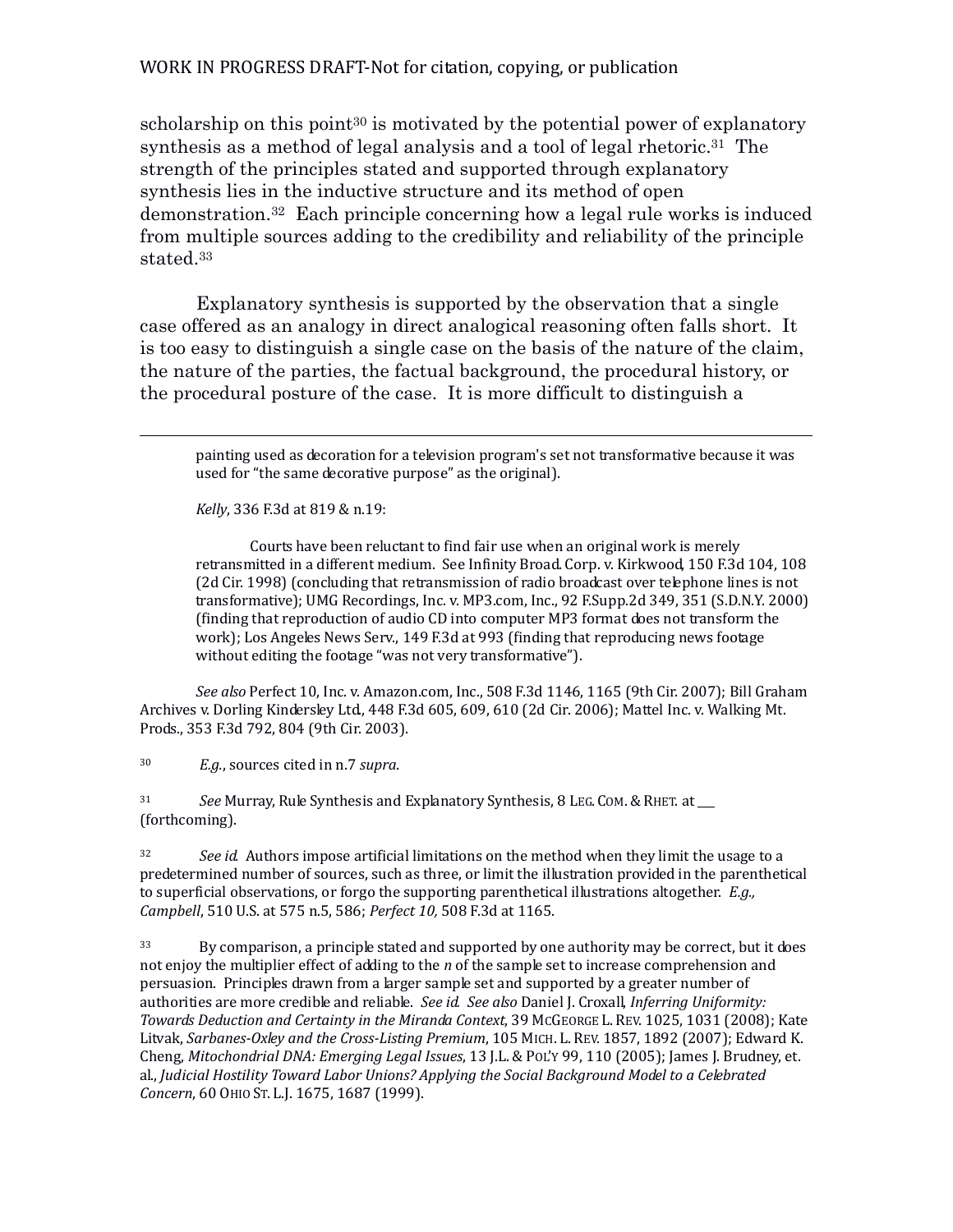scholarship on this point[30] is motivated by the potential power of explanatory synthesis as a method of legal analysis and a tool of legal rhetoric.[31] The strength of the principles stated and supported through explanatory synthesis lies in the inductive structure and its method of open demonstration.[32] Each principle concerning how a legal rule works is induced from multiple sources adding to the credibility and reliability of the principle stated.[33]

Explanatory synthesis is supported by the observation that a single case offered as an analogy in direct analogical reasoning often falls short. It is too easy to distinguish a single case on the basis of the nature of the claim, the nature of the parties, the factual background, the procedural history, or the procedural posture of the case. It is more difficult to distinguish a

---

painting used as decoration for a television program's set not transformative because it was used for "the same decorative purpose" as the original).

*Kelly*, 336 F.3d at 819 & n.19:

> Courts have been reluctant to find fair use when an original work is merely retransmitted in a different medium. See Infinity Broad. Corp. v. Kirkwood, 150 F.3d 104, 108 (2d Cir. 1998) (concluding that retransmission of radio broadcast over telephone lines is not transformative); UMG Recordings, Inc. v. MP3.com, Inc., 92 F.Supp.2d 349, 351 (S.D.N.Y. 2000) (finding that reproduction of audio CD into computer MP3 format does not transform the work); Los Angeles News Serv., 149 F.3d at 993 (finding that reproducing news footage without editing the footage "was not very transformative").

*See also* Perfect 10, Inc. v. Amazon.com, Inc., 508 F.3d 1146, 1165 (9th Cir. 2007); Bill Graham Archives v. Dorling Kindersley Ltd., 448 F.3d 605, 609, 610 (2d Cir. 2006); Mattel Inc. v. Walking Mt. Prods., 353 F.3d 792, 804 (9th Cir. 2003).

[30] *E.g.*, sources cited in n.7 *supra*.

[31] *See* Murray, Rule Synthesis and Explanatory Synthesis, 8 LEG. COM. & RHET. at ___ (forthcoming).

[32] *See id.* Authors impose artificial limitations on the method when they limit the usage to a predetermined number of sources, such as three, or limit the illustration provided in the parenthetical to superficial observations, or forgo the supporting parenthetical illustrations altogether. *E.g., Campbell*, 510 U.S. at 575 n.5, 586; *Perfect 10,* 508 F.3d at 1165.

[33] By comparison, a principle stated and supported by one authority may be correct, but it does not enjoy the multiplier effect of adding to the *n* of the sample set to increase comprehension and persuasion. Principles drawn from a larger sample set and supported by a greater number of authorities are more credible and reliable. *See id. See also* Daniel J. Croxall, *Inferring Uniformity: Towards Deduction and Certainty in the Miranda Context*, 39 MCGEORGE L. REV. 1025, 1031 (2008); Kate Litvak, *Sarbanes-Oxley and the Cross-Listing Premium*, 105 MICH. L. REV. 1857, 1892 (2007); Edward K. Cheng, *Mitochondrial DNA: Emerging Legal Issues*, 13 J.L. & POL'Y 99, 110 (2005); James J. Brudney, et. al., *Judicial Hostility Toward Labor Unions? Applying the Social Background Model to a Celebrated Concern*, 60 OHIO ST. L.J. 1675, 1687 (1999).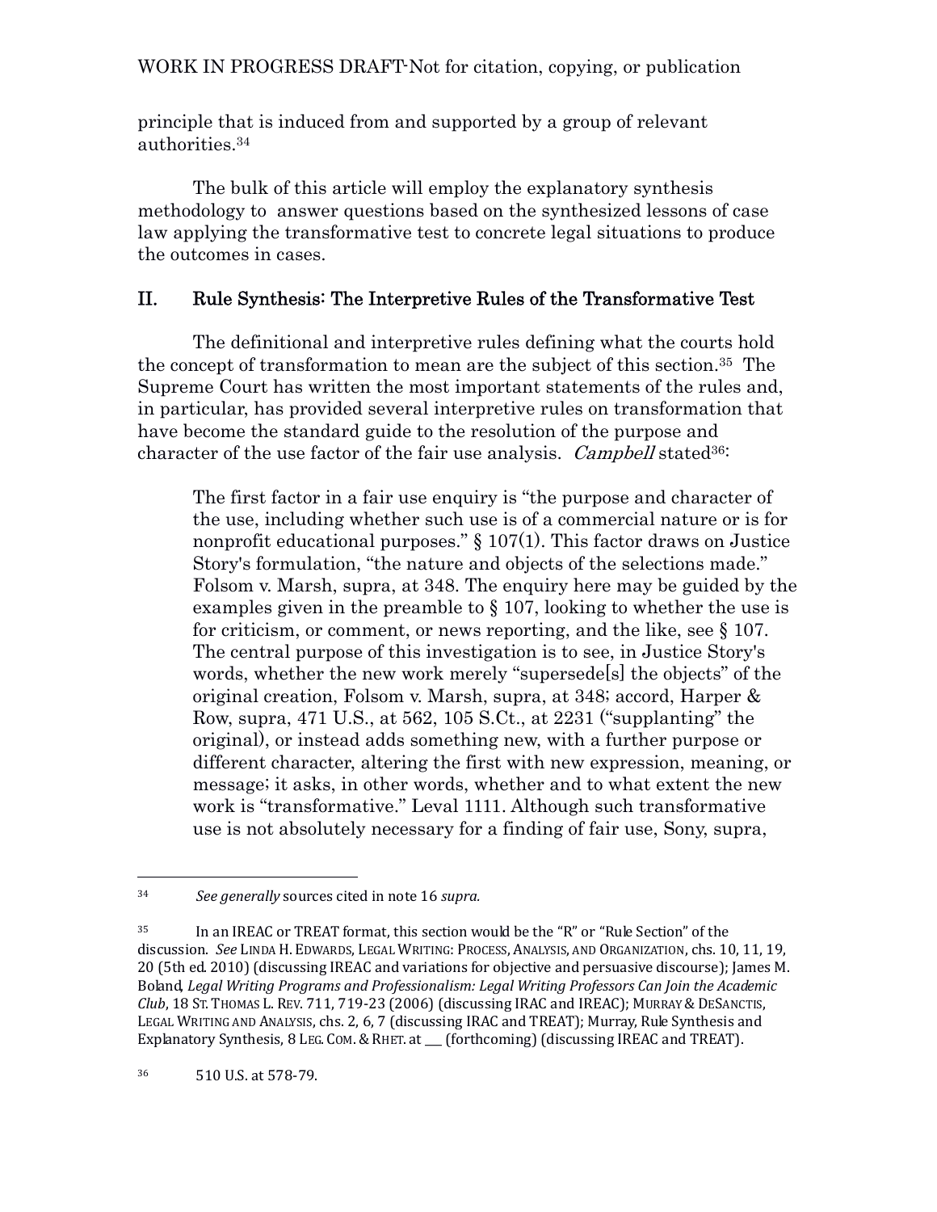principle that is induced from and supported by a group of relevant authorities.[34]

The bulk of this article will employ the explanatory synthesis methodology to answer questions based on the synthesized lessons of case law applying the transformative test to concrete legal situations to produce the outcomes in cases.

## II. Rule Synthesis: The Interpretive Rules of the Transformative Test

The definitional and interpretive rules defining what the courts hold the concept of transformation to mean are the subject of this section.[35] The Supreme Court has written the most important statements of the rules and, in particular, has provided several interpretive rules on transformation that have become the standard guide to the resolution of the purpose and character of the use factor of the fair use analysis. *Campbell* stated[36]:

> The first factor in a fair use enquiry is "the purpose and character of the use, including whether such use is of a commercial nature or is for nonprofit educational purposes." § 107(1). This factor draws on Justice Story's formulation, "the nature and objects of the selections made." Folsom v. Marsh, supra, at 348. The enquiry here may be guided by the examples given in the preamble to § 107, looking to whether the use is for criticism, or comment, or news reporting, and the like, see § 107. The central purpose of this investigation is to see, in Justice Story's words, whether the new work merely "supersede[s] the objects" of the original creation, Folsom v. Marsh, supra, at 348; accord, Harper & Row, supra, 471 U.S., at 562, 105 S.Ct., at 2231 ("supplanting" the original), or instead adds something new, with a further purpose or different character, altering the first with new expression, meaning, or message; it asks, in other words, whether and to what extent the new work is "transformative." Leval 1111. Although such transformative use is not absolutely necessary for a finding of fair use, Sony, supra,

---

[34] *See generally* sources cited in note 16 *supra.*

[35] In an IREAC or TREAT format, this section would be the "R" or "Rule Section" of the discussion. *See* LINDA H. EDWARDS, LEGAL WRITING: PROCESS, ANALYSIS, AND ORGANIZATION, chs. 10, 11, 19, 20 (5th ed. 2010) (discussing IREAC and variations for objective and persuasive discourse); James M. Boland, *Legal Writing Programs and Professionalism: Legal Writing Professors Can Join the Academic Club*, 18 ST. THOMAS L. REV. 711, 719-23 (2006) (discussing IRAC and IREAC); MURRAY & DESANCTIS, LEGAL WRITING AND ANALYSIS, chs. 2, 6, 7 (discussing IRAC and TREAT); Murray, Rule Synthesis and Explanatory Synthesis, 8 LEG. COM. & RHET. at ___ (forthcoming) (discussing IREAC and TREAT).

[36] 510 U.S. at 578-79.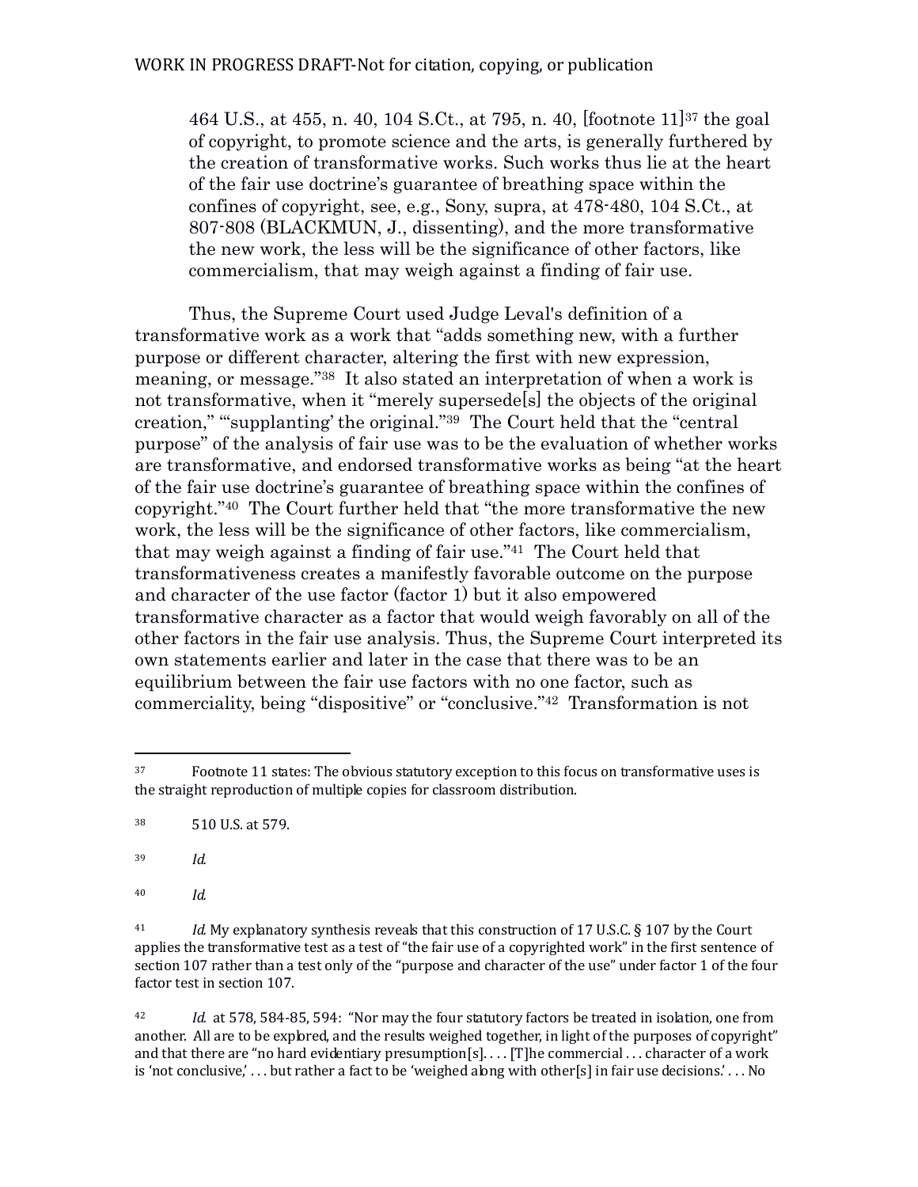> 464 U.S., at 455, n. 40, 104 S.Ct., at 795, n. 40, [footnote 11][37] the goal of copyright, to promote science and the arts, is generally furthered by the creation of transformative works. Such works thus lie at the heart of the fair use doctrine's guarantee of breathing space within the confines of copyright, see, e.g., Sony, supra, at 478-480, 104 S.Ct., at 807-808 (BLACKMUN, J., dissenting), and the more transformative the new work, the less will be the significance of other factors, like commercialism, that may weigh against a finding of fair use.

Thus, the Supreme Court used Judge Leval's definition of a transformative work as a work that "adds something new, with a further purpose or different character, altering the first with new expression, meaning, or message."[38] It also stated an interpretation of when a work is not transformative, when it "merely supersede[s] the objects of the original creation," "'supplanting' the original."[39] The Court held that the "central purpose" of the analysis of fair use was to be the evaluation of whether works are transformative, and endorsed transformative works as being "at the heart of the fair use doctrine's guarantee of breathing space within the confines of copyright."[40] The Court further held that "the more transformative the new work, the less will be the significance of other factors, like commercialism, that may weigh against a finding of fair use."[41] The Court held that transformativeness creates a manifestly favorable outcome on the purpose and character of the use factor (factor 1) but it also empowered transformative character as a factor that would weigh favorably on all of the other factors in the fair use analysis. Thus, the Supreme Court interpreted its own statements earlier and later in the case that there was to be an equilibrium between the fair use factors with no one factor, such as commerciality, being "dispositive" or "conclusive."[42] Transformation is not

---

[37] Footnote 11 states: The obvious statutory exception to this focus on transformative uses is the straight reproduction of multiple copies for classroom distribution.

[38] 510 U.S. at 579.

[39] *Id.*

[40] *Id.*

[41] *Id.* My explanatory synthesis reveals that this construction of 17 U.S.C. § 107 by the Court applies the transformative test as a test of "the fair use of a copyrighted work" in the first sentence of section 107 rather than a test only of the "purpose and character of the use" under factor 1 of the four factor test in section 107.

[42] *Id.* at 578, 584-85, 594: "Nor may the four statutory factors be treated in isolation, one from another. All are to be explored, and the results weighed together, in light of the purposes of copyright" and that there are "no hard evidentiary presumption[s]. . . . [T]he commercial . . . character of a work is 'not conclusive,' . . . but rather a fact to be 'weighed along with other[s] in fair use decisions.' . . . No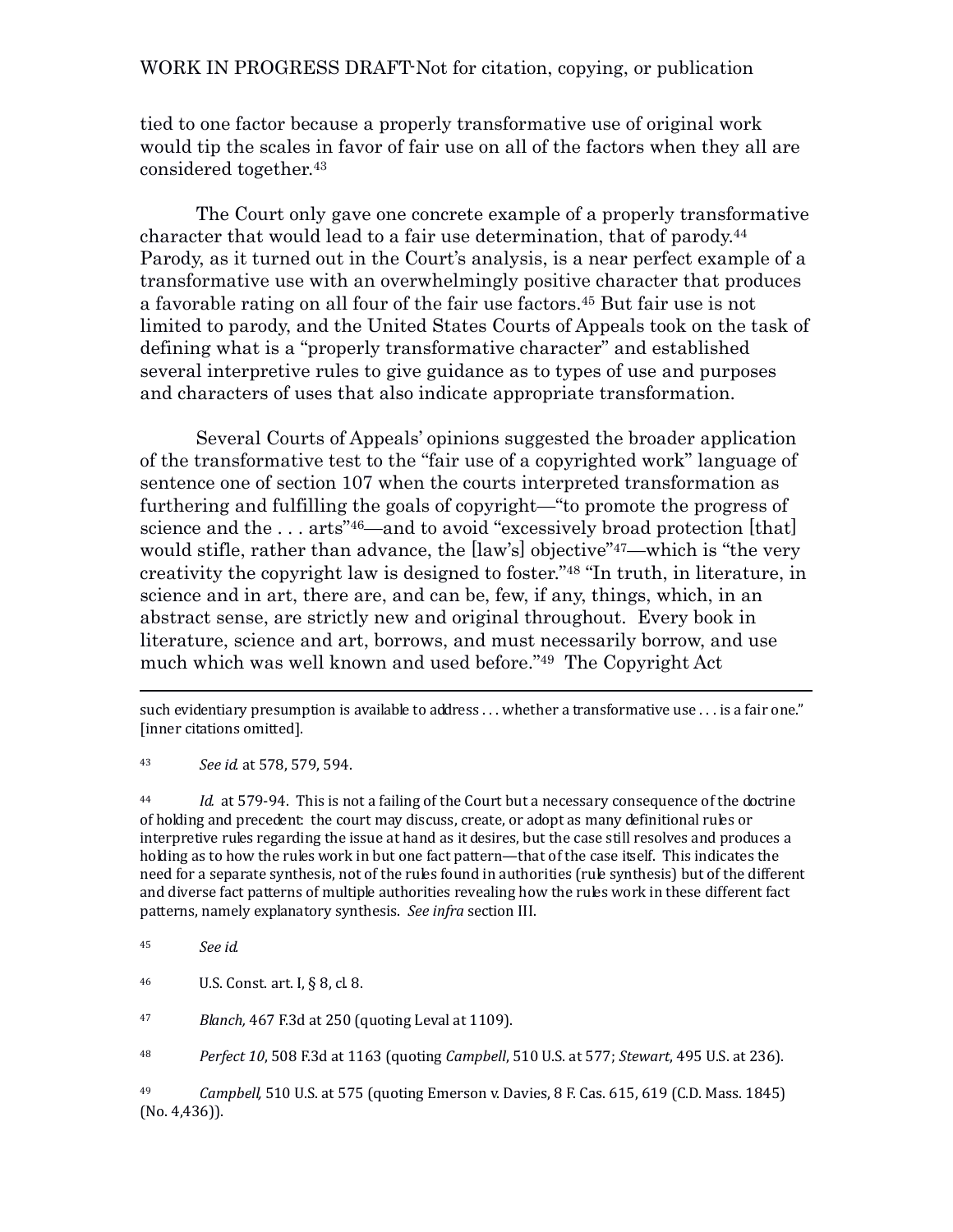tied to one factor because a properly transformative use of original work would tip the scales in favor of fair use on all of the factors when they all are considered together.[43]

The Court only gave one concrete example of a properly transformative character that would lead to a fair use determination, that of parody.[44] Parody, as it turned out in the Court's analysis, is a near perfect example of a transformative use with an overwhelmingly positive character that produces a favorable rating on all four of the fair use factors.[45] But fair use is not limited to parody, and the United States Courts of Appeals took on the task of defining what is a "properly transformative character" and established several interpretive rules to give guidance as to types of use and purposes and characters of uses that also indicate appropriate transformation.

Several Courts of Appeals' opinions suggested the broader application of the transformative test to the "fair use of a copyrighted work" language of sentence one of section 107 when the courts interpreted transformation as furthering and fulfilling the goals of copyright—"to promote the progress of science and the . . . arts"[46]—and to avoid "excessively broad protection [that] would stifle, rather than advance, the [law's] objective"[47]—which is "the very creativity the copyright law is designed to foster."[48] "In truth, in literature, in science and in art, there are, and can be, few, if any, things, which, in an abstract sense, are strictly new and original throughout. Every book in literature, science and art, borrows, and must necessarily borrow, and use much which was well known and used before."[49] The Copyright Act

---

such evidentiary presumption is available to address . . . whether a transformative use . . . is a fair one." [inner citations omitted].

[43] *See id.* at 578, 579, 594.

[44] *Id.* at 579-94. This is not a failing of the Court but a necessary consequence of the doctrine of holding and precedent: the court may discuss, create, or adopt as many definitional rules or interpretive rules regarding the issue at hand as it desires, but the case still resolves and produces a holding as to how the rules work in but one fact pattern—that of the case itself. This indicates the need for a separate synthesis, not of the rules found in authorities (rule synthesis) but of the different and diverse fact patterns of multiple authorities revealing how the rules work in these different fact patterns, namely explanatory synthesis. *See infra* section III.

[45] *See id.*

[46] U.S. Const. art. I, § 8, cl. 8.

[47] *Blanch,* 467 F.3d at 250 (quoting Leval at 1109).

[48] *Perfect 10*, 508 F.3d at 1163 (quoting *Campbell*, 510 U.S. at 577; *Stewart*, 495 U.S. at 236).

[49] *Campbell,* 510 U.S. at 575 (quoting Emerson v. Davies, 8 F. Cas. 615, 619 (C.D. Mass. 1845) (No. 4,436)).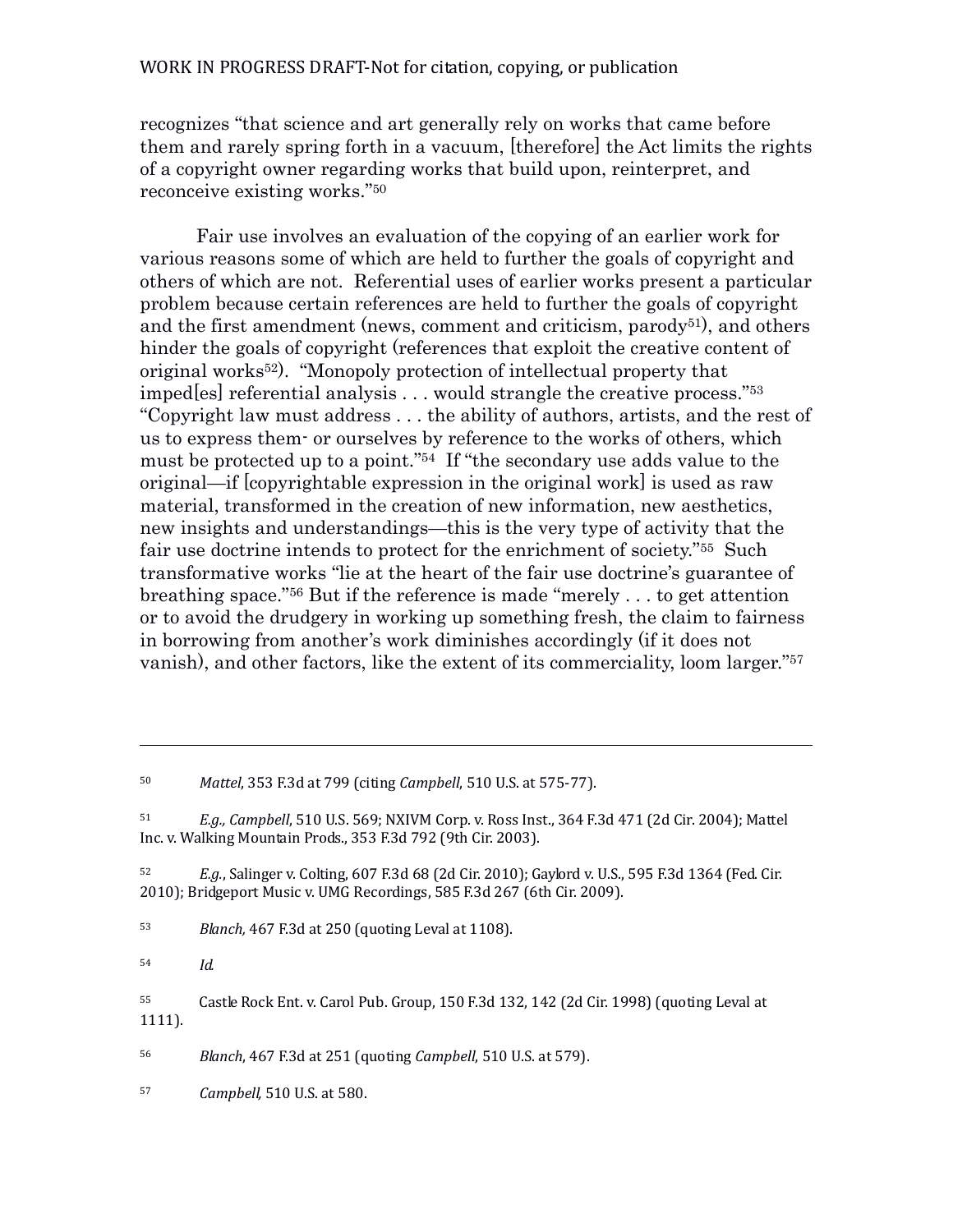recognizes "that science and art generally rely on works that came before them and rarely spring forth in a vacuum, [therefore] the Act limits the rights of a copyright owner regarding works that build upon, reinterpret, and reconceive existing works."[50]

Fair use involves an evaluation of the copying of an earlier work for various reasons some of which are held to further the goals of copyright and others of which are not. Referential uses of earlier works present a particular problem because certain references are held to further the goals of copyright and the first amendment (news, comment and criticism, parody[51]), and others hinder the goals of copyright (references that exploit the creative content of original works[52]). "Monopoly protection of intellectual property that imped[es] referential analysis . . . would strangle the creative process."[53] "Copyright law must address . . . the ability of authors, artists, and the rest of us to express them- or ourselves by reference to the works of others, which must be protected up to a point."[54] If "the secondary use adds value to the original—if [copyrightable expression in the original work] is used as raw material, transformed in the creation of new information, new aesthetics, new insights and understandings—this is the very type of activity that the fair use doctrine intends to protect for the enrichment of society."[55] Such transformative works "lie at the heart of the fair use doctrine's guarantee of breathing space."[56] But if the reference is made "merely . . . to get attention or to avoid the drudgery in working up something fresh, the claim to fairness in borrowing from another's work diminishes accordingly (if it does not vanish), and other factors, like the extent of its commerciality, loom larger."[57]

---

[50] *Mattel*, 353 F.3d at 799 (citing *Campbell*, 510 U.S. at 575-77).

[51] *E.g., Campbell*, 510 U.S. 569; NXIVM Corp. v. Ross Inst., 364 F.3d 471 (2d Cir. 2004); Mattel Inc. v. Walking Mountain Prods., 353 F.3d 792 (9th Cir. 2003).

[52] *E.g.*, Salinger v. Colting, 607 F.3d 68 (2d Cir. 2010); Gaylord v. U.S., 595 F.3d 1364 (Fed. Cir. 2010); Bridgeport Music v. UMG Recordings, 585 F.3d 267 (6th Cir. 2009).

[53] *Blanch,* 467 F.3d at 250 (quoting Leval at 1108).

[54] *Id.*

[55] Castle Rock Ent. v. Carol Pub. Group, 150 F.3d 132, 142 (2d Cir. 1998) (quoting Leval at 1111).

[56] *Blanch*, 467 F.3d at 251 (quoting *Campbell*, 510 U.S. at 579).

[57] *Campbell,* 510 U.S. at 580.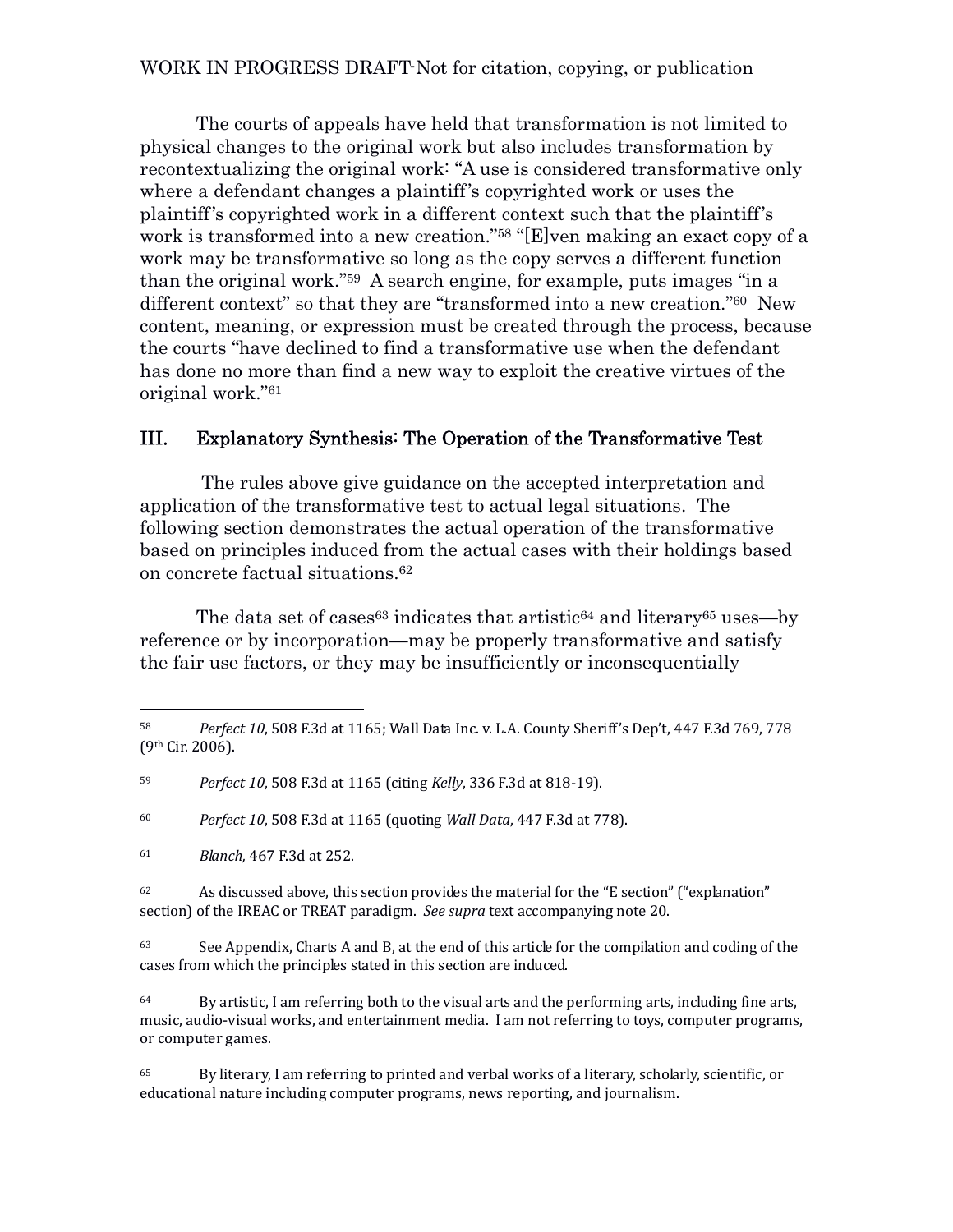The courts of appeals have held that transformation is not limited to physical changes to the original work but also includes transformation by recontextualizing the original work: "A use is considered transformative only where a defendant changes a plaintiff's copyrighted work or uses the plaintiff's copyrighted work in a different context such that the plaintiff's work is transformed into a new creation."[58] "[E]ven making an exact copy of a work may be transformative so long as the copy serves a different function than the original work."[59] A search engine, for example, puts images "in a different context" so that they are "transformed into a new creation."[60] New content, meaning, or expression must be created through the process, because the courts "have declined to find a transformative use when the defendant has done no more than find a new way to exploit the creative virtues of the original work."[61]

## III. Explanatory Synthesis: The Operation of the Transformative Test

The rules above give guidance on the accepted interpretation and application of the transformative test to actual legal situations. The following section demonstrates the actual operation of the transformative based on principles induced from the actual cases with their holdings based on concrete factual situations.[62]

The data set of cases[63] indicates that artistic[64] and literary[65] uses—by reference or by incorporation—may be properly transformative and satisfy the fair use factors, or they may be insufficiently or inconsequentially

---

[58] *Perfect 10*, 508 F.3d at 1165; Wall Data Inc. v. L.A. County Sheriff's Dep't, 447 F.3d 769, 778 (9th Cir. 2006).

[59] *Perfect 10*, 508 F.3d at 1165 (citing *Kelly*, 336 F.3d at 818-19).

[60] *Perfect 10*, 508 F.3d at 1165 (quoting *Wall Data*, 447 F.3d at 778).

[61] *Blanch,* 467 F.3d at 252.

[62] As discussed above, this section provides the material for the "E section" ("explanation" section) of the IREAC or TREAT paradigm. *See supra* text accompanying note 20.

[63] See Appendix, Charts A and B, at the end of this article for the compilation and coding of the cases from which the principles stated in this section are induced.

[64] By artistic, I am referring both to the visual arts and the performing arts, including fine arts, music, audio-visual works, and entertainment media. I am not referring to toys, computer programs, or computer games.

[65] By literary, I am referring to printed and verbal works of a literary, scholarly, scientific, or educational nature including computer programs, news reporting, and journalism.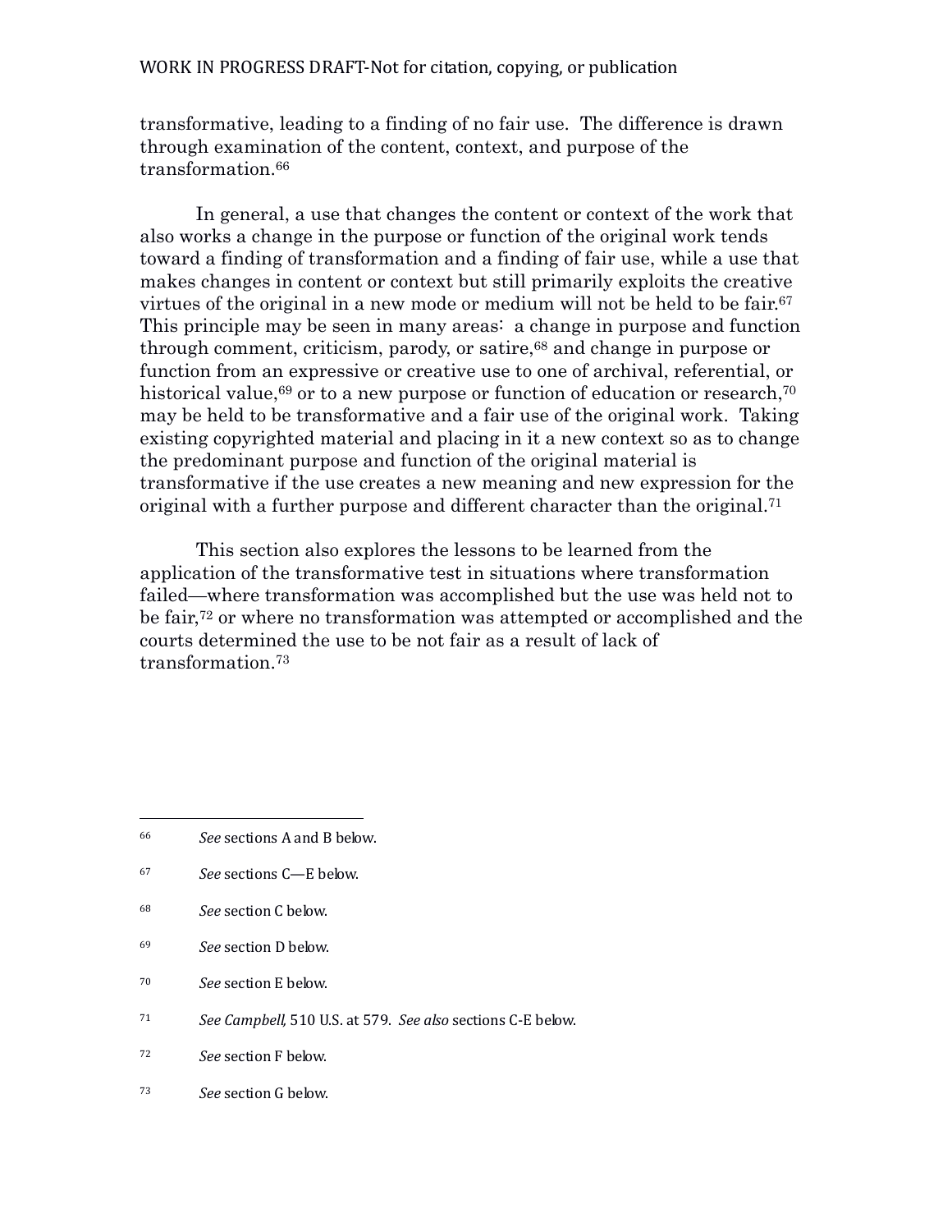transformative, leading to a finding of no fair use. The difference is drawn through examination of the content, context, and purpose of the transformation.[66]

In general, a use that changes the content or context of the work that also works a change in the purpose or function of the original work tends toward a finding of transformation and a finding of fair use, while a use that makes changes in content or context but still primarily exploits the creative virtues of the original in a new mode or medium will not be held to be fair.[67] This principle may be seen in many areas: a change in purpose and function through comment, criticism, parody, or satire,[68] and change in purpose or function from an expressive or creative use to one of archival, referential, or historical value,[69] or to a new purpose or function of education or research,[70] may be held to be transformative and a fair use of the original work. Taking existing copyrighted material and placing in it a new context so as to change the predominant purpose and function of the original material is transformative if the use creates a new meaning and new expression for the original with a further purpose and different character than the original.[71]

This section also explores the lessons to be learned from the application of the transformative test in situations where transformation failed—where transformation was accomplished but the use was held not to be fair,[72] or where no transformation was attempted or accomplished and the courts determined the use to be not fair as a result of lack of transformation.[73]

---

[66] *See* sections A and B below.

[67] *See* sections C—E below.

[68] *See* section C below.

[69] *See* section D below.

[70] *See* section E below.

[71] *See Campbell,* 510 U.S. at 579. *See also* sections C-E below.

[72] *See* section F below.

[73] *See* section G below.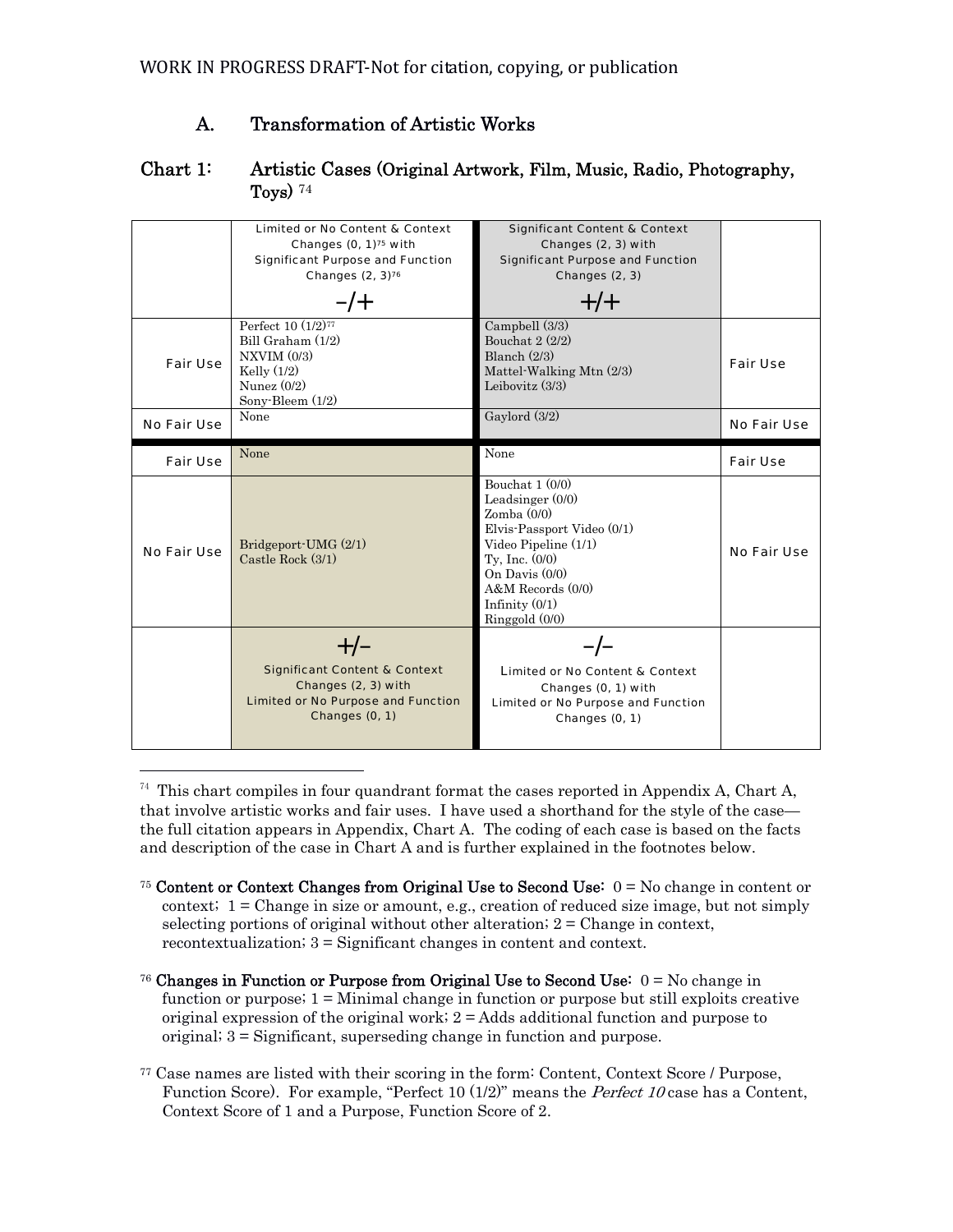### A. Transformation of Artistic Works

### Chart 1: Artistic Cases (Original Artwork, Film, Music, Radio, Photography, Toys) [74]

| | Limited or No Content & Context Changes (0, 1)[75] with Significant Purpose and Function Changes (2, 3)[76] −/+ | Significant Content & Context Changes (2, 3) with Significant Purpose and Function Changes (2, 3) +/+ | |
|---|---|---|---|
| Fair Use | Perfect 10 (1/2)[77]<br>Bill Graham (1/2)<br>NXVIM (0/3)<br>Kelly (1/2)<br>Nunez (0/2)<br>Sony-Bleem (1/2) | Campbell (3/3)<br>Bouchat 2 (2/2)<br>Blanch (2/3)<br>Mattel-Walking Mtn (2/3)<br>Leibovitz (3/3) | Fair Use |
| No Fair Use | None | Gaylord (3/2) | No Fair Use |
| Fair Use | None | None | Fair Use |
| No Fair Use | Bridgeport-UMG (2/1)<br>Castle Rock (3/1) | Bouchat 1 (0/0)<br>Leadsinger (0/0)<br>Zomba (0/0)<br>Elvis-Passport Video (0/1)<br>Video Pipeline (1/1)<br>Ty, Inc. (0/0)<br>On Davis (0/0)<br>A&M Records (0/0)<br>Infinity (0/1)<br>Ringgold (0/0) | No Fair Use |
| | +/− Significant Content & Context Changes (2, 3) with Limited or No Purpose and Function Changes (0, 1) | −/− Limited or No Content & Context Changes (0, 1) with Limited or No Purpose and Function Changes (0, 1) | |

[74] This chart compiles in four quadrant format the cases reported in Appendix A, Chart A, that involve artistic works and fair uses. I have used a shorthand for the style of the case—the full citation appears in Appendix, Chart A. The coding of each case is based on the facts and description of the case in Chart A and is further explained in the footnotes below.

[75] **Content or Context Changes from Original Use to Second Use:** 0 = No change in content or context; 1 = Change in size or amount, e.g., creation of reduced size image, but not simply selecting portions of original without other alteration; 2 = Change in context, recontextualization; 3 = Significant changes in content and context.

[76] **Changes in Function or Purpose from Original Use to Second Use:** 0 = No change in function or purpose; 1 = Minimal change in function or purpose but still exploits creative original expression of the original work; 2 = Adds additional function and purpose to original; 3 = Significant, superseding change in function and purpose.

[77] Case names are listed with their scoring in the form: Content, Context Score / Purpose, Function Score). For example, "Perfect 10 (1/2)" means the *Perfect 10* case has a Content, Context Score of 1 and a Purpose, Function Score of 2.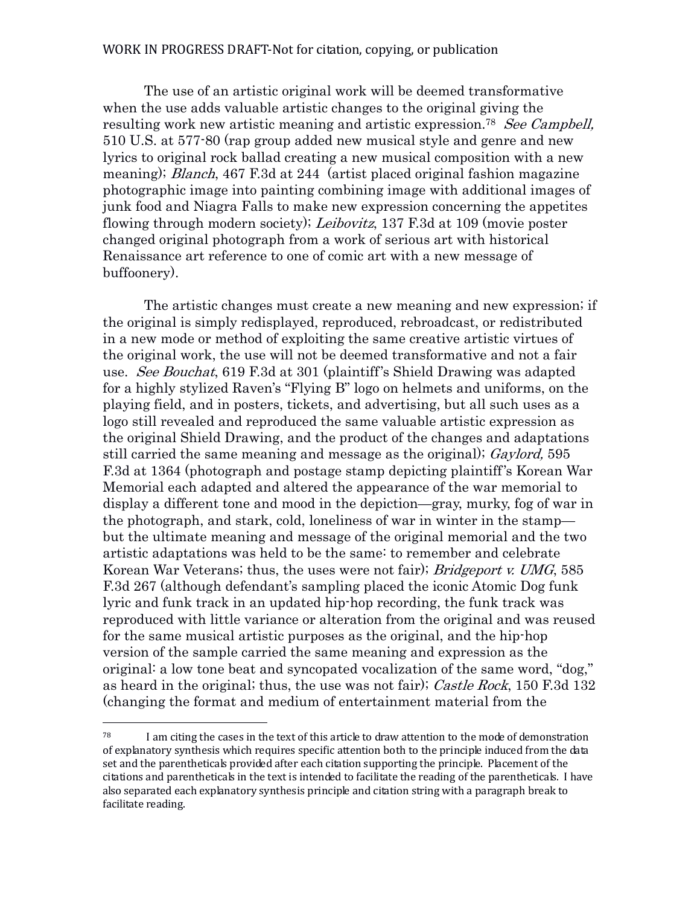The use of an artistic original work will be deemed transformative when the use adds valuable artistic changes to the original giving the resulting work new artistic meaning and artistic expression.[78] *See Campbell,* 510 U.S. at 577-80 (rap group added new musical style and genre and new lyrics to original rock ballad creating a new musical composition with a new meaning); *Blanch*, 467 F.3d at 244 (artist placed original fashion magazine photographic image into painting combining image with additional images of junk food and Niagra Falls to make new expression concerning the appetites flowing through modern society); *Leibovitz*, 137 F.3d at 109 (movie poster changed original photograph from a work of serious art with historical Renaissance art reference to one of comic art with a new message of buffoonery).

The artistic changes must create a new meaning and new expression; if the original is simply redisplayed, reproduced, rebroadcast, or redistributed in a new mode or method of exploiting the same creative artistic virtues of the original work, the use will not be deemed transformative and not a fair use. *See Bouchat*, 619 F.3d at 301 (plaintiff's Shield Drawing was adapted for a highly stylized Raven's "Flying B" logo on helmets and uniforms, on the playing field, and in posters, tickets, and advertising, but all such uses as a logo still revealed and reproduced the same valuable artistic expression as the original Shield Drawing, and the product of the changes and adaptations still carried the same meaning and message as the original); *Gaylord,* 595 F.3d at 1364 (photograph and postage stamp depicting plaintiff's Korean War Memorial each adapted and altered the appearance of the war memorial to display a different tone and mood in the depiction—gray, murky, fog of war in the photograph, and stark, cold, loneliness of war in winter in the stamp—but the ultimate meaning and message of the original memorial and the two artistic adaptations was held to be the same: to remember and celebrate Korean War Veterans; thus, the uses were not fair); *Bridgeport v. UMG*, 585 F.3d 267 (although defendant's sampling placed the iconic Atomic Dog funk lyric and funk track in an updated hip-hop recording, the funk track was reproduced with little variance or alteration from the original and was reused for the same musical artistic purposes as the original, and the hip-hop version of the sample carried the same meaning and expression as the original: a low tone beat and syncopated vocalization of the same word, "dog," as heard in the original; thus, the use was not fair); *Castle Rock*, 150 F.3d 132 (changing the format and medium of entertainment material from the

---

[78] I am citing the cases in the text of this article to draw attention to the mode of demonstration of explanatory synthesis which requires specific attention both to the principle induced from the data set and the parentheticals provided after each citation supporting the principle. Placement of the citations and parentheticals in the text is intended to facilitate the reading of the parentheticals. I have also separated each explanatory synthesis principle and citation string with a paragraph break to facilitate reading.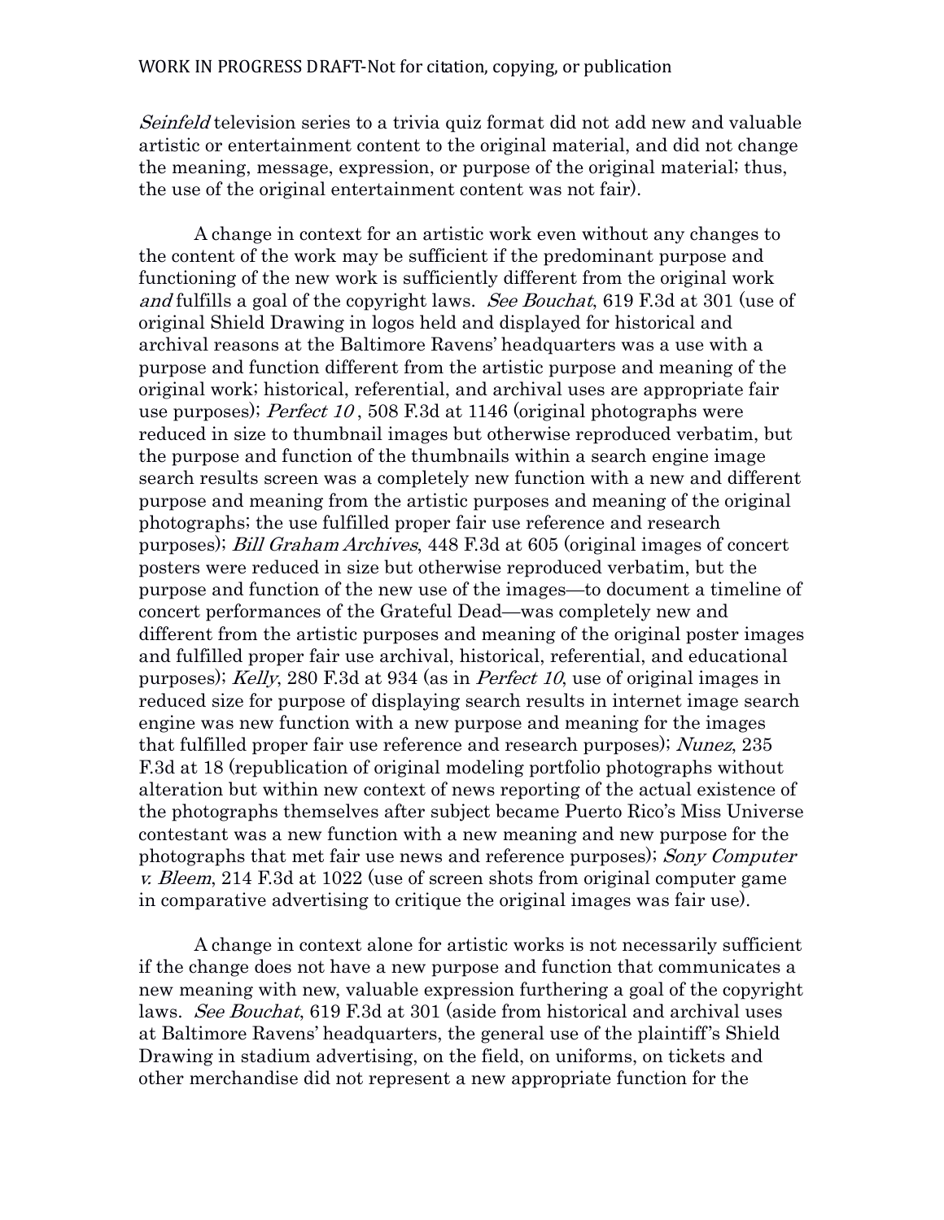*Seinfeld* television series to a trivia quiz format did not add new and valuable artistic or entertainment content to the original material, and did not change the meaning, message, expression, or purpose of the original material; thus, the use of the original entertainment content was not fair).

A change in context for an artistic work even without any changes to the content of the work may be sufficient if the predominant purpose and functioning of the new work is sufficiently different from the original work *and* fulfills a goal of the copyright laws. *See Bouchat*, 619 F.3d at 301 (use of original Shield Drawing in logos held and displayed for historical and archival reasons at the Baltimore Ravens' headquarters was a use with a purpose and function different from the artistic purpose and meaning of the original work; historical, referential, and archival uses are appropriate fair use purposes); *Perfect 10* , 508 F.3d at 1146 (original photographs were reduced in size to thumbnail images but otherwise reproduced verbatim, but the purpose and function of the thumbnails within a search engine image search results screen was a completely new function with a new and different purpose and meaning from the artistic purposes and meaning of the original photographs; the use fulfilled proper fair use reference and research purposes); *Bill Graham Archives*, 448 F.3d at 605 (original images of concert posters were reduced in size but otherwise reproduced verbatim, but the purpose and function of the new use of the images—to document a timeline of concert performances of the Grateful Dead—was completely new and different from the artistic purposes and meaning of the original poster images and fulfilled proper fair use archival, historical, referential, and educational purposes); *Kelly*, 280 F.3d at 934 (as in *Perfect 10*, use of original images in reduced size for purpose of displaying search results in internet image search engine was new function with a new purpose and meaning for the images that fulfilled proper fair use reference and research purposes); *Nunez*, 235 F.3d at 18 (republication of original modeling portfolio photographs without alteration but within new context of news reporting of the actual existence of the photographs themselves after subject became Puerto Rico's Miss Universe contestant was a new function with a new meaning and new purpose for the photographs that met fair use news and reference purposes); *Sony Computer v. Bleem*, 214 F.3d at 1022 (use of screen shots from original computer game in comparative advertising to critique the original images was fair use).

A change in context alone for artistic works is not necessarily sufficient if the change does not have a new purpose and function that communicates a new meaning with new, valuable expression furthering a goal of the copyright laws. *See Bouchat*, 619 F.3d at 301 (aside from historical and archival uses at Baltimore Ravens' headquarters, the general use of the plaintiff's Shield Drawing in stadium advertising, on the field, on uniforms, on tickets and other merchandise did not represent a new appropriate function for the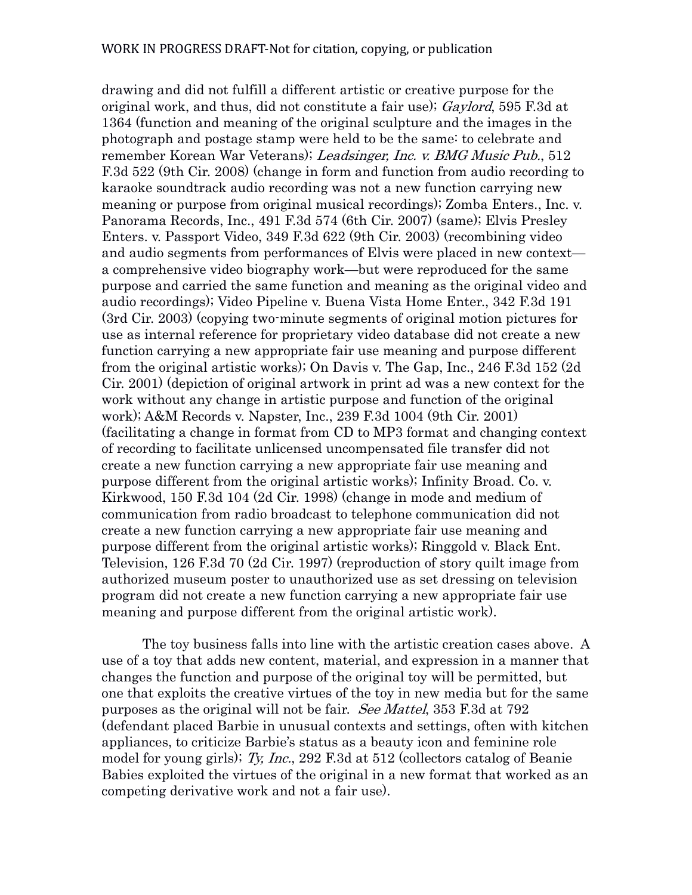drawing and did not fulfill a different artistic or creative purpose for the original work, and thus, did not constitute a fair use); *Gaylord*, 595 F.3d at 1364 (function and meaning of the original sculpture and the images in the photograph and postage stamp were held to be the same: to celebrate and remember Korean War Veterans); *Leadsinger, Inc. v. BMG Music Pub.*, 512 F.3d 522 (9th Cir. 2008) (change in form and function from audio recording to karaoke soundtrack audio recording was not a new function carrying new meaning or purpose from original musical recordings); Zomba Enters., Inc. v. Panorama Records, Inc., 491 F.3d 574 (6th Cir. 2007) (same); Elvis Presley Enters. v. Passport Video, 349 F.3d 622 (9th Cir. 2003) (recombining video and audio segments from performances of Elvis were placed in new context—a comprehensive video biography work—but were reproduced for the same purpose and carried the same function and meaning as the original video and audio recordings); Video Pipeline v. Buena Vista Home Enter., 342 F.3d 191 (3rd Cir. 2003) (copying two-minute segments of original motion pictures for use as internal reference for proprietary video database did not create a new function carrying a new appropriate fair use meaning and purpose different from the original artistic works); On Davis v. The Gap, Inc., 246 F.3d 152 (2d Cir. 2001) (depiction of original artwork in print ad was a new context for the work without any change in artistic purpose and function of the original work); A&M Records v. Napster, Inc., 239 F.3d 1004 (9th Cir. 2001) (facilitating a change in format from CD to MP3 format and changing context of recording to facilitate unlicensed uncompensated file transfer did not create a new function carrying a new appropriate fair use meaning and purpose different from the original artistic works); Infinity Broad. Co. v. Kirkwood, 150 F.3d 104 (2d Cir. 1998) (change in mode and medium of communication from radio broadcast to telephone communication did not create a new function carrying a new appropriate fair use meaning and purpose different from the original artistic works); Ringgold v. Black Ent. Television, 126 F.3d 70 (2d Cir. 1997) (reproduction of story quilt image from authorized museum poster to unauthorized use as set dressing on television program did not create a new function carrying a new appropriate fair use meaning and purpose different from the original artistic work).

The toy business falls into line with the artistic creation cases above. A use of a toy that adds new content, material, and expression in a manner that changes the function and purpose of the original toy will be permitted, but one that exploits the creative virtues of the toy in new media but for the same purposes as the original will not be fair. *See Mattel*, 353 F.3d at 792 (defendant placed Barbie in unusual contexts and settings, often with kitchen appliances, to criticize Barbie's status as a beauty icon and feminine role model for young girls); *Ty, Inc.*, 292 F.3d at 512 (collectors catalog of Beanie Babies exploited the virtues of the original in a new format that worked as an competing derivative work and not a fair use).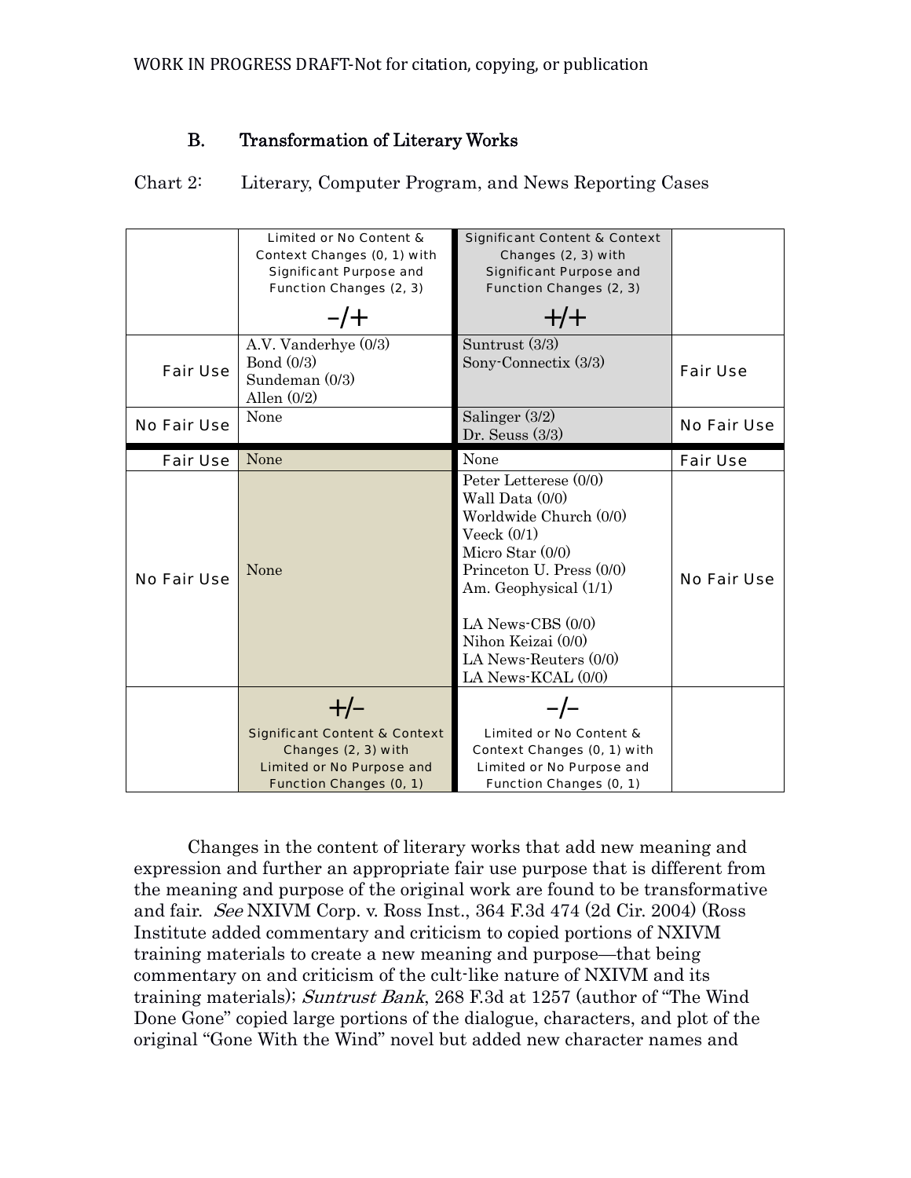### B. Transformation of Literary Works

Chart 2: Literary, Computer Program, and News Reporting Cases

| | Limited or No Content & Context Changes (0, 1) with Significant Purpose and Function Changes (2, 3) –/+ | Significant Content & Context Changes (2, 3) with Significant Purpose and Function Changes (2, 3) +/+ | |
|---|---|---|---|
| Fair Use | A.V. Vanderhye (0/3)<br>Bond (0/3)<br>Sundeman (0/3)<br>Allen (0/2) | Suntrust (3/3)<br>Sony-Connectix (3/3) | Fair Use |
| No Fair Use | None | Salinger (3/2)<br>Dr. Seuss (3/3) | No Fair Use |
| Fair Use | None | None | Fair Use |
| No Fair Use | None | Peter Letterese (0/0)<br>Wall Data (0/0)<br>Worldwide Church (0/0)<br>Veeck (0/1)<br>Micro Star (0/0)<br>Princeton U. Press (0/0)<br>Am. Geophysical (1/1)<br><br>LA News-CBS (0/0)<br>Nihon Keizai (0/0)<br>LA News-Reuters (0/0)<br>LA News-KCAL (0/0) | No Fair Use |
| | +/– Significant Content & Context Changes (2, 3) with Limited or No Purpose and Function Changes (0, 1) | –/– Limited or No Content & Context Changes (0, 1) with Limited or No Purpose and Function Changes (0, 1) | |

Changes in the content of literary works that add new meaning and expression and further an appropriate fair use purpose that is different from the meaning and purpose of the original work are found to be transformative and fair. *See* NXIVM Corp. v. Ross Inst., 364 F.3d 474 (2d Cir. 2004) (Ross Institute added commentary and criticism to copied portions of NXIVM training materials to create a new meaning and purpose—that being commentary on and criticism of the cult-like nature of NXIVM and its training materials); *Suntrust Bank*, 268 F.3d at 1257 (author of "The Wind Done Gone" copied large portions of the dialogue, characters, and plot of the original "Gone With the Wind" novel but added new character names and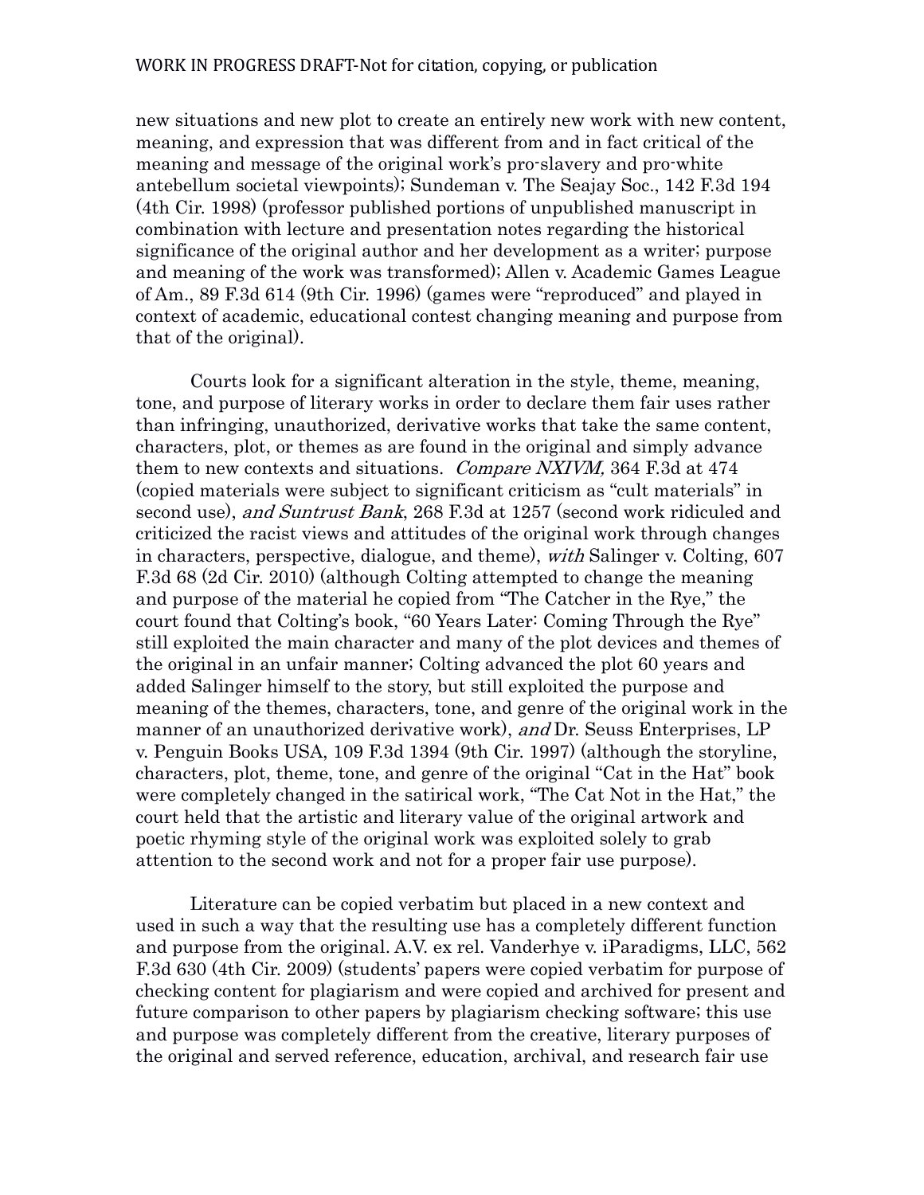new situations and new plot to create an entirely new work with new content, meaning, and expression that was different from and in fact critical of the meaning and message of the original work's pro-slavery and pro-white antebellum societal viewpoints); Sundeman v. The Seajay Soc., 142 F.3d 194 (4th Cir. 1998) (professor published portions of unpublished manuscript in combination with lecture and presentation notes regarding the historical significance of the original author and her development as a writer; purpose and meaning of the work was transformed); Allen v. Academic Games League of Am., 89 F.3d 614 (9th Cir. 1996) (games were "reproduced" and played in context of academic, educational contest changing meaning and purpose from that of the original).

Courts look for a significant alteration in the style, theme, meaning, tone, and purpose of literary works in order to declare them fair uses rather than infringing, unauthorized, derivative works that take the same content, characters, plot, or themes as are found in the original and simply advance them to new contexts and situations. *Compare NXIVM,* 364 F.3d at 474 (copied materials were subject to significant criticism as "cult materials" in second use), *and Suntrust Bank*, 268 F.3d at 1257 (second work ridiculed and criticized the racist views and attitudes of the original work through changes in characters, perspective, dialogue, and theme), *with* Salinger v. Colting, 607 F.3d 68 (2d Cir. 2010) (although Colting attempted to change the meaning and purpose of the material he copied from "The Catcher in the Rye," the court found that Colting's book, "60 Years Later: Coming Through the Rye" still exploited the main character and many of the plot devices and themes of the original in an unfair manner; Colting advanced the plot 60 years and added Salinger himself to the story, but still exploited the purpose and meaning of the themes, characters, tone, and genre of the original work in the manner of an unauthorized derivative work), *and* Dr. Seuss Enterprises, LP v. Penguin Books USA, 109 F.3d 1394 (9th Cir. 1997) (although the storyline, characters, plot, theme, tone, and genre of the original "Cat in the Hat" book were completely changed in the satirical work, "The Cat Not in the Hat," the court held that the artistic and literary value of the original artwork and poetic rhyming style of the original work was exploited solely to grab attention to the second work and not for a proper fair use purpose).

Literature can be copied verbatim but placed in a new context and used in such a way that the resulting use has a completely different function and purpose from the original. A.V. ex rel. Vanderhye v. iParadigms, LLC, 562 F.3d 630 (4th Cir. 2009) (students' papers were copied verbatim for purpose of checking content for plagiarism and were copied and archived for present and future comparison to other papers by plagiarism checking software; this use and purpose was completely different from the creative, literary purposes of the original and served reference, education, archival, and research fair use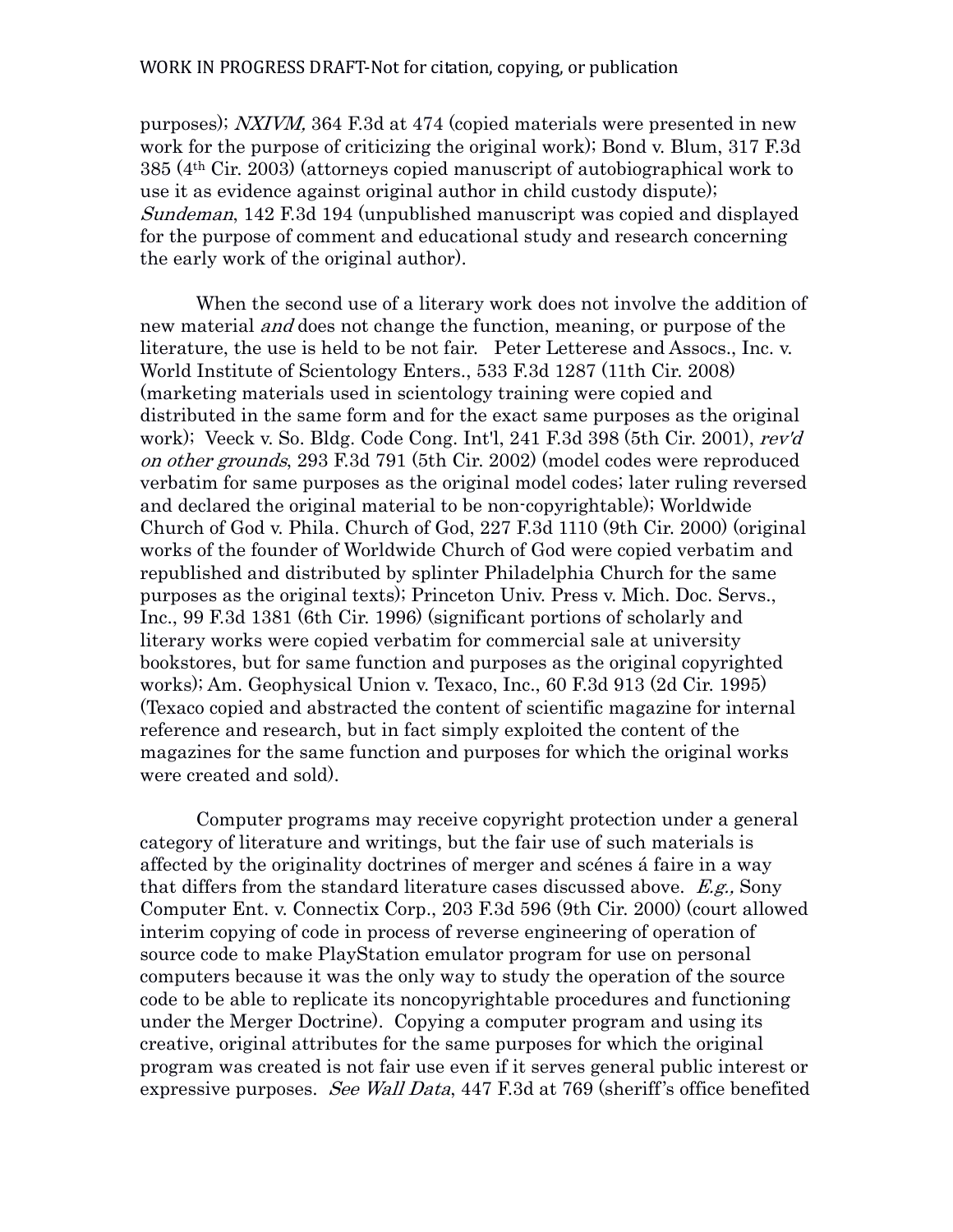purposes); *NXIVM,* 364 F.3d at 474 (copied materials were presented in new work for the purpose of criticizing the original work); Bond v. Blum, 317 F.3d 385 (4th Cir. 2003) (attorneys copied manuscript of autobiographical work to use it as evidence against original author in child custody dispute); *Sundeman*, 142 F.3d 194 (unpublished manuscript was copied and displayed for the purpose of comment and educational study and research concerning the early work of the original author).

When the second use of a literary work does not involve the addition of new material *and* does not change the function, meaning, or purpose of the literature, the use is held to be not fair. Peter Letterese and Assocs., Inc. v. World Institute of Scientology Enters., 533 F.3d 1287 (11th Cir. 2008) (marketing materials used in scientology training were copied and distributed in the same form and for the exact same purposes as the original work); Veeck v. So. Bldg. Code Cong. Int'l, 241 F.3d 398 (5th Cir. 2001), *rev'd on other grounds*, 293 F.3d 791 (5th Cir. 2002) (model codes were reproduced verbatim for same purposes as the original model codes; later ruling reversed and declared the original material to be non-copyrightable); Worldwide Church of God v. Phila. Church of God, 227 F.3d 1110 (9th Cir. 2000) (original works of the founder of Worldwide Church of God were copied verbatim and republished and distributed by splinter Philadelphia Church for the same purposes as the original texts); Princeton Univ. Press v. Mich. Doc. Servs., Inc., 99 F.3d 1381 (6th Cir. 1996) (significant portions of scholarly and literary works were copied verbatim for commercial sale at university bookstores, but for same function and purposes as the original copyrighted works); Am. Geophysical Union v. Texaco, Inc., 60 F.3d 913 (2d Cir. 1995) (Texaco copied and abstracted the content of scientific magazine for internal reference and research, but in fact simply exploited the content of the magazines for the same function and purposes for which the original works were created and sold).

Computer programs may receive copyright protection under a general category of literature and writings, but the fair use of such materials is affected by the originality doctrines of merger and scénes á faire in a way that differs from the standard literature cases discussed above. *E.g.,* Sony Computer Ent. v. Connectix Corp., 203 F.3d 596 (9th Cir. 2000) (court allowed interim copying of code in process of reverse engineering of operation of source code to make PlayStation emulator program for use on personal computers because it was the only way to study the operation of the source code to be able to replicate its noncopyrightable procedures and functioning under the Merger Doctrine). Copying a computer program and using its creative, original attributes for the same purposes for which the original program was created is not fair use even if it serves general public interest or expressive purposes. *See Wall Data*, 447 F.3d at 769 (sheriff's office benefited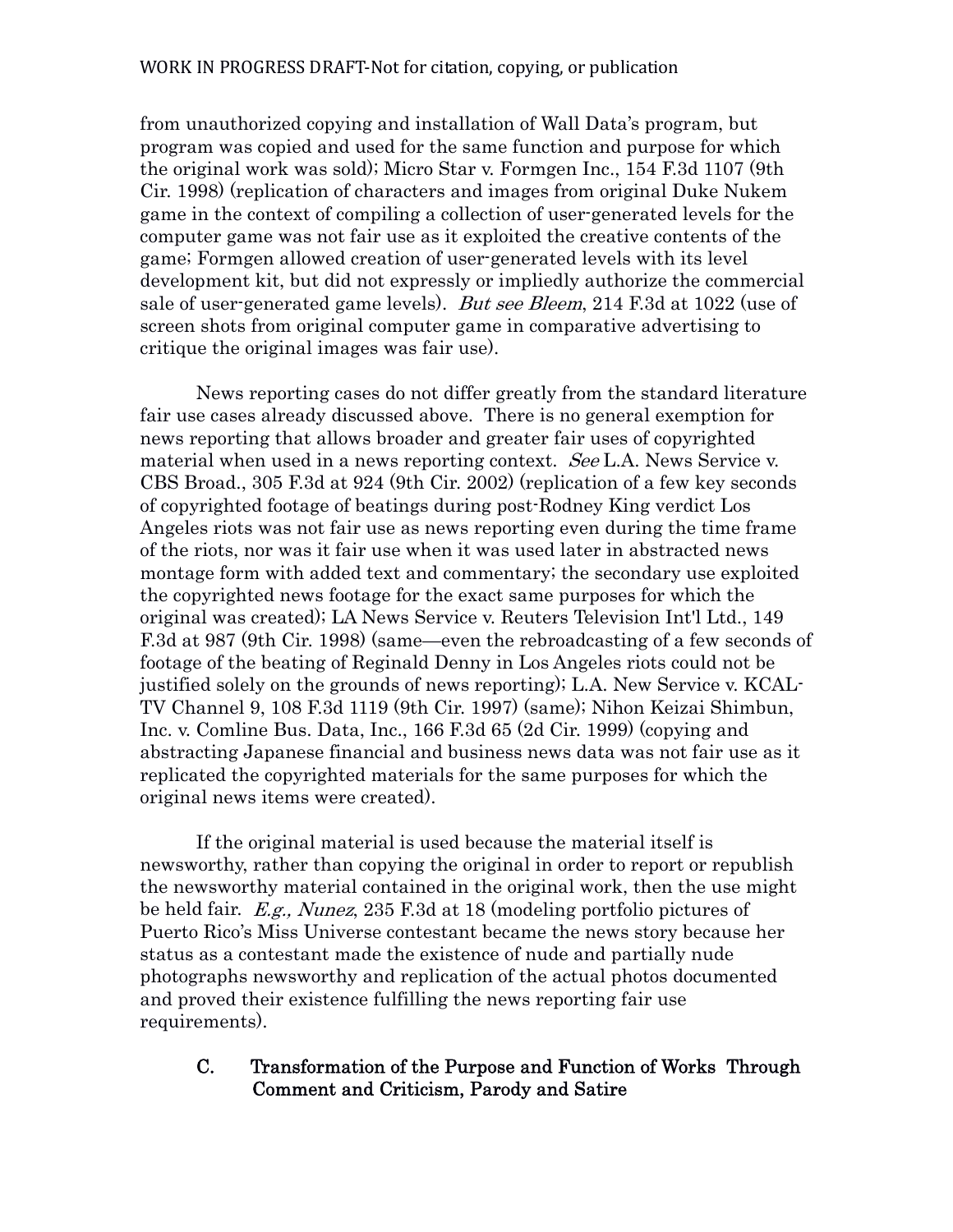from unauthorized copying and installation of Wall Data's program, but program was copied and used for the same function and purpose for which the original work was sold); Micro Star v. Formgen Inc., 154 F.3d 1107 (9th Cir. 1998) (replication of characters and images from original Duke Nukem game in the context of compiling a collection of user-generated levels for the computer game was not fair use as it exploited the creative contents of the game; Formgen allowed creation of user-generated levels with its level development kit, but did not expressly or impliedly authorize the commercial sale of user-generated game levels). *But see Bleem*, 214 F.3d at 1022 (use of screen shots from original computer game in comparative advertising to critique the original images was fair use).

News reporting cases do not differ greatly from the standard literature fair use cases already discussed above. There is no general exemption for news reporting that allows broader and greater fair uses of copyrighted material when used in a news reporting context. *See* L.A. News Service v. CBS Broad., 305 F.3d at 924 (9th Cir. 2002) (replication of a few key seconds of copyrighted footage of beatings during post-Rodney King verdict Los Angeles riots was not fair use as news reporting even during the time frame of the riots, nor was it fair use when it was used later in abstracted news montage form with added text and commentary; the secondary use exploited the copyrighted news footage for the exact same purposes for which the original was created); LA News Service v. Reuters Television Int'l Ltd., 149 F.3d at 987 (9th Cir. 1998) (same—even the rebroadcasting of a few seconds of footage of the beating of Reginald Denny in Los Angeles riots could not be justified solely on the grounds of news reporting); L.A. New Service v. KCAL-TV Channel 9, 108 F.3d 1119 (9th Cir. 1997) (same); Nihon Keizai Shimbun, Inc. v. Comline Bus. Data, Inc., 166 F.3d 65 (2d Cir. 1999) (copying and abstracting Japanese financial and business news data was not fair use as it replicated the copyrighted materials for the same purposes for which the original news items were created).

If the original material is used because the material itself is newsworthy, rather than copying the original in order to report or republish the newsworthy material contained in the original work, then the use might be held fair. *E.g., Nunez*, 235 F.3d at 18 (modeling portfolio pictures of Puerto Rico's Miss Universe contestant became the news story because her status as a contestant made the existence of nude and partially nude photographs newsworthy and replication of the actual photos documented and proved their existence fulfilling the news reporting fair use requirements).

### C. Transformation of the Purpose and Function of Works Through Comment and Criticism, Parody and Satire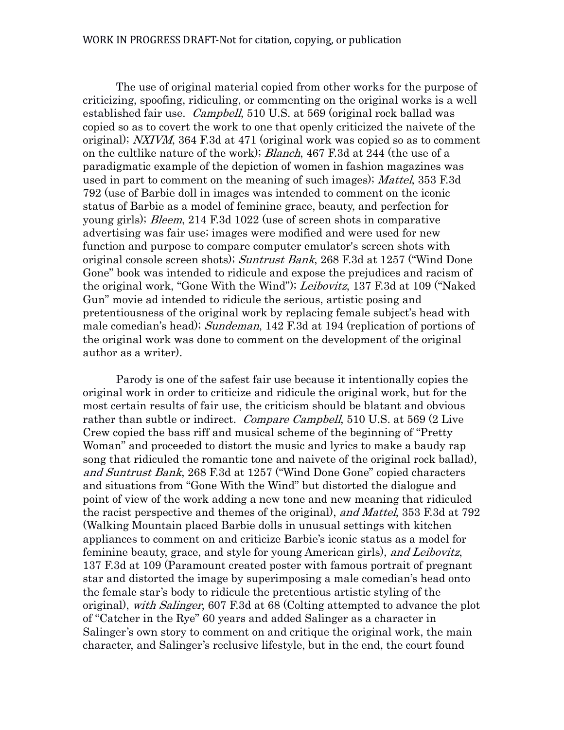The use of original material copied from other works for the purpose of criticizing, spoofing, ridiculing, or commenting on the original works is a well established fair use. *Campbell*, 510 U.S. at 569 (original rock ballad was copied so as to covert the work to one that openly criticized the naivete of the original); *NXIVM*, 364 F.3d at 471 (original work was copied so as to comment on the cultlike nature of the work); *Blanch*, 467 F.3d at 244 (the use of a paradigmatic example of the depiction of women in fashion magazines was used in part to comment on the meaning of such images); *Mattel*, 353 F.3d 792 (use of Barbie doll in images was intended to comment on the iconic status of Barbie as a model of feminine grace, beauty, and perfection for young girls); *Bleem*, 214 F.3d 1022 (use of screen shots in comparative advertising was fair use; images were modified and were used for new function and purpose to compare computer emulator's screen shots with original console screen shots); *Suntrust Bank*, 268 F.3d at 1257 ("Wind Done Gone" book was intended to ridicule and expose the prejudices and racism of the original work, "Gone With the Wind"); *Leibovitz*, 137 F.3d at 109 ("Naked Gun" movie ad intended to ridicule the serious, artistic posing and pretentiousness of the original work by replacing female subject's head with male comedian's head); *Sundeman*, 142 F.3d at 194 (replication of portions of the original work was done to comment on the development of the original author as a writer).

Parody is one of the safest fair use because it intentionally copies the original work in order to criticize and ridicule the original work, but for the most certain results of fair use, the criticism should be blatant and obvious rather than subtle or indirect. *Compare Campbell*, 510 U.S. at 569 (2 Live Crew copied the bass riff and musical scheme of the beginning of "Pretty Woman" and proceeded to distort the music and lyrics to make a baudy rap song that ridiculed the romantic tone and naivete of the original rock ballad), *and Suntrust Bank*, 268 F.3d at 1257 ("Wind Done Gone" copied characters and situations from "Gone With the Wind" but distorted the dialogue and point of view of the work adding a new tone and new meaning that ridiculed the racist perspective and themes of the original), *and Mattel*, 353 F.3d at 792 (Walking Mountain placed Barbie dolls in unusual settings with kitchen appliances to comment on and criticize Barbie's iconic status as a model for feminine beauty, grace, and style for young American girls), *and Leibovitz*, 137 F.3d at 109 (Paramount created poster with famous portrait of pregnant star and distorted the image by superimposing a male comedian's head onto the female star's body to ridicule the pretentious artistic styling of the original), *with Salinger*, 607 F.3d at 68 (Colting attempted to advance the plot of "Catcher in the Rye" 60 years and added Salinger as a character in Salinger's own story to comment on and critique the original work, the main character, and Salinger's reclusive lifestyle, but in the end, the court found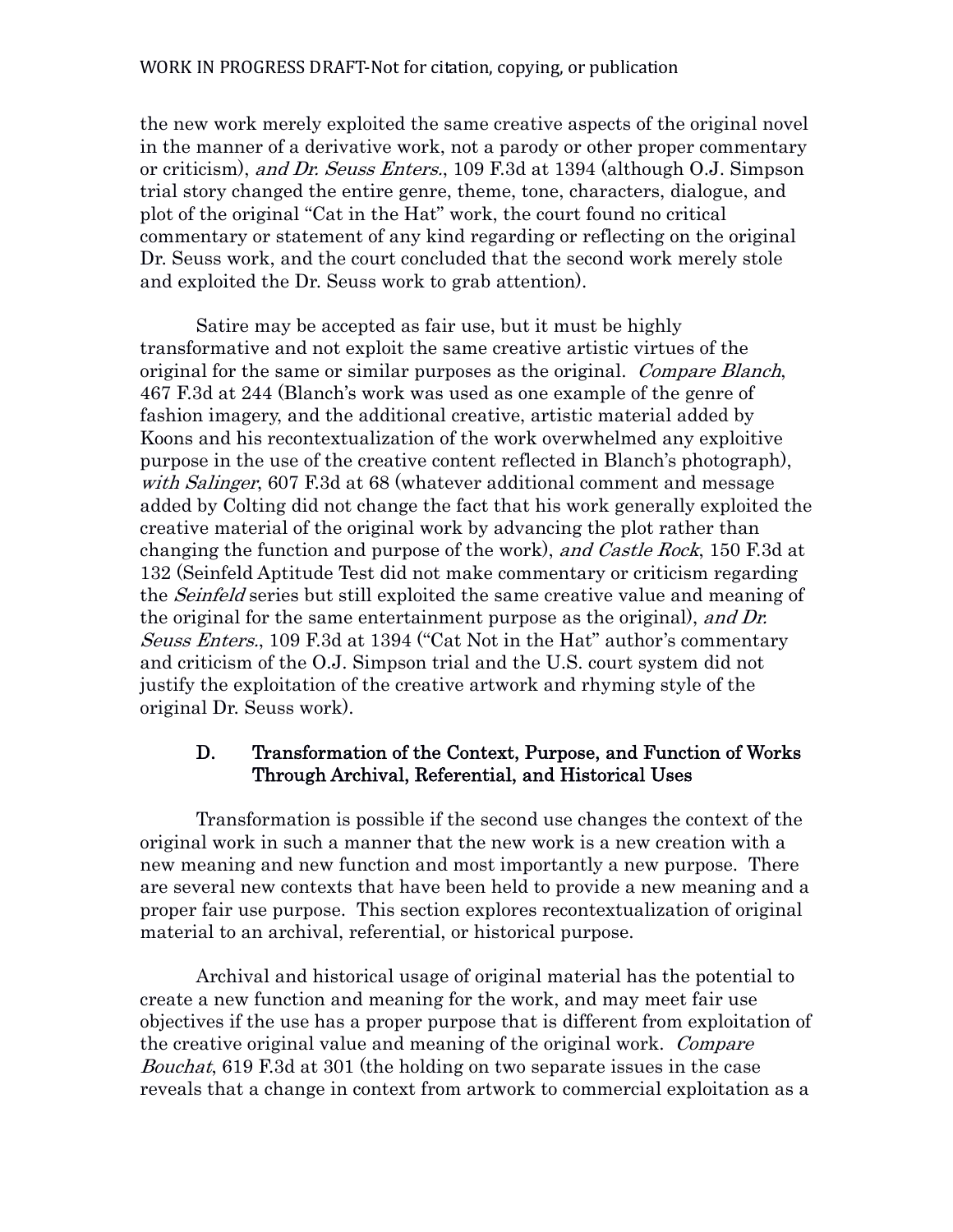the new work merely exploited the same creative aspects of the original novel in the manner of a derivative work, not a parody or other proper commentary or criticism), *and Dr. Seuss Enters.*, 109 F.3d at 1394 (although O.J. Simpson trial story changed the entire genre, theme, tone, characters, dialogue, and plot of the original "Cat in the Hat" work, the court found no critical commentary or statement of any kind regarding or reflecting on the original Dr. Seuss work, and the court concluded that the second work merely stole and exploited the Dr. Seuss work to grab attention).

Satire may be accepted as fair use, but it must be highly transformative and not exploit the same creative artistic virtues of the original for the same or similar purposes as the original. *Compare Blanch*, 467 F.3d at 244 (Blanch's work was used as one example of the genre of fashion imagery, and the additional creative, artistic material added by Koons and his recontextualization of the work overwhelmed any exploitive purpose in the use of the creative content reflected in Blanch's photograph), *with Salinger*, 607 F.3d at 68 (whatever additional comment and message added by Colting did not change the fact that his work generally exploited the creative material of the original work by advancing the plot rather than changing the function and purpose of the work), *and Castle Rock*, 150 F.3d at 132 (Seinfeld Aptitude Test did not make commentary or criticism regarding the *Seinfeld* series but still exploited the same creative value and meaning of the original for the same entertainment purpose as the original), *and Dr. Seuss Enters.*, 109 F.3d at 1394 ("Cat Not in the Hat" author's commentary and criticism of the O.J. Simpson trial and the U.S. court system did not justify the exploitation of the creative artwork and rhyming style of the original Dr. Seuss work).

### D. Transformation of the Context, Purpose, and Function of Works Through Archival, Referential, and Historical Uses

Transformation is possible if the second use changes the context of the original work in such a manner that the new work is a new creation with a new meaning and new function and most importantly a new purpose. There are several new contexts that have been held to provide a new meaning and a proper fair use purpose. This section explores recontextualization of original material to an archival, referential, or historical purpose.

Archival and historical usage of original material has the potential to create a new function and meaning for the work, and may meet fair use objectives if the use has a proper purpose that is different from exploitation of the creative original value and meaning of the original work. *Compare Bouchat*, 619 F.3d at 301 (the holding on two separate issues in the case reveals that a change in context from artwork to commercial exploitation as a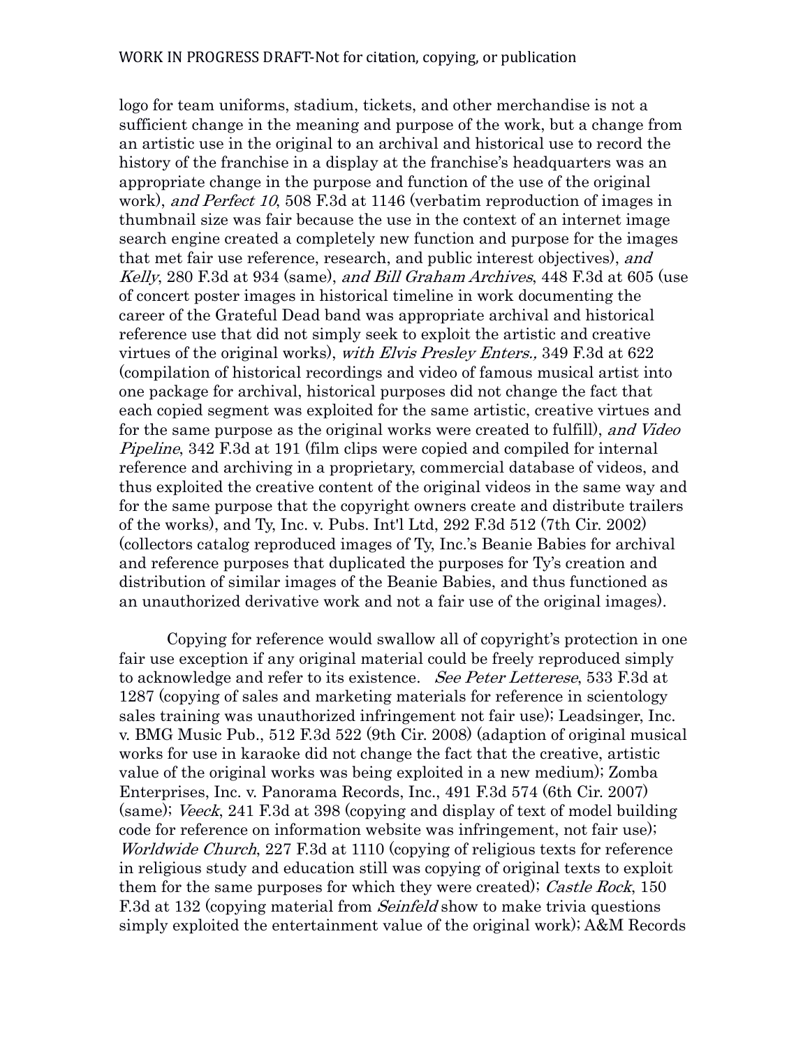logo for team uniforms, stadium, tickets, and other merchandise is not a sufficient change in the meaning and purpose of the work, but a change from an artistic use in the original to an archival and historical use to record the history of the franchise in a display at the franchise's headquarters was an appropriate change in the purpose and function of the use of the original work), *and Perfect 10*, 508 F.3d at 1146 (verbatim reproduction of images in thumbnail size was fair because the use in the context of an internet image search engine created a completely new function and purpose for the images that met fair use reference, research, and public interest objectives), *and Kelly*, 280 F.3d at 934 (same), *and Bill Graham Archives*, 448 F.3d at 605 (use of concert poster images in historical timeline in work documenting the career of the Grateful Dead band was appropriate archival and historical reference use that did not simply seek to exploit the artistic and creative virtues of the original works), *with Elvis Presley Enters.*, 349 F.3d at 622 (compilation of historical recordings and video of famous musical artist into one package for archival, historical purposes did not change the fact that each copied segment was exploited for the same artistic, creative virtues and for the same purpose as the original works were created to fulfill), *and Video Pipeline*, 342 F.3d at 191 (film clips were copied and compiled for internal reference and archiving in a proprietary, commercial database of videos, and thus exploited the creative content of the original videos in the same way and for the same purpose that the copyright owners create and distribute trailers of the works), and Ty, Inc. v. Pubs. Int'l Ltd, 292 F.3d 512 (7th Cir. 2002) (collectors catalog reproduced images of Ty, Inc.'s Beanie Babies for archival and reference purposes that duplicated the purposes for Ty's creation and distribution of similar images of the Beanie Babies, and thus functioned as an unauthorized derivative work and not a fair use of the original images).

Copying for reference would swallow all of copyright's protection in one fair use exception if any original material could be freely reproduced simply to acknowledge and refer to its existence. *See Peter Letterese*, 533 F.3d at 1287 (copying of sales and marketing materials for reference in scientology sales training was unauthorized infringement not fair use); Leadsinger, Inc. v. BMG Music Pub., 512 F.3d 522 (9th Cir. 2008) (adaption of original musical works for use in karaoke did not change the fact that the creative, artistic value of the original works was being exploited in a new medium); Zomba Enterprises, Inc. v. Panorama Records, Inc., 491 F.3d 574 (6th Cir. 2007) (same); *Veeck*, 241 F.3d at 398 (copying and display of text of model building code for reference on information website was infringement, not fair use); *Worldwide Church*, 227 F.3d at 1110 (copying of religious texts for reference in religious study and education still was copying of original texts to exploit them for the same purposes for which they were created); *Castle Rock*, 150 F.3d at 132 (copying material from *Seinfeld* show to make trivia questions simply exploited the entertainment value of the original work); A&M Records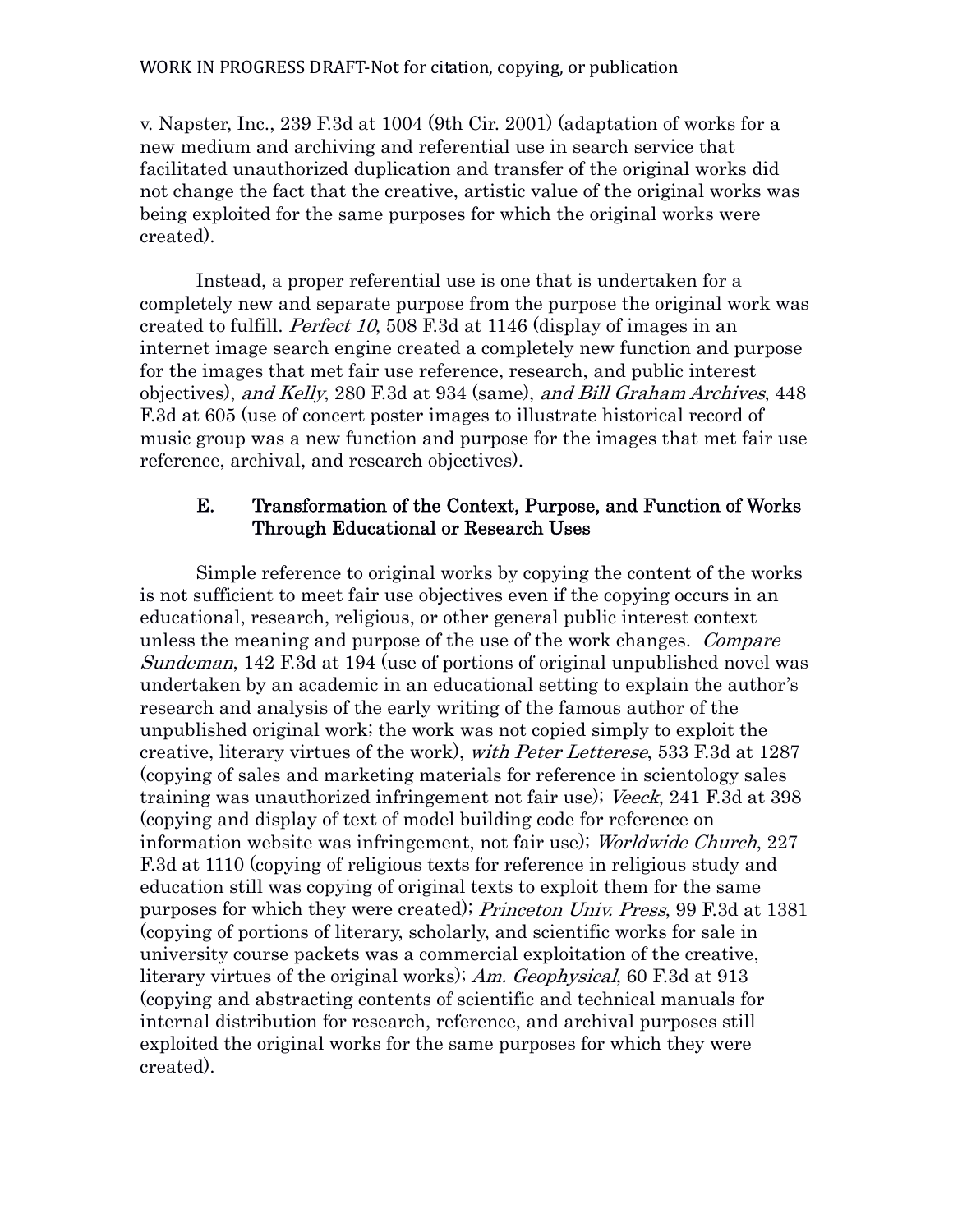v. Napster, Inc., 239 F.3d at 1004 (9th Cir. 2001) (adaptation of works for a new medium and archiving and referential use in search service that facilitated unauthorized duplication and transfer of the original works did not change the fact that the creative, artistic value of the original works was being exploited for the same purposes for which the original works were created).

Instead, a proper referential use is one that is undertaken for a completely new and separate purpose from the purpose the original work was created to fulfill. *Perfect 10*, 508 F.3d at 1146 (display of images in an internet image search engine created a completely new function and purpose for the images that met fair use reference, research, and public interest objectives), *and Kelly*, 280 F.3d at 934 (same), *and Bill Graham Archives*, 448 F.3d at 605 (use of concert poster images to illustrate historical record of music group was a new function and purpose for the images that met fair use reference, archival, and research objectives).

### E. Transformation of the Context, Purpose, and Function of Works Through Educational or Research Uses

Simple reference to original works by copying the content of the works is not sufficient to meet fair use objectives even if the copying occurs in an educational, research, religious, or other general public interest context unless the meaning and purpose of the use of the work changes. *Compare Sundeman*, 142 F.3d at 194 (use of portions of original unpublished novel was undertaken by an academic in an educational setting to explain the author's research and analysis of the early writing of the famous author of the unpublished original work; the work was not copied simply to exploit the creative, literary virtues of the work), *with Peter Letterese*, 533 F.3d at 1287 (copying of sales and marketing materials for reference in scientology sales training was unauthorized infringement not fair use); *Veeck*, 241 F.3d at 398 (copying and display of text of model building code for reference on information website was infringement, not fair use); *Worldwide Church*, 227 F.3d at 1110 (copying of religious texts for reference in religious study and education still was copying of original texts to exploit them for the same purposes for which they were created); *Princeton Univ. Press*, 99 F.3d at 1381 (copying of portions of literary, scholarly, and scientific works for sale in university course packets was a commercial exploitation of the creative, literary virtues of the original works); *Am. Geophysical*, 60 F.3d at 913 (copying and abstracting contents of scientific and technical manuals for internal distribution for research, reference, and archival purposes still exploited the original works for the same purposes for which they were created).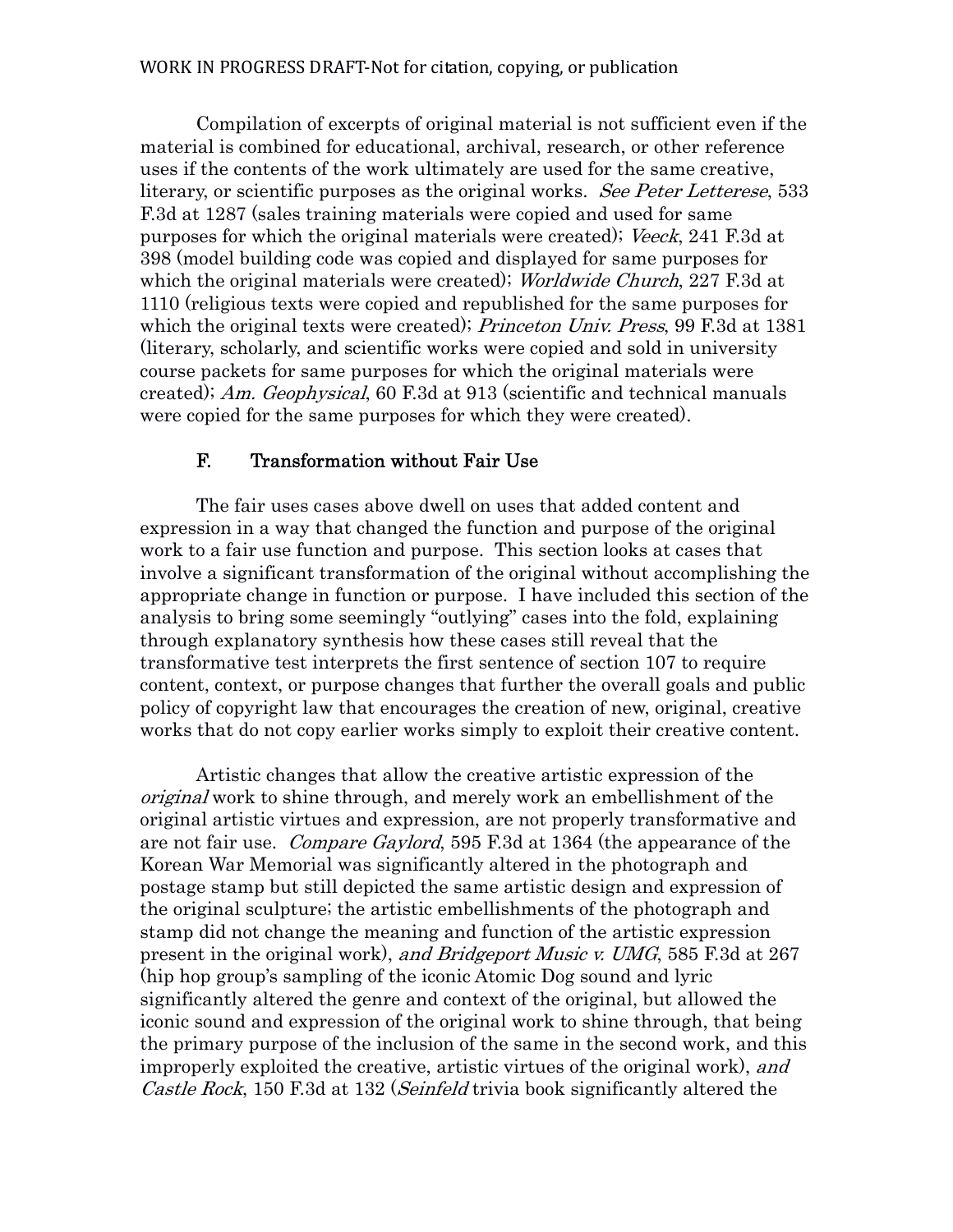Compilation of excerpts of original material is not sufficient even if the material is combined for educational, archival, research, or other reference uses if the contents of the work ultimately are used for the same creative, literary, or scientific purposes as the original works. *See Peter Letterese*, 533 F.3d at 1287 (sales training materials were copied and used for same purposes for which the original materials were created); *Veeck*, 241 F.3d at 398 (model building code was copied and displayed for same purposes for which the original materials were created); *Worldwide Church*, 227 F.3d at 1110 (religious texts were copied and republished for the same purposes for which the original texts were created); *Princeton Univ. Press*, 99 F.3d at 1381 (literary, scholarly, and scientific works were copied and sold in university course packets for same purposes for which the original materials were created); *Am. Geophysical*, 60 F.3d at 913 (scientific and technical manuals were copied for the same purposes for which they were created).

### F. Transformation without Fair Use

The fair uses cases above dwell on uses that added content and expression in a way that changed the function and purpose of the original work to a fair use function and purpose. This section looks at cases that involve a significant transformation of the original without accomplishing the appropriate change in function or purpose. I have included this section of the analysis to bring some seemingly "outlying" cases into the fold, explaining through explanatory synthesis how these cases still reveal that the transformative test interprets the first sentence of section 107 to require content, context, or purpose changes that further the overall goals and public policy of copyright law that encourages the creation of new, original, creative works that do not copy earlier works simply to exploit their creative content.

Artistic changes that allow the creative artistic expression of the *original* work to shine through, and merely work an embellishment of the original artistic virtues and expression, are not properly transformative and are not fair use. *Compare Gaylord*, 595 F.3d at 1364 (the appearance of the Korean War Memorial was significantly altered in the photograph and postage stamp but still depicted the same artistic design and expression of the original sculpture; the artistic embellishments of the photograph and stamp did not change the meaning and function of the artistic expression present in the original work), *and Bridgeport Music v. UMG*, 585 F.3d at 267 (hip hop group's sampling of the iconic Atomic Dog sound and lyric significantly altered the genre and context of the original, but allowed the iconic sound and expression of the original work to shine through, that being the primary purpose of the inclusion of the same in the second work, and this improperly exploited the creative, artistic virtues of the original work), *and Castle Rock*, 150 F.3d at 132 (*Seinfeld* trivia book significantly altered the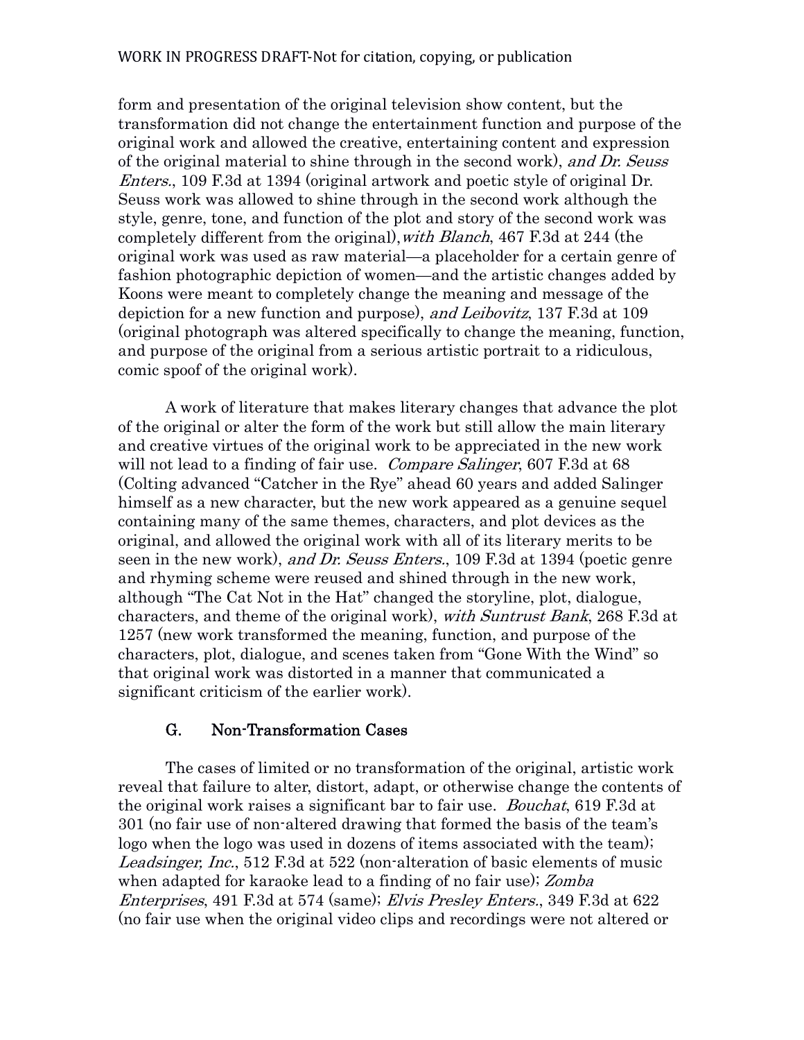form and presentation of the original television show content, but the transformation did not change the entertainment function and purpose of the original work and allowed the creative, entertaining content and expression of the original material to shine through in the second work), *and Dr. Seuss Enters.*, 109 F.3d at 1394 (original artwork and poetic style of original Dr. Seuss work was allowed to shine through in the second work although the style, genre, tone, and function of the plot and story of the second work was completely different from the original), *with Blanch*, 467 F.3d at 244 (the original work was used as raw material—a placeholder for a certain genre of fashion photographic depiction of women—and the artistic changes added by Koons were meant to completely change the meaning and message of the depiction for a new function and purpose), *and Leibovitz*, 137 F.3d at 109 (original photograph was altered specifically to change the meaning, function, and purpose of the original from a serious artistic portrait to a ridiculous, comic spoof of the original work).

A work of literature that makes literary changes that advance the plot of the original or alter the form of the work but still allow the main literary and creative virtues of the original work to be appreciated in the new work will not lead to a finding of fair use. *Compare Salinger*, 607 F.3d at 68 (Colting advanced "Catcher in the Rye" ahead 60 years and added Salinger himself as a new character, but the new work appeared as a genuine sequel containing many of the same themes, characters, and plot devices as the original, and allowed the original work with all of its literary merits to be seen in the new work), *and Dr. Seuss Enters.*, 109 F.3d at 1394 (poetic genre and rhyming scheme were reused and shined through in the new work, although "The Cat Not in the Hat" changed the storyline, plot, dialogue, characters, and theme of the original work), *with Suntrust Bank*, 268 F.3d at 1257 (new work transformed the meaning, function, and purpose of the characters, plot, dialogue, and scenes taken from "Gone With the Wind" so that original work was distorted in a manner that communicated a significant criticism of the earlier work).

### G. Non-Transformation Cases

The cases of limited or no transformation of the original, artistic work reveal that failure to alter, distort, adapt, or otherwise change the contents of the original work raises a significant bar to fair use. *Bouchat*, 619 F.3d at 301 (no fair use of non-altered drawing that formed the basis of the team's logo when the logo was used in dozens of items associated with the team); *Leadsinger, Inc.*, 512 F.3d at 522 (non-alteration of basic elements of music when adapted for karaoke lead to a finding of no fair use); *Zomba Enterprises*, 491 F.3d at 574 (same); *Elvis Presley Enters.*, 349 F.3d at 622 (no fair use when the original video clips and recordings were not altered or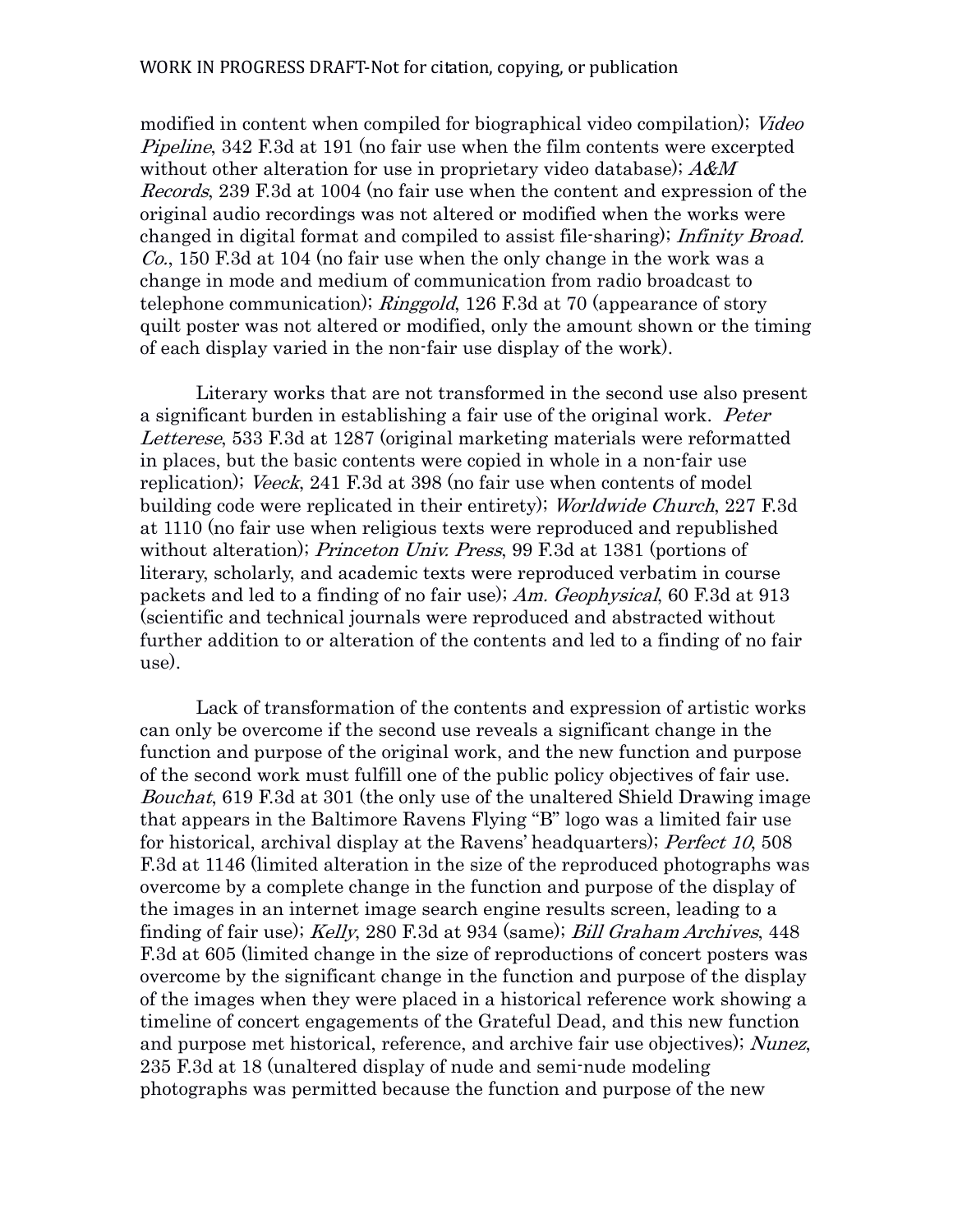modified in content when compiled for biographical video compilation); *Video Pipeline*, 342 F.3d at 191 (no fair use when the film contents were excerpted without other alteration for use in proprietary video database); *A&M Records*, 239 F.3d at 1004 (no fair use when the content and expression of the original audio recordings was not altered or modified when the works were changed in digital format and compiled to assist file-sharing); *Infinity Broad. Co.*, 150 F.3d at 104 (no fair use when the only change in the work was a change in mode and medium of communication from radio broadcast to telephone communication); *Ringgold*, 126 F.3d at 70 (appearance of story quilt poster was not altered or modified, only the amount shown or the timing of each display varied in the non-fair use display of the work).

Literary works that are not transformed in the second use also present a significant burden in establishing a fair use of the original work. *Peter Letterese*, 533 F.3d at 1287 (original marketing materials were reformatted in places, but the basic contents were copied in whole in a non-fair use replication); *Veeck*, 241 F.3d at 398 (no fair use when contents of model building code were replicated in their entirety); *Worldwide Church*, 227 F.3d at 1110 (no fair use when religious texts were reproduced and republished without alteration); *Princeton Univ. Press*, 99 F.3d at 1381 (portions of literary, scholarly, and academic texts were reproduced verbatim in course packets and led to a finding of no fair use); *Am. Geophysical*, 60 F.3d at 913 (scientific and technical journals were reproduced and abstracted without further addition to or alteration of the contents and led to a finding of no fair use).

Lack of transformation of the contents and expression of artistic works can only be overcome if the second use reveals a significant change in the function and purpose of the original work, and the new function and purpose of the second work must fulfill one of the public policy objectives of fair use. *Bouchat*, 619 F.3d at 301 (the only use of the unaltered Shield Drawing image that appears in the Baltimore Ravens Flying "B" logo was a limited fair use for historical, archival display at the Ravens' headquarters); *Perfect 10*, 508 F.3d at 1146 (limited alteration in the size of the reproduced photographs was overcome by a complete change in the function and purpose of the display of the images in an internet image search engine results screen, leading to a finding of fair use); *Kelly*, 280 F.3d at 934 (same); *Bill Graham Archives*, 448 F.3d at 605 (limited change in the size of reproductions of concert posters was overcome by the significant change in the function and purpose of the display of the images when they were placed in a historical reference work showing a timeline of concert engagements of the Grateful Dead, and this new function and purpose met historical, reference, and archive fair use objectives); *Nunez*, 235 F.3d at 18 (unaltered display of nude and semi-nude modeling photographs was permitted because the function and purpose of the new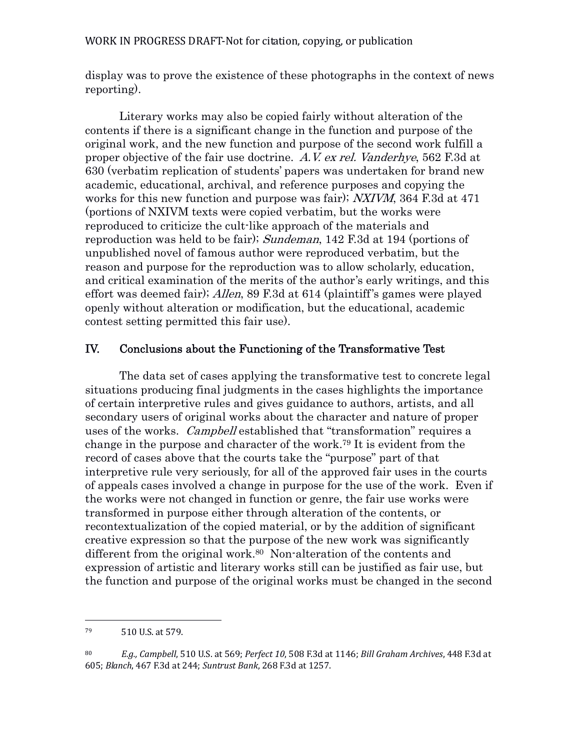display was to prove the existence of these photographs in the context of news reporting).

Literary works may also be copied fairly without alteration of the contents if there is a significant change in the function and purpose of the original work, and the new function and purpose of the second work fulfill a proper objective of the fair use doctrine. *A.V. ex rel. Vanderhye*, 562 F.3d at 630 (verbatim replication of students' papers was undertaken for brand new academic, educational, archival, and reference purposes and copying the works for this new function and purpose was fair); *NXIVM*, 364 F.3d at 471 (portions of NXIVM texts were copied verbatim, but the works were reproduced to criticize the cult-like approach of the materials and reproduction was held to be fair); *Sundeman*, 142 F.3d at 194 (portions of unpublished novel of famous author were reproduced verbatim, but the reason and purpose for the reproduction was to allow scholarly, education, and critical examination of the merits of the author's early writings, and this effort was deemed fair); *Allen*, 89 F.3d at 614 (plaintiff's games were played openly without alteration or modification, but the educational, academic contest setting permitted this fair use).

## IV. Conclusions about the Functioning of the Transformative Test

The data set of cases applying the transformative test to concrete legal situations producing final judgments in the cases highlights the importance of certain interpretive rules and gives guidance to authors, artists, and all secondary users of original works about the character and nature of proper uses of the works. *Campbell* established that "transformation" requires a change in the purpose and character of the work.[79] It is evident from the record of cases above that the courts take the "purpose" part of that interpretive rule very seriously, for all of the approved fair uses in the courts of appeals cases involved a change in purpose for the use of the work. Even if the works were not changed in function or genre, the fair use works were transformed in purpose either through alteration of the contents, or recontextualization of the copied material, or by the addition of significant creative expression so that the purpose of the new work was significantly different from the original work.[80] Non-alteration of the contents and expression of artistic and literary works still can be justified as fair use, but the function and purpose of the original works must be changed in the second

---

[79] 510 U.S. at 579.

[80] *E.g., Campbell*, 510 U.S. at 569; *Perfect 10*, 508 F.3d at 1146; *Bill Graham Archives*, 448 F.3d at 605; *Blanch*, 467 F.3d at 244; *Suntrust Bank*, 268 F.3d at 1257.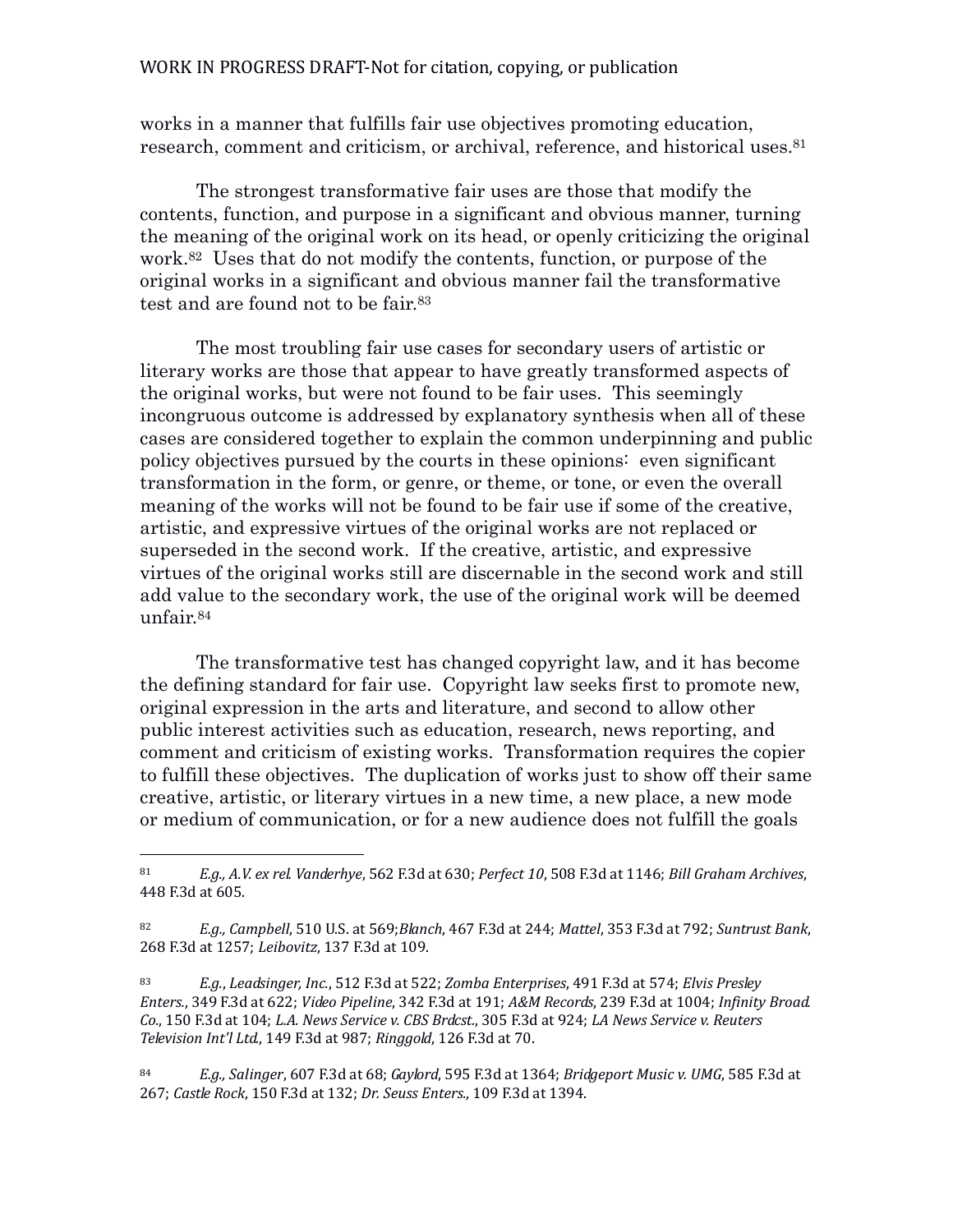works in a manner that fulfills fair use objectives promoting education, research, comment and criticism, or archival, reference, and historical uses.[81]

The strongest transformative fair uses are those that modify the contents, function, and purpose in a significant and obvious manner, turning the meaning of the original work on its head, or openly criticizing the original work.[82] Uses that do not modify the contents, function, or purpose of the original works in a significant and obvious manner fail the transformative test and are found not to be fair.[83]

The most troubling fair use cases for secondary users of artistic or literary works are those that appear to have greatly transformed aspects of the original works, but were not found to be fair uses. This seemingly incongruous outcome is addressed by explanatory synthesis when all of these cases are considered together to explain the common underpinning and public policy objectives pursued by the courts in these opinions: even significant transformation in the form, or genre, or theme, or tone, or even the overall meaning of the works will not be found to be fair use if some of the creative, artistic, and expressive virtues of the original works are not replaced or superseded in the second work. If the creative, artistic, and expressive virtues of the original works still are discernable in the second work and still add value to the secondary work, the use of the original work will be deemed unfair.[84]

The transformative test has changed copyright law, and it has become the defining standard for fair use. Copyright law seeks first to promote new, original expression in the arts and literature, and second to allow other public interest activities such as education, research, news reporting, and comment and criticism of existing works. Transformation requires the copier to fulfill these objectives. The duplication of works just to show off their same creative, artistic, or literary virtues in a new time, a new place, a new mode or medium of communication, or for a new audience does not fulfill the goals

---

[81] *E.g., A.V. ex rel. Vanderhye*, 562 F.3d at 630; *Perfect 10*, 508 F.3d at 1146; *Bill Graham Archives*, 448 F.3d at 605.

[82] *E.g., Campbell*, 510 U.S. at 569;*Blanch*, 467 F.3d at 244; *Mattel*, 353 F.3d at 792; *Suntrust Bank*, 268 F.3d at 1257; *Leibovitz*, 137 F.3d at 109.

[83] *E.g., Leadsinger, Inc.*, 512 F.3d at 522; *Zomba Enterprises*, 491 F.3d at 574; *Elvis Presley Enters.*, 349 F.3d at 622; *Video Pipeline*, 342 F.3d at 191; *A&M Records*, 239 F.3d at 1004; *Infinity Broad. Co.*, 150 F.3d at 104; *L.A. News Service v. CBS Brdcst.*, 305 F.3d at 924; *LA News Service v. Reuters Television Int'l Ltd.*, 149 F.3d at 987; *Ringgold*, 126 F.3d at 70.

[84] *E.g., Salinger*, 607 F.3d at 68; *Gaylord*, 595 F.3d at 1364; *Bridgeport Music v. UMG*, 585 F.3d at 267; *Castle Rock*, 150 F.3d at 132; *Dr. Seuss Enters.*, 109 F.3d at 1394.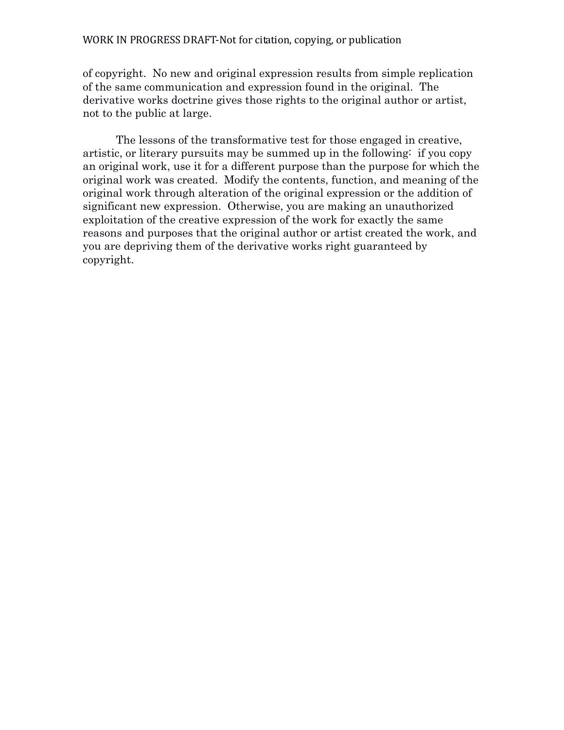of copyright. No new and original expression results from simple replication of the same communication and expression found in the original. The derivative works doctrine gives those rights to the original author or artist, not to the public at large.

The lessons of the transformative test for those engaged in creative, artistic, or literary pursuits may be summed up in the following: if you copy an original work, use it for a different purpose than the purpose for which the original work was created. Modify the contents, function, and meaning of the original work through alteration of the original expression or the addition of significant new expression. Otherwise, you are making an unauthorized exploitation of the creative expression of the work for exactly the same reasons and purposes that the original author or artist created the work, and you are depriving them of the derivative works right guaranteed by copyright.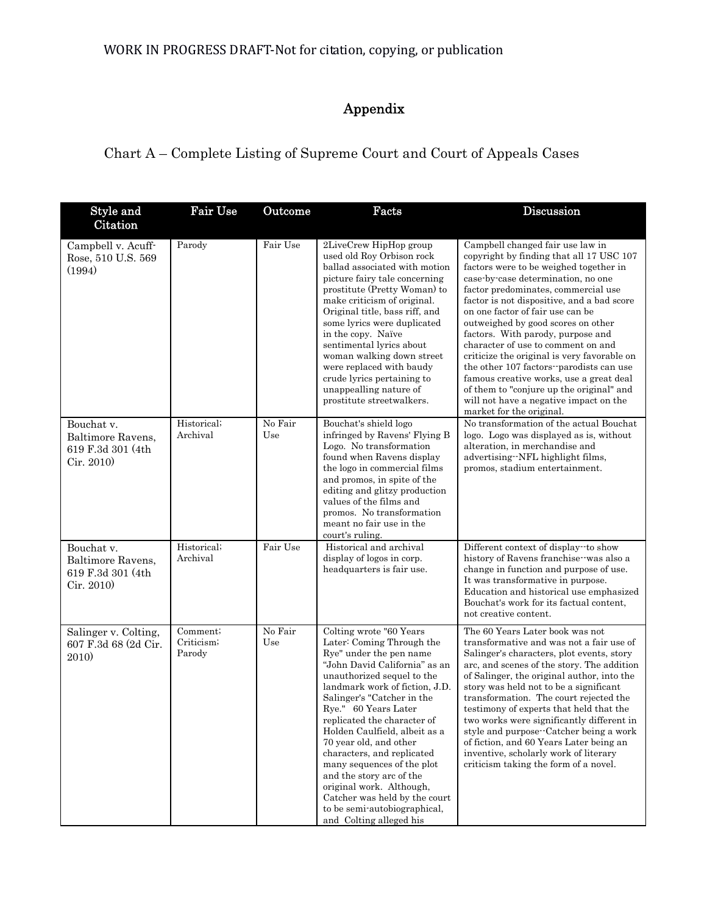WORK IN PROGRESS DRAFT-Not for citation, copying, or publication

## Appendix

### Chart A – Complete Listing of Supreme Court and Court of Appeals Cases

| Style and Citation | Fair Use | Outcome | Facts | Discussion |
|---|---|---|---|---|
| Campbell v. Acuff-Rose, 510 U.S. 569 (1994) | Parody | Fair Use | 2LiveCrew HipHop group used old Roy Orbison rock ballad associated with motion picture fairy tale concerning prostitute (Pretty Woman) to make criticism of original. Original title, bass riff, and some lyrics were duplicated in the copy. Naïve sentimental lyrics about woman walking down street were replaced with baudy crude lyrics pertaining to unappealling nature of prostitute streetwalkers. | Campbell changed fair use law in copyright by finding that all 17 USC 107 factors were to be weighed together in case-by-case determination, no one factor predominates, commercial use factor is not dispositive, and a bad score on one factor of fair use can be outweighed by good scores on other factors. With parody, purpose and character of use to comment on and criticize the original is very favorable on the other 107 factors--parodists can use famous creative works, use a great deal of them to "conjure up the original" and will not have a negative impact on the market for the original. |
| Bouchat v. Baltimore Ravens, 619 F.3d 301 (4th Cir. 2010) | Historical; Archival | No Fair Use | Bouchat's shield logo infringed by Ravens' Flying B Logo. No transformation found when Ravens display the logo in commercial films and promos, in spite of the editing and glitzy production values of the films and promos. No transformation meant no fair use in the court's ruling. | No transformation of the actual Bouchat logo. Logo was displayed as is, without alteration, in merchandise and advertising--NFL highlight films, promos, stadium entertainment. |
| Bouchat v. Baltimore Ravens, 619 F.3d 301 (4th Cir. 2010) | Historical; Archival | Fair Use | Historical and archival display of logos in corp. headquarters is fair use. | Different context of display--to show history of Ravens franchise--was also a change in function and purpose of use. It was transformative in purpose. Education and historical use emphasized Bouchat's work for its factual content, not creative content. |
| Salinger v. Colting, 607 F.3d 68 (2d Cir. 2010) | Comment; Criticism; Parody | No Fair Use | Colting wrote "60 Years Later: Coming Through the Rye" under the pen name "John David California" as an unauthorized sequel to the landmark work of fiction, J.D. Salinger's "Catcher in the Rye." 60 Years Later replicated the character of Holden Caulfield, albeit as a 70 year old, and other characters, and replicated many sequences of the plot and the story arc of the original work. Although, Catcher was held by the court to be semi-autobiographical, and Colting alleged his | The 60 Years Later book was not transformative and was not a fair use of Salinger's characters, plot events, story arc, and scenes of the story. The addition of Salinger, the original author, into the story was held not to be a significant transformation. The court rejected the testimony of experts that held that the two works were significantly different in style and purpose--Catcher being a work of fiction, and 60 Years Later being an inventive, scholarly work of literary criticism taking the form of a novel. |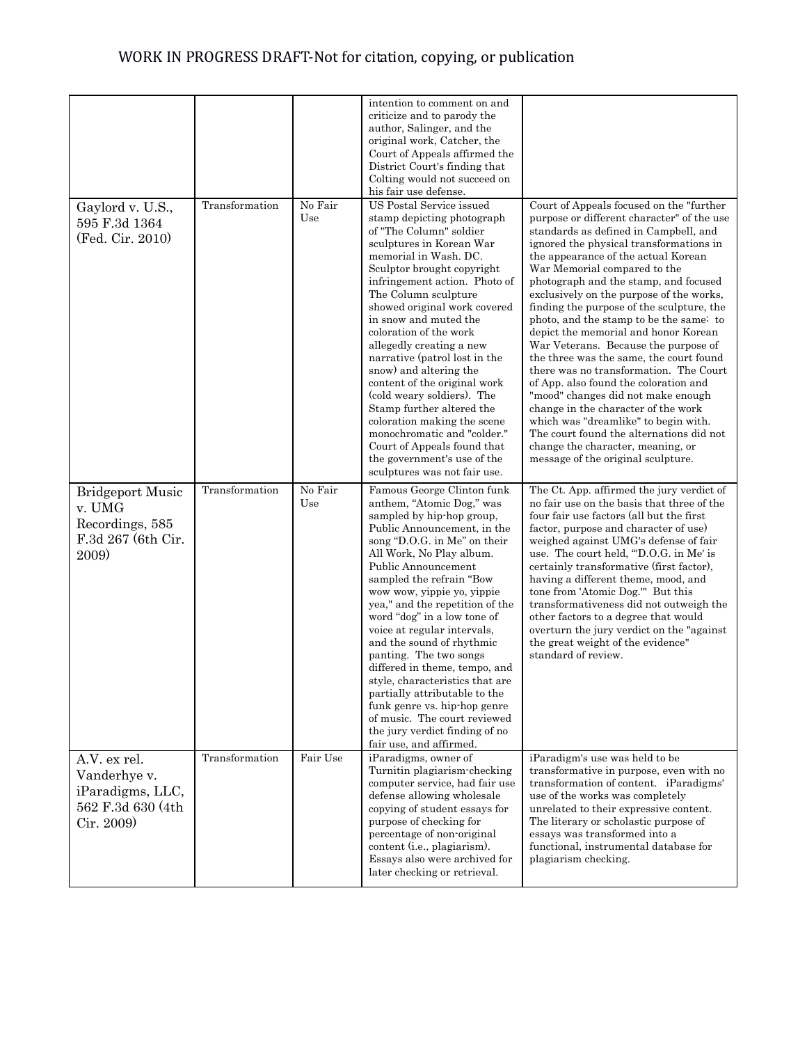| | | | intention to comment on and criticize and to parody the author, Salinger, and the original work, Catcher, the Court of Appeals affirmed the District Court's finding that Colting would not succeed on his fair use defense. | |
|---|---|---|---|---|
| Gaylord v. U.S., 595 F.3d 1364 (Fed. Cir. 2010) | Transformation | No Fair Use | US Postal Service issued stamp depicting photograph of "The Column" soldier sculptures in Korean War memorial in Wash. DC. Sculptor brought copyright infringement action. Photo of The Column sculpture showed original work covered in snow and muted the coloration of the work allegedly creating a new narrative (patrol lost in the snow) and altering the content of the original work (cold weary soldiers). The Stamp further altered the coloration making the scene monochromatic and "colder." Court of Appeals found that the government's use of the sculptures was not fair use. | Court of Appeals focused on the "further purpose or different character" of the use standards as defined in Campbell, and ignored the physical transformations in the appearance of the actual Korean War Memorial compared to the photograph and the stamp, and focused exclusively on the purpose of the works, finding the purpose of the sculpture, the photo, and the stamp to be the same: to depict the memorial and honor Korean War Veterans. Because the purpose of the three was the same, the court found there was no transformation. The Court of App. also found the coloration and "mood" changes did not make enough change in the character of the work which was "dreamlike" to begin with. The court found the alternations did not change the character, meaning, or message of the original sculpture. |
| Bridgeport Music v. UMG Recordings, 585 F.3d 267 (6th Cir. 2009) | Transformation | No Fair Use | Famous George Clinton funk anthem, "Atomic Dog," was sampled by hip-hop group, Public Announcement, in the song "D.O.G. in Me" on their All Work, No Play album. Public Announcement sampled the refrain "Bow wow wow, yippie yo, yippie yea," and the repetition of the word "dog" in a low tone of voice at regular intervals, and the sound of rhythmic panting. The two songs differed in theme, tempo, and style, characteristics that are partially attributable to the funk genre vs. hip-hop genre of music. The court reviewed the jury verdict finding of no fair use, and affirmed. | The Ct. App. affirmed the jury verdict of no fair use on the basis that three of the four fair use factors (all but the first factor, purpose and character of use) weighed against UMG's defense of fair use. The court held, "'D.O.G. in Me' is certainly transformative (first factor), having a different theme, mood, and tone from 'Atomic Dog.'" But this transformativeness did not outweigh the other factors to a degree that would overturn the jury verdict on the "against the great weight of the evidence" standard of review. |
| A.V. ex rel. Vanderhye v. iParadigms, LLC, 562 F.3d 630 (4th Cir. 2009) | Transformation | Fair Use | iParadigms, owner of Turnitin plagiarism-checking computer service, had fair use defense allowing wholesale copying of student essays for purpose of checking for percentage of non-original content (i.e., plagiarism). Essays also were archived for later checking or retrieval. | iParadigm's use was held to be transformative in purpose, even with no transformation of content. iParadigms' use of the works was completely unrelated to their expressive content. The literary or scholastic purpose of essays was transformed into a functional, instrumental database for plagiarism checking. |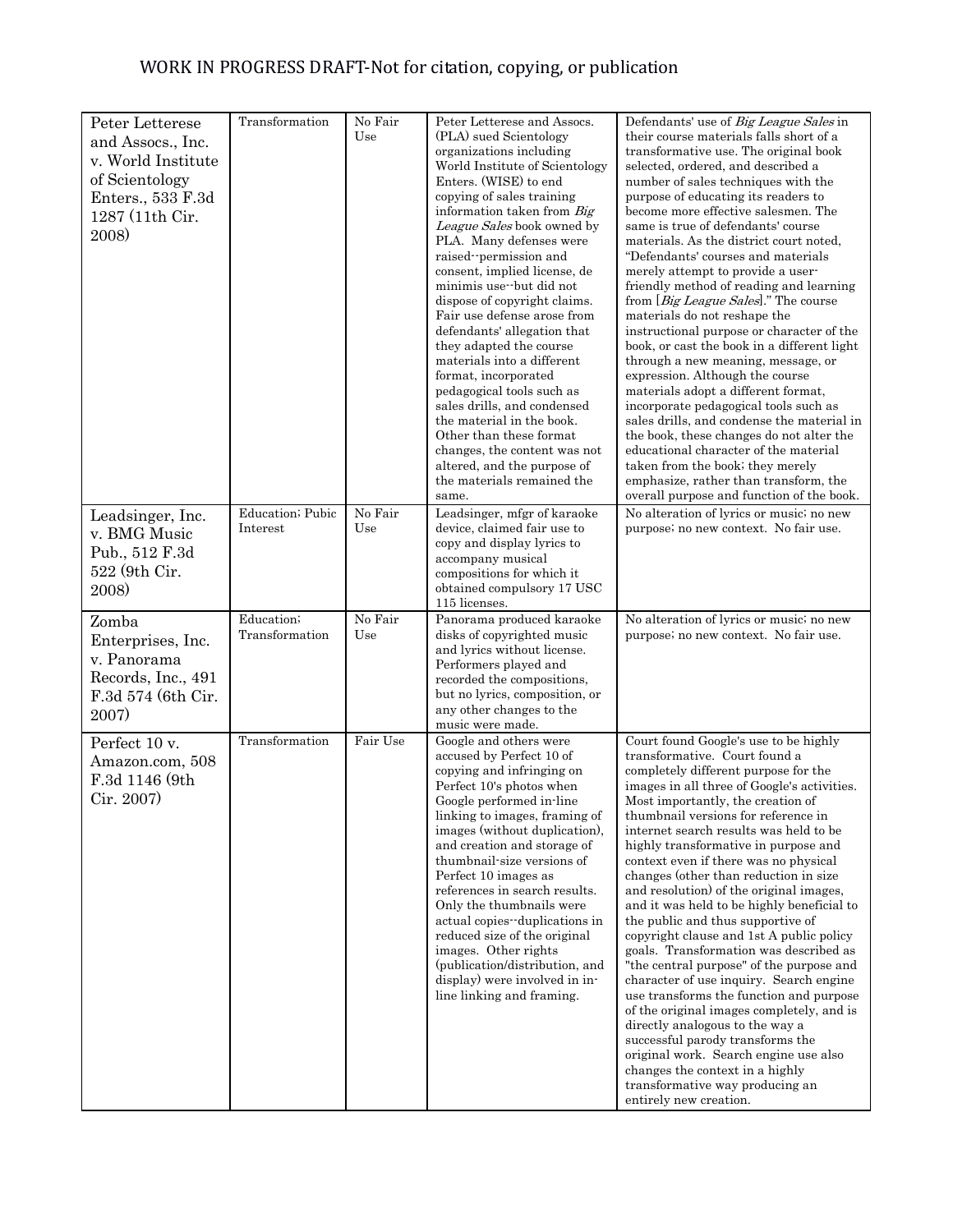WORK IN PROGRESS DRAFT-Not for citation, copying, or publication

| | | | | |
|---|---|---|---|---|
| Peter Letterese and Assocs., Inc. v. World Institute of Scientology Enters., 533 F.3d 1287 (11th Cir. 2008) | Transformation | No Fair Use | Peter Letterese and Assocs. (PLA) sued Scientology organizations including World Institute of Scientology Enters. (WISE) to end copying of sales training information taken from *Big League Sales* book owned by PLA. Many defenses were raised--permission and consent, implied license, de minimis use--but did not dispose of copyright claims. Fair use defense arose from defendants' allegation that they adapted the course materials into a different format, incorporated pedagogical tools such as sales drills, and condensed the material in the book. Other than these format changes, the content was not altered, and the purpose of the materials remained the same. | Defendants' use of *Big League Sales* in their course materials falls short of a transformative use. The original book selected, ordered, and described a number of sales techniques with the purpose of educating its readers to become more effective salesmen. The same is true of defendants' course materials. As the district court noted, "Defendants' courses and materials merely attempt to provide a user-friendly method of reading and learning from [*Big League Sales*]." The course materials do not reshape the instructional purpose or character of the book, or cast the book in a different light through a new meaning, message, or expression. Although the course materials adopt a different format, incorporate pedagogical tools such as sales drills, and condense the material in the book, these changes do not alter the educational character of the material taken from the book; they merely emphasize, rather than transform, the overall purpose and function of the book. |
| Leadsinger, Inc. v. BMG Music Pub., 512 F.3d 522 (9th Cir. 2008) | Education; Pubic Interest | No Fair Use | Leadsinger, mfgr of karaoke device, claimed fair use to copy and display lyrics to accompany musical compositions for which it obtained compulsory 17 USC 115 licenses. | No alteration of lyrics or music; no new purpose; no new context. No fair use. |
| Zomba Enterprises, Inc. v. Panorama Records, Inc., 491 F.3d 574 (6th Cir. 2007) | Education; Transformation | No Fair Use | Panorama produced karaoke disks of copyrighted music and lyrics without license. Performers played and recorded the compositions, but no lyrics, composition, or any other changes to the music were made. | No alteration of lyrics or music; no new purpose; no new context. No fair use. |
| Perfect 10 v. Amazon.com, 508 F.3d 1146 (9th Cir. 2007) | Transformation | Fair Use | Google and others were accused by Perfect 10 of copying and infringing on Perfect 10's photos when Google performed in-line linking to images, framing of images (without duplication), and creation and storage of thumbnail-size versions of Perfect 10 images as references in search results. Only the thumbnails were actual copies--duplications in reduced size of the original images. Other rights (publication/distribution, and display) were involved in in-line linking and framing. | Court found Google's use to be highly transformative. Court found a completely different purpose for the images in all three of Google's activities. Most importantly, the creation of thumbnail versions for reference in internet search results was held to be highly transformative in purpose and context even if there was no physical changes (other than reduction in size and resolution) of the original images, and it was held to be highly beneficial to the public and thus supportive of copyright clause and 1st A public policy goals. Transformation was described as "the central purpose" of the purpose and character of use inquiry. Search engine use transforms the function and purpose of the original images completely, and is directly analogous to the way a successful parody transforms the original work. Search engine use also changes the context in a highly transformative way producing an entirely new creation. |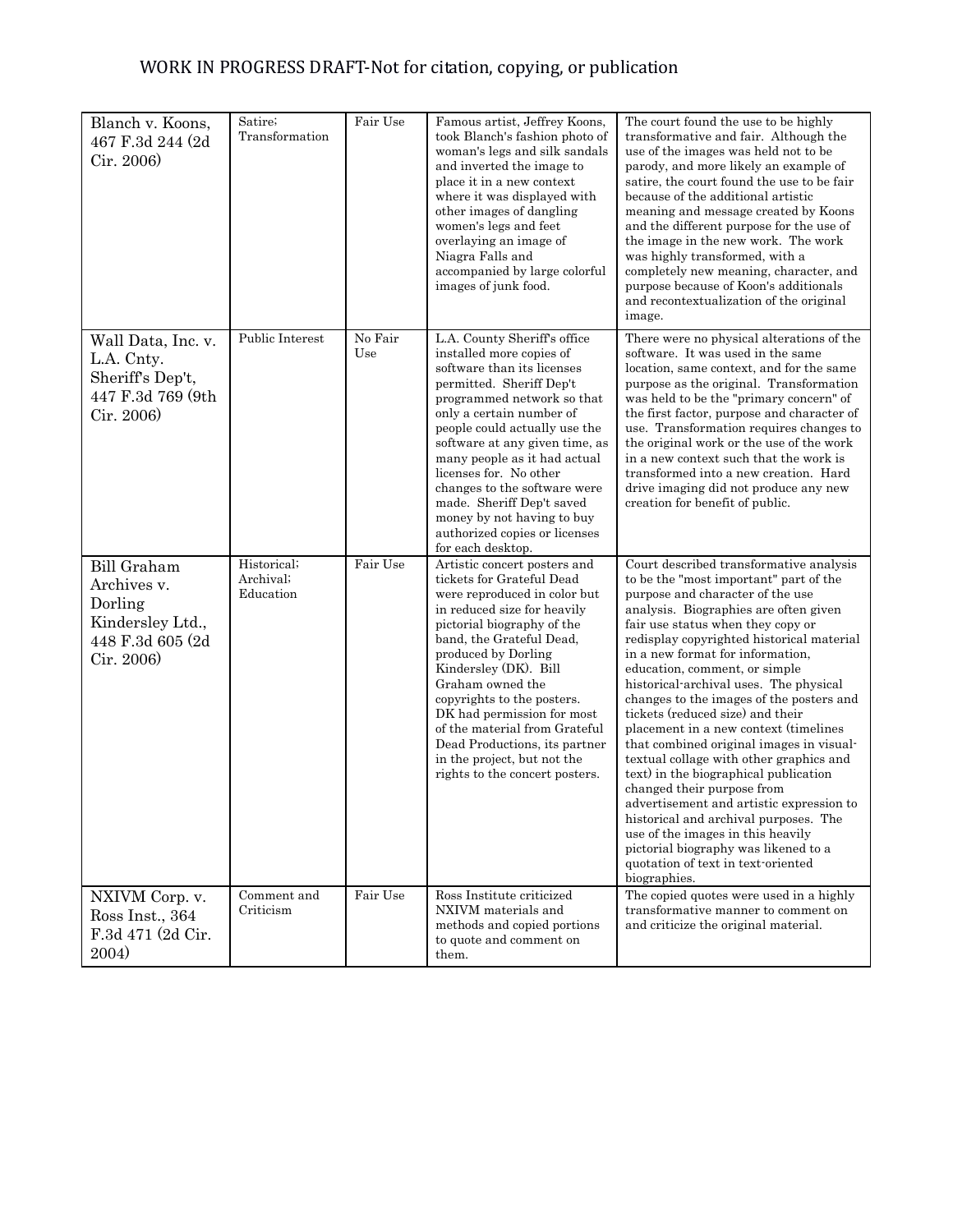| | | | | |
|---|---|---|---|---|
| Blanch v. Koons, 467 F.3d 244 (2d Cir. 2006) | Satire; Transformation | Fair Use | Famous artist, Jeffrey Koons, took Blanch's fashion photo of woman's legs and silk sandals and inverted the image to place it in a new context where it was displayed with other images of dangling women's legs and feet overlaying an image of Niagra Falls and accompanied by large colorful images of junk food. | The court found the use to be highly transformative and fair. Although the use of the images was held not to be parody, and more likely an example of satire, the court found the use to be fair because of the additional artistic meaning and message created by Koons and the different purpose for the use of the image in the new work. The work was highly transformed, with a completely new meaning, character, and purpose because of Koon's additionals and recontextualization of the original image. |
| Wall Data, Inc. v. L.A. Cnty. Sheriff's Dep't, 447 F.3d 769 (9th Cir. 2006) | Public Interest | No Fair Use | L.A. County Sheriff's office installed more copies of software than its licenses permitted. Sheriff Dep't programmed network so that only a certain number of people could actually use the software at any given time, as many people as it had actual licenses for. No other changes to the software were made. Sheriff Dep't saved money by not having to buy authorized copies or licenses for each desktop. | There were no physical alterations of the software. It was used in the same location, same context, and for the same purpose as the original. Transformation was held to be the "primary concern" of the first factor, purpose and character of use. Transformation requires changes to the original work or the use of the work in a new context such that the work is transformed into a new creation. Hard drive imaging did not produce any new creation for benefit of public. |
| Bill Graham Archives v. Dorling Kindersley Ltd., 448 F.3d 605 (2d Cir. 2006) | Historical; Archival; Education | Fair Use | Artistic concert posters and tickets for Grateful Dead were reproduced in color but in reduced size for heavily pictorial biography of the band, the Grateful Dead, produced by Dorling Kindersley (DK). Bill Graham owned the copyrights to the posters. DK had permission for most of the material from Grateful Dead Productions, its partner in the project, but not the rights to the concert posters. | Court described transformative analysis to be the "most important" part of the purpose and character of the use analysis. Biographies are often given fair use status when they copy or redisplay copyrighted historical material in a new format for information, education, comment, or simple historical-archival uses. The physical changes to the images of the posters and tickets (reduced size) and their placement in a new context (timelines that combined original images in visual-textual collage with other graphics and text) in the biographical publication changed their purpose from advertisement and artistic expression to historical and archival purposes. The use of the images in this heavily pictorial biography was likened to a quotation of text in text-oriented biographies. |
| NXIVM Corp. v. Ross Inst., 364 F.3d 471 (2d Cir. 2004) | Comment and Criticism | Fair Use | Ross Institute criticized NXIVM materials and methods and copied portions to quote and comment on them. | The copied quotes were used in a highly transformative manner to comment on and criticize the original material. |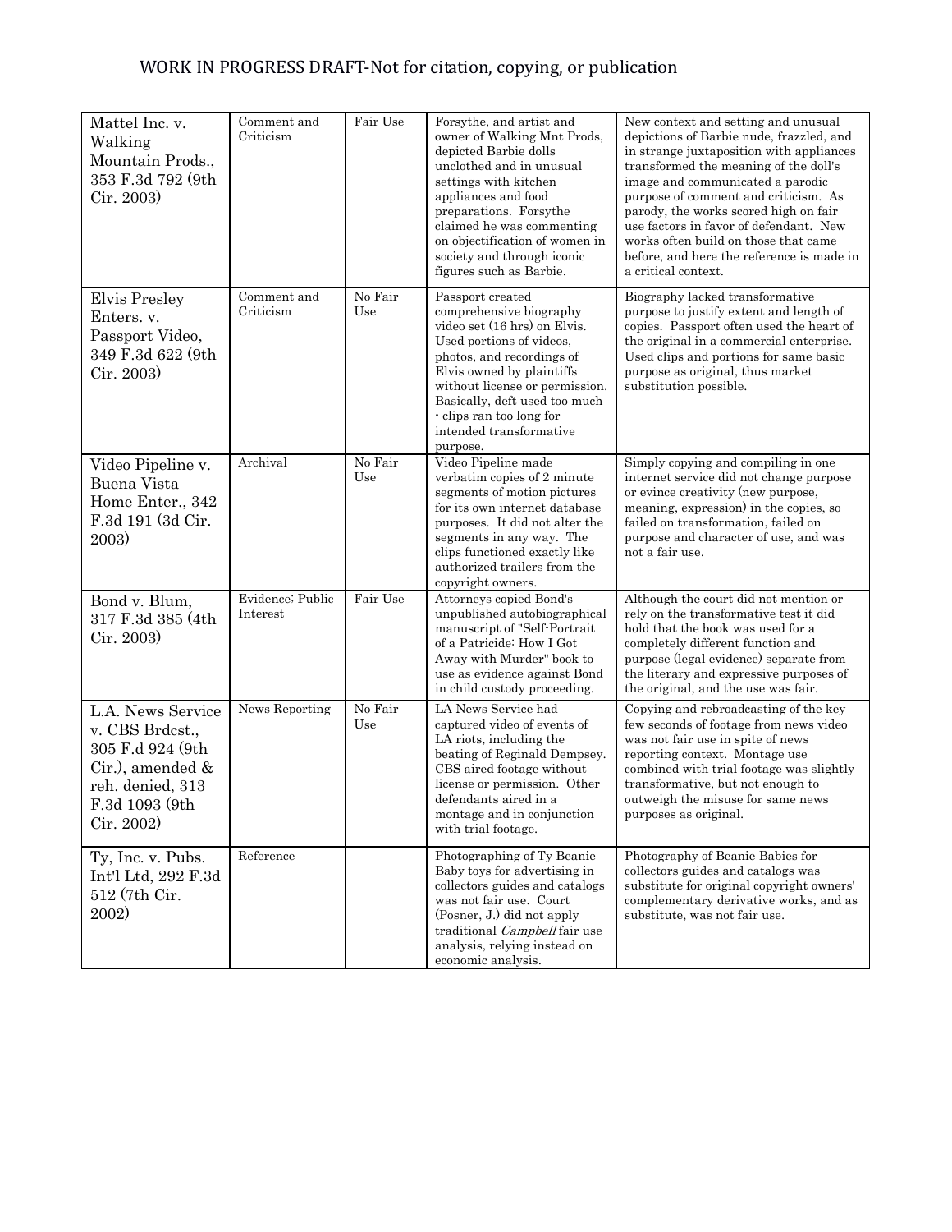WORK IN PROGRESS DRAFT-Not for citation, copying, or publication

| | | | | |
|---|---|---|---|---|
| Mattel Inc. v. Walking Mountain Prods., 353 F.3d 792 (9th Cir. 2003) | Comment and Criticism | Fair Use | Forsythe, and artist and owner of Walking Mnt Prods, depicted Barbie dolls unclothed and in unusual settings with kitchen appliances and food preparations. Forsythe claimed he was commenting on objectification of women in society and through iconic figures such as Barbie. | New context and setting and unusual depictions of Barbie nude, frazzled, and in strange juxtaposition with appliances transformed the meaning of the doll's image and communicated a parodic purpose of comment and criticism. As parody, the works scored high on fair use factors in favor of defendant. New works often build on those that came before, and here the reference is made in a critical context. |
| Elvis Presley Enters. v. Passport Video, 349 F.3d 622 (9th Cir. 2003) | Comment and Criticism | No Fair Use | Passport created comprehensive biography video set (16 hrs) on Elvis. Used portions of videos, photos, and recordings of Elvis owned by plaintiffs without license or permission. Basically, deft used too much - clips ran too long for intended transformative purpose. | Biography lacked transformative purpose to justify extent and length of copies. Passport often used the heart of the original in a commercial enterprise. Used clips and portions for same basic purpose as original, thus market substitution possible. |
| Video Pipeline v. Buena Vista Home Enter., 342 F.3d 191 (3d Cir. 2003) | Archival | No Fair Use | Video Pipeline made verbatim copies of 2 minute segments of motion pictures for its own internet database purposes. It did not alter the segments in any way. The clips functioned exactly like authorized trailers from the copyright owners. | Simply copying and compiling in one internet service did not change purpose or evince creativity (new purpose, meaning, expression) in the copies, so failed on transformation, failed on purpose and character of use, and was not a fair use. |
| Bond v. Blum, 317 F.3d 385 (4th Cir. 2003) | Evidence; Public Interest | Fair Use | Attorneys copied Bond's unpublished autobiographical manuscript of "Self-Portrait of a Patricide: How I Got Away with Murder" book to use as evidence against Bond in child custody proceeding. | Although the court did not mention or rely on the transformative test it did hold that the book was used for a completely different function and purpose (legal evidence) separate from the literary and expressive purposes of the original, and the use was fair. |
| L.A. News Service v. CBS Brdcst., 305 F.d 924 (9th Cir.), amended & reh. denied, 313 F.3d 1093 (9th Cir. 2002) | News Reporting | No Fair Use | LA News Service had captured video of events of LA riots, including the beating of Reginald Dempsey. CBS aired footage without license or permission. Other defendants aired in a montage and in conjunction with trial footage. | Copying and rebroadcasting of the key few seconds of footage from news video was not fair use in spite of news reporting context. Montage use combined with trial footage was slightly transformative, but not enough to outweigh the misuse for same news purposes as original. |
| Ty, Inc. v. Pubs. Int'l Ltd, 292 F.3d 512 (7th Cir. 2002) | Reference | | Photographing of Ty Beanie Baby toys for advertising in collectors guides and catalogs was not fair use. Court (Posner, J.) did not apply traditional *Campbell* fair use analysis, relying instead on economic analysis. | Photography of Beanie Babies for collectors guides and catalogs was substitute for original copyright owners' complementary derivative works, and as substitute, was not fair use. |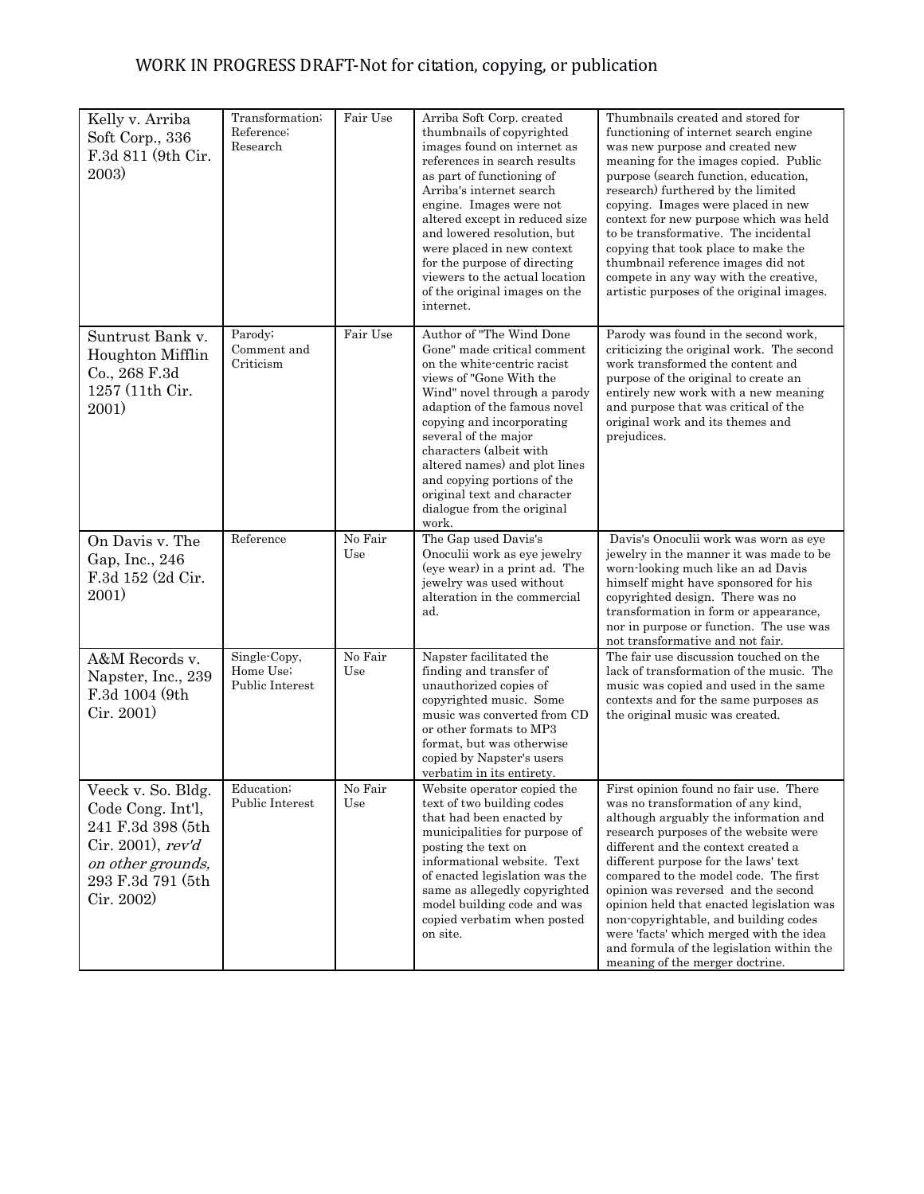WORK IN PROGRESS DRAFT-Not for citation, copying, or publication

| | | | | |
|---|---|---|---|---|
| Kelly v. Arriba Soft Corp., 336 F.3d 811 (9th Cir. 2003) | Transformation; Reference; Research | Fair Use | Arriba Soft Corp. created thumbnails of copyrighted images found on internet as references in search results as part of functioning of Arriba's internet search engine. Images were not altered except in reduced size and lowered resolution, but were placed in new context for the purpose of directing viewers to the actual location of the original images on the internet. | Thumbnails created and stored for functioning of internet search engine was new purpose and created new meaning for the images copied. Public purpose (search function, education, research) furthered by the limited copying. Images were placed in new context for new purpose which was held to be transformative. The incidental copying that took place to make the thumbnail reference images did not compete in any way with the creative, artistic purposes of the original images. |
| Suntrust Bank v. Houghton Mifflin Co., 268 F.3d 1257 (11th Cir. 2001) | Parody; Comment and Criticism | Fair Use | Author of "The Wind Done Gone" made critical comment on the white-centric racist views of "Gone With the Wind" novel through a parody adaption of the famous novel copying and incorporating several of the major characters (albeit with altered names) and plot lines and copying portions of the original text and character dialogue from the original work. | Parody was found in the second work, criticizing the original work. The second work transformed the content and purpose of the original to create an entirely new work with a new meaning and purpose that was critical of the original work and its themes and prejudices. |
| On Davis v. The Gap, Inc., 246 F.3d 152 (2d Cir. 2001) | Reference | No Fair Use | The Gap used Davis's Onoculii work as eye jewelry (eye wear) in a print ad. The jewelry was used without alteration in the commercial ad. | Davis's Onoculii work was worn as eye jewelry in the manner it was made to be worn-looking much like an ad Davis himself might have sponsored for his copyrighted design. There was no transformation in form or appearance, nor in purpose or function. The use was not transformative and not fair. |
| A&M Records v. Napster, Inc., 239 F.3d 1004 (9th Cir. 2001) | Single-Copy, Home Use; Public Interest | No Fair Use | Napster facilitated the finding and transfer of unauthorized copies of copyrighted music. Some music was converted from CD or other formats to MP3 format, but was otherwise copied by Napster's users verbatim in its entirety. | The fair use discussion touched on the lack of transformation of the music. The music was copied and used in the same contexts and for the same purposes as the original music was created. |
| Veeck v. So. Bldg. Code Cong. Int'l, 241 F.3d 398 (5th Cir. 2001), *rev'd on other grounds,* 293 F.3d 791 (5th Cir. 2002) | Education; Public Interest | No Fair Use | Website operator copied the text of two building codes that had been enacted by municipalities for purpose of posting the text on informational website. Text of enacted legislation was the same as allegedly copyrighted model building code and was copied verbatim when posted on site. | First opinion found no fair use. There was no transformation of any kind, although arguably the information and research purposes of the website were different and the context created a different purpose for the laws' text compared to the model code. The first opinion was reversed and the second opinion held that enacted legislation was non-copyrightable, and building codes were 'facts' which merged with the idea and formula of the legislation within the meaning of the merger doctrine. |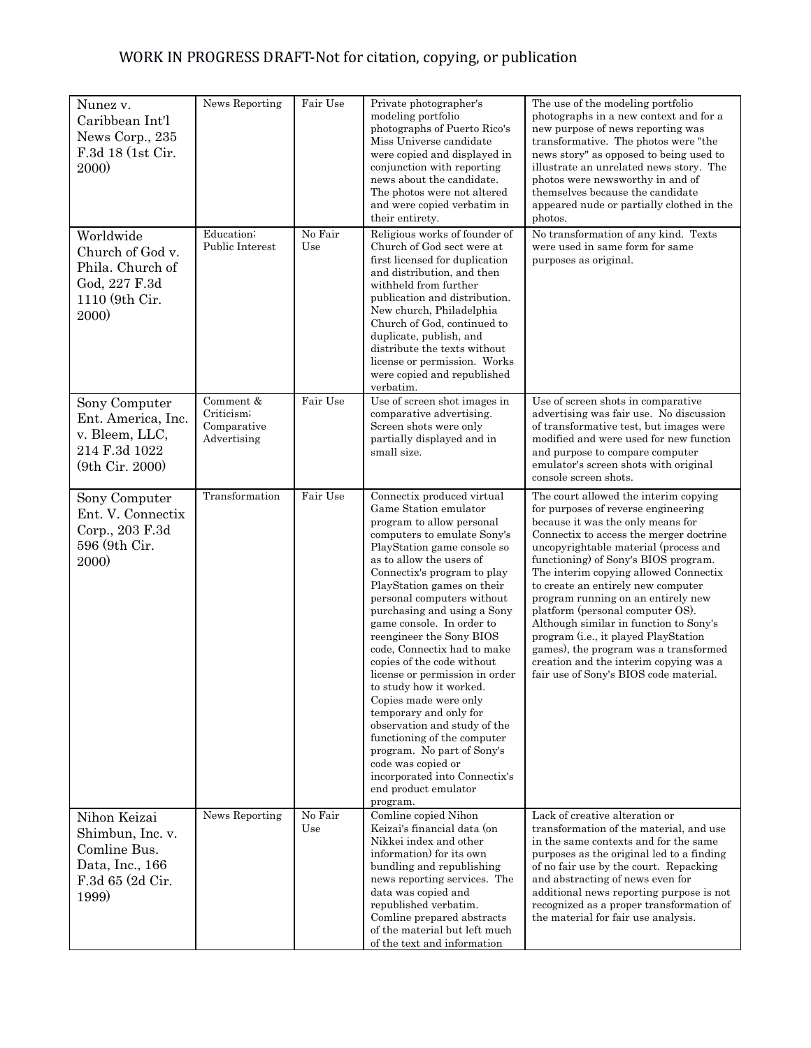WORK IN PROGRESS DRAFT-Not for citation, copying, or publication

| | | | | |
|---|---|---|---|---|
| Nunez v. Caribbean Int'l News Corp., 235 F.3d 18 (1st Cir. 2000) | News Reporting | Fair Use | Private photographer's modeling portfolio photographs of Puerto Rico's Miss Universe candidate were copied and displayed in conjunction with reporting news about the candidate. The photos were not altered and were copied verbatim in their entirety. | The use of the modeling portfolio photographs in a new context and for a new purpose of news reporting was transformative. The photos were "the news story" as opposed to being used to illustrate an unrelated news story. The photos were newsworthy in and of themselves because the candidate appeared nude or partially clothed in the photos. |
| Worldwide Church of God v. Phila. Church of God, 227 F.3d 1110 (9th Cir. 2000) | Education; Public Interest | No Fair Use | Religious works of founder of Church of God sect were at first licensed for duplication and distribution, and then withheld from further publication and distribution. New church, Philadelphia Church of God, continued to duplicate, publish, and distribute the texts without license or permission. Works were copied and republished verbatim. | No transformation of any kind. Texts were used in same form for same purposes as original. |
| Sony Computer Ent. America, Inc. v. Bleem, LLC, 214 F.3d 1022 (9th Cir. 2000) | Comment & Criticism; Comparative Advertising | Fair Use | Use of screen shot images in comparative advertising. Screen shots were only partially displayed and in small size. | Use of screen shots in comparative advertising was fair use. No discussion of transformative test, but images were modified and were used for new function and purpose to compare computer emulator's screen shots with original console screen shots. |
| Sony Computer Ent. V. Connectix Corp., 203 F.3d 596 (9th Cir. 2000) | Transformation | Fair Use | Connectix produced virtual Game Station emulator program to allow personal computers to emulate Sony's PlayStation game console so as to allow the users of Connectix's program to play PlayStation games on their personal computers without purchasing and using a Sony game console. In order to reengineer the Sony BIOS code, Connectix had to make copies of the code without license or permission in order to study how it worked. Copies made were only temporary and only for observation and study of the functioning of the computer program. No part of Sony's code was copied or incorporated into Connectix's end product emulator program. | The court allowed the interim copying for purposes of reverse engineering because it was the only means for Connectix to access the merger doctrine uncopyrightable material (process and functioning) of Sony's BIOS program. The interim copying allowed Connectix to create an entirely new computer program running on an entirely new platform (personal computer OS). Although similar in function to Sony's program (i.e., it played PlayStation games), the program was a transformed creation and the interim copying was a fair use of Sony's BIOS code material. |
| Nihon Keizai Shimbun, Inc. v. Comline Bus. Data, Inc., 166 F.3d 65 (2d Cir. 1999) | News Reporting | No Fair Use | Comline copied Nihon Keizai's financial data (on Nikkei index and other information) for its own bundling and republishing news reporting services. The data was copied and republished verbatim. Comline prepared abstracts of the material but left much of the text and information | Lack of creative alteration or transformation of the material, and use in the same contexts and for the same purposes as the original led to a finding of no fair use by the court. Repacking and abstracting of news even for additional news reporting purpose is not recognized as a proper transformation of the material for fair use analysis. |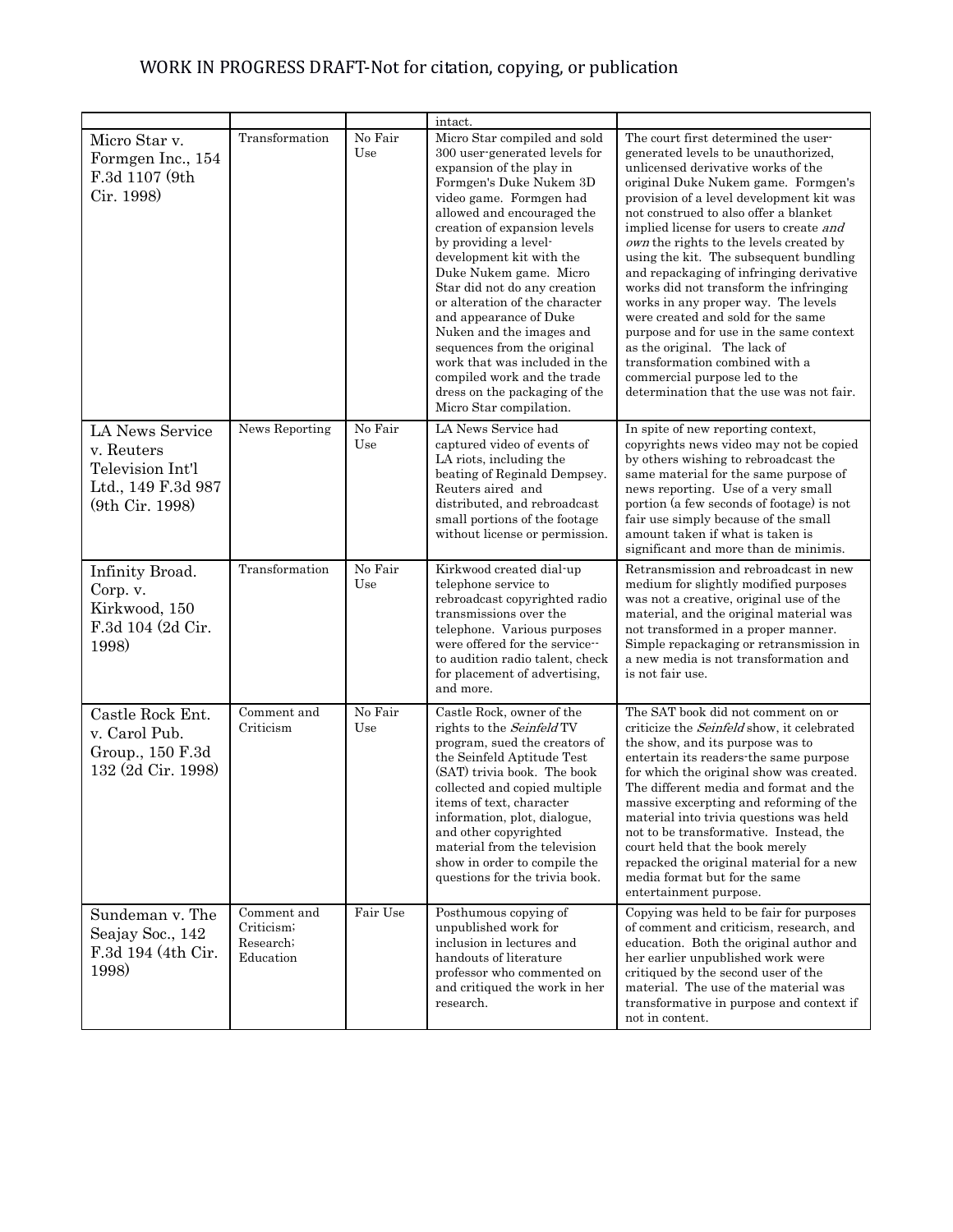WORK IN PROGRESS DRAFT-Not for citation, copying, or publication

| | | | | |
|---|---|---|---|---|
| | | | intact. | |
| Micro Star v. Formgen Inc., 154 F.3d 1107 (9th Cir. 1998) | Transformation | No Fair Use | Micro Star compiled and sold 300 user-generated levels for expansion of the play in Formgen's Duke Nukem 3D video game. Formgen had allowed and encouraged the creation of expansion levels by providing a level-development kit with the Duke Nukem game. Micro Star did not do any creation or alteration of the character and appearance of Duke Nuken and the images and sequences from the original work that was included in the compiled work and the trade dress on the packaging of the Micro Star compilation. | The court first determined the user-generated levels to be unauthorized, unlicensed derivative works of the original Duke Nukem game. Formgen's provision of a level development kit was not construed to also offer a blanket implied license for users to create *and own* the rights to the levels created by using the kit. The subsequent bundling and repackaging of infringing derivative works did not transform the infringing works in any proper way. The levels were created and sold for the same purpose and for use in the same context as the original. The lack of transformation combined with a commercial purpose led to the determination that the use was not fair. |
| LA News Service v. Reuters Television Int'l Ltd., 149 F.3d 987 (9th Cir. 1998) | News Reporting | No Fair Use | LA News Service had captured video of events of LA riots, including the beating of Reginald Dempsey. Reuters aired and distributed, and rebroadcast small portions of the footage without license or permission. | In spite of new reporting context, copyrights news video may not be copied by others wishing to rebroadcast the same material for the same purpose of news reporting. Use of a very small portion (a few seconds of footage) is not fair use simply because of the small amount taken if what is taken is significant and more than de minimis. |
| Infinity Broad. Corp. v. Kirkwood, 150 F.3d 104 (2d Cir. 1998) | Transformation | No Fair Use | Kirkwood created dial-up telephone service to rebroadcast copyrighted radio transmissions over the telephone. Various purposes were offered for the service--to audition radio talent, check for placement of advertising, and more. | Retransmission and rebroadcast in new medium for slightly modified purposes was not a creative, original use of the material, and the original material was not transformed in a proper manner. Simple repackaging or retransmission in a new media is not transformation and is not fair use. |
| Castle Rock Ent. v. Carol Pub. Group., 150 F.3d 132 (2d Cir. 1998) | Comment and Criticism | No Fair Use | Castle Rock, owner of the rights to the *Seinfeld* TV program, sued the creators of the Seinfeld Aptitude Test (SAT) trivia book. The book collected and copied multiple items of text, character information, plot, dialogue, and other copyrighted material from the television show in order to compile the questions for the trivia book. | The SAT book did not comment on or criticize the *Seinfeld* show, it celebrated the show, and its purpose was to entertain its readers-the same purpose for which the original show was created. The different media and format and the massive excerpting and reforming of the material into trivia questions was held not to be transformative. Instead, the court held that the book merely repacked the original material for a new media format but for the same entertainment purpose. |
| Sundeman v. The Seajay Soc., 142 F.3d 194 (4th Cir. 1998) | Comment and Criticism; Research; Education | Fair Use | Posthumous copying of unpublished work for inclusion in lectures and handouts of literature professor who commented on and critiqued the work in her research. | Copying was held to be fair for purposes of comment and criticism, research, and education. Both the original author and her earlier unpublished work were critiqued by the second user of the material. The use of the material was transformative in purpose and context if not in content. |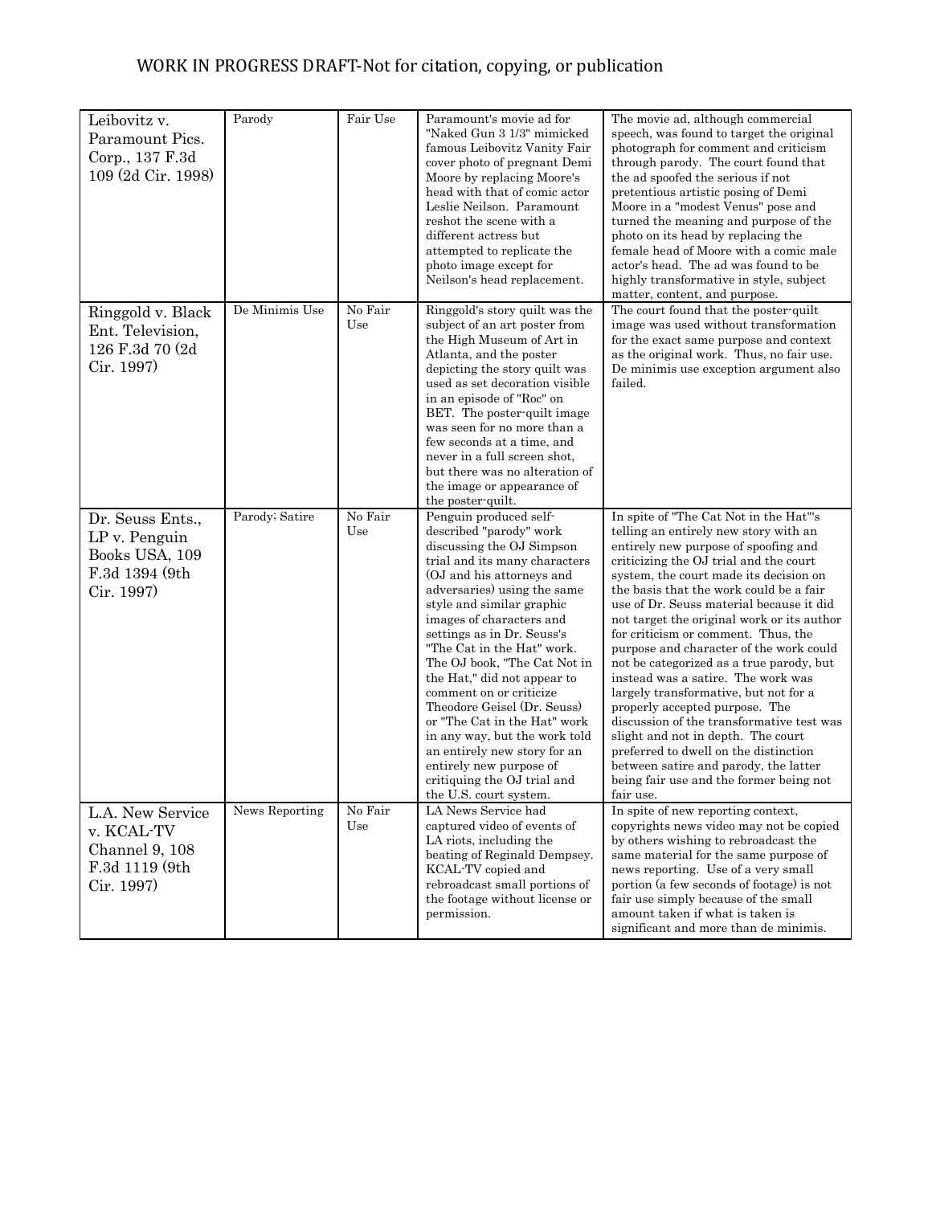WORK IN PROGRESS DRAFT-Not for citation, copying, or publication

| | | | | |
|---|---|---|---|---|
| Leibovitz v. Paramount Pics. Corp., 137 F.3d 109 (2d Cir. 1998) | Parody | Fair Use | Paramount's movie ad for "Naked Gun 3 1/3" mimicked famous Leibovitz Vanity Fair cover photo of pregnant Demi Moore by replacing Moore's head with that of comic actor Leslie Neilson. Paramount reshot the scene with a different actress but attempted to replicate the photo image except for Neilson's head replacement. | The movie ad, although commercial speech, was found to target the original photograph for comment and criticism through parody. The court found that the ad spoofed the serious if not pretentious artistic posing of Demi Moore in a "modest Venus" pose and turned the meaning and purpose of the photo on its head by replacing the female head of Moore with a comic male actor's head. The ad was found to be highly transformative in style, subject matter, content, and purpose. |
| Ringgold v. Black Ent. Television, 126 F.3d 70 (2d Cir. 1997) | De Minimis Use | No Fair Use | Ringgold's story quilt was the subject of an art poster from the High Museum of Art in Atlanta, and the poster depicting the story quilt was used as set decoration visible in an episode of "Roc" on BET. The poster-quilt image was seen for no more than a few seconds at a time, and never in a full screen shot, but there was no alteration of the image or appearance of the poster-quilt. | The court found that the poster-quilt image was used without transformation for the exact same purpose and context as the original work. Thus, no fair use. De minimis use exception argument also failed. |
| Dr. Seuss Ents., LP v. Penguin Books USA, 109 F.3d 1394 (9th Cir. 1997) | Parody; Satire | No Fair Use | Penguin produced self-described "parody" work discussing the OJ Simpson trial and its many characters (OJ and his attorneys and adversaries) using the same style and similar graphic images of characters and settings as in Dr. Seuss's "The Cat in the Hat" work. The OJ book, "The Cat Not in the Hat," did not appear to comment on or criticize Theodore Geisel (Dr. Seuss) or "The Cat in the Hat" work in any way, but the work told an entirely new story for an entirely new purpose of critiquing the OJ trial and the U.S. court system. | In spite of "The Cat Not in the Hat"'s telling an entirely new story with an entirely new purpose of spoofing and criticizing the OJ trial and the court system, the court made its decision on the basis that the work could be a fair use of Dr. Seuss material because it did not target the original work or its author for criticism or comment. Thus, the purpose and character of the work could not be categorized as a true parody, but instead was a satire. The work was largely transformative, but not for a properly accepted purpose. The discussion of the transformative test was slight and not in depth. The court preferred to dwell on the distinction between satire and parody, the latter being fair use and the former being not fair use. |
| L.A. New Service v. KCAL-TV Channel 9, 108 F.3d 1119 (9th Cir. 1997) | News Reporting | No Fair Use | LA News Service had captured video of events of LA riots, including the beating of Reginald Dempsey. KCAL-TV copied and rebroadcast small portions of the footage without license or permission. | In spite of new reporting context, copyrights news video may not be copied by others wishing to rebroadcast the same material for the same purpose of news reporting. Use of a very small portion (a few seconds of footage) is not fair use simply because of the small amount taken if what is taken is significant and more than de minimis. |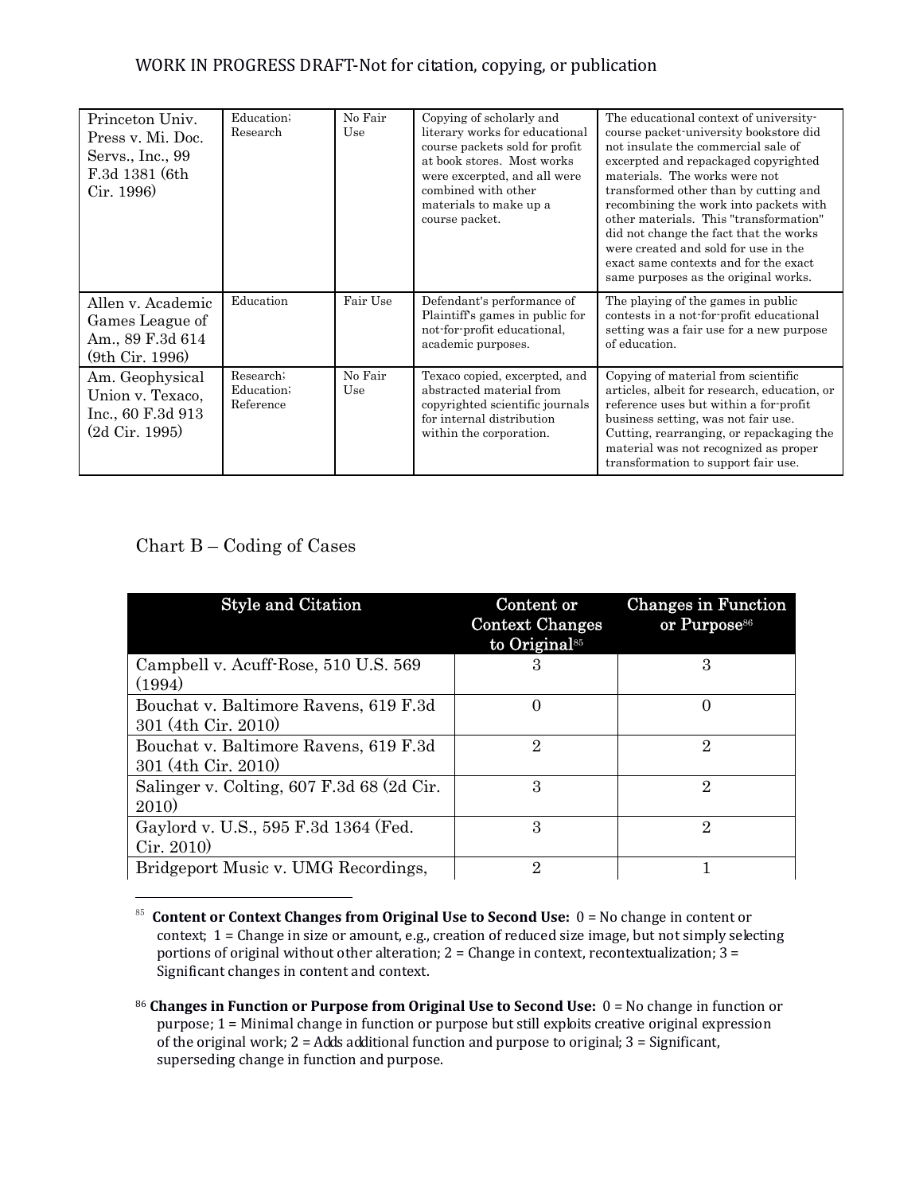| Princeton Univ. Press v. Mi. Doc. Servs., Inc., 99 F.3d 1381 (6th Cir. 1996) | Education; Research | No Fair Use | Copying of scholarly and literary works for educational course packets sold for profit at book stores. Most works were excerpted, and all were combined with other materials to make up a course packet. | The educational context of university-course packet-university bookstore did not insulate the commercial sale of excerpted and repackaged copyrighted materials. The works were not transformed other than by cutting and recombining the work into packets with other materials. This "transformation" did not change the fact that the works were created and sold for use in the exact same contexts and for the exact same purposes as the original works. |
|---|---|---|---|---|
| Allen v. Academic Games League of Am., 89 F.3d 614 (9th Cir. 1996) | Education | Fair Use | Defendant's performance of Plaintiff's games in public for not-for-profit educational, academic purposes. | The playing of the games in public contests in a not-for-profit educational setting was a fair use for a new purpose of education. |
| Am. Geophysical Union v. Texaco, Inc., 60 F.3d 913 (2d Cir. 1995) | Research; Education; Reference | No Fair Use | Texaco copied, excerpted, and abstracted material from copyrighted scientific journals for internal distribution within the corporation. | Copying of material from scientific articles, albeit for research, education, or reference uses but within a for-profit business setting, was not fair use. Cutting, rearranging, or repackaging the material was not recognized as proper transformation to support fair use. |

## Chart B – Coding of Cases

| Style and Citation | Content or Context Changes to Original[85] | Changes in Function or Purpose[86] |
|---|---|---|
| Campbell v. Acuff-Rose, 510 U.S. 569 (1994) | 3 | 3 |
| Bouchat v. Baltimore Ravens, 619 F.3d 301 (4th Cir. 2010) | 0 | 0 |
| Bouchat v. Baltimore Ravens, 619 F.3d 301 (4th Cir. 2010) | 2 | 2 |
| Salinger v. Colting, 607 F.3d 68 (2d Cir. 2010) | 3 | 2 |
| Gaylord v. U.S., 595 F.3d 1364 (Fed. Cir. 2010) | 3 | 2 |
| Bridgeport Music v. UMG Recordings, | 2 | 1 |

[85] **Content or Context Changes from Original Use to Second Use:** 0 = No change in content or context; 1 = Change in size or amount, e.g., creation of reduced size image, but not simply selecting portions of original without other alteration; 2 = Change in context, recontextualization; 3 = Significant changes in content and context.

[86] **Changes in Function or Purpose from Original Use to Second Use:** 0 = No change in function or purpose; 1 = Minimal change in function or purpose but still exploits creative original expression of the original work; 2 = Adds additional function and purpose to original; 3 = Significant, superseding change in function and purpose.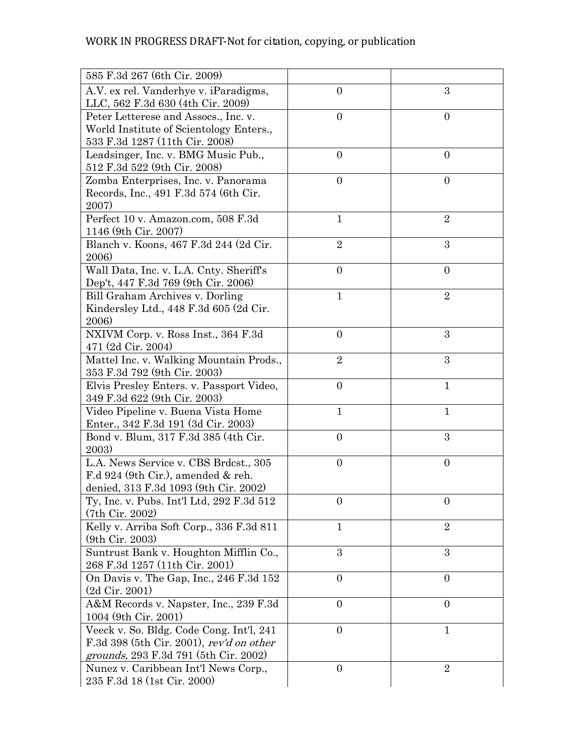| | | |
|---|---|---|
| 585 F.3d 267 (6th Cir. 2009) | | |
| A.V. ex rel. Vanderhye v. iParadigms, LLC, 562 F.3d 630 (4th Cir. 2009) | 0 | 3 |
| Peter Letterese and Assocs., Inc. v. World Institute of Scientology Enters., 533 F.3d 1287 (11th Cir. 2008) | 0 | 0 |
| Leadsinger, Inc. v. BMG Music Pub., 512 F.3d 522 (9th Cir. 2008) | 0 | 0 |
| Zomba Enterprises, Inc. v. Panorama Records, Inc., 491 F.3d 574 (6th Cir. 2007) | 0 | 0 |
| Perfect 10 v. Amazon.com, 508 F.3d 1146 (9th Cir. 2007) | 1 | 2 |
| Blanch v. Koons, 467 F.3d 244 (2d Cir. 2006) | 2 | 3 |
| Wall Data, Inc. v. L.A. Cnty. Sheriff's Dep't, 447 F.3d 769 (9th Cir. 2006) | 0 | 0 |
| Bill Graham Archives v. Dorling Kindersley Ltd., 448 F.3d 605 (2d Cir. 2006) | 1 | 2 |
| NXIVM Corp. v. Ross Inst., 364 F.3d 471 (2d Cir. 2004) | 0 | 3 |
| Mattel Inc. v. Walking Mountain Prods., 353 F.3d 792 (9th Cir. 2003) | 2 | 3 |
| Elvis Presley Enters. v. Passport Video, 349 F.3d 622 (9th Cir. 2003) | 0 | 1 |
| Video Pipeline v. Buena Vista Home Enter., 342 F.3d 191 (3d Cir. 2003) | 1 | 1 |
| Bond v. Blum, 317 F.3d 385 (4th Cir. 2003) | 0 | 3 |
| L.A. News Service v. CBS Brdcst., 305 F.d 924 (9th Cir.), amended & reh. denied, 313 F.3d 1093 (9th Cir. 2002) | 0 | 0 |
| Ty, Inc. v. Pubs. Int'l Ltd, 292 F.3d 512 (7th Cir. 2002) | 0 | 0 |
| Kelly v. Arriba Soft Corp., 336 F.3d 811 (9th Cir. 2003) | 1 | 2 |
| Suntrust Bank v. Houghton Mifflin Co., 268 F.3d 1257 (11th Cir. 2001) | 3 | 3 |
| On Davis v. The Gap, Inc., 246 F.3d 152 (2d Cir. 2001) | 0 | 0 |
| A&M Records v. Napster, Inc., 239 F.3d 1004 (9th Cir. 2001) | 0 | 0 |
| Veeck v. So. Bldg. Code Cong. Int'l, 241 F.3d 398 (5th Cir. 2001), *rev'd on other grounds,* 293 F.3d 791 (5th Cir. 2002) | 0 | 1 |
| Nunez v. Caribbean Int'l News Corp., 235 F.3d 18 (1st Cir. 2000) | 0 | 2 |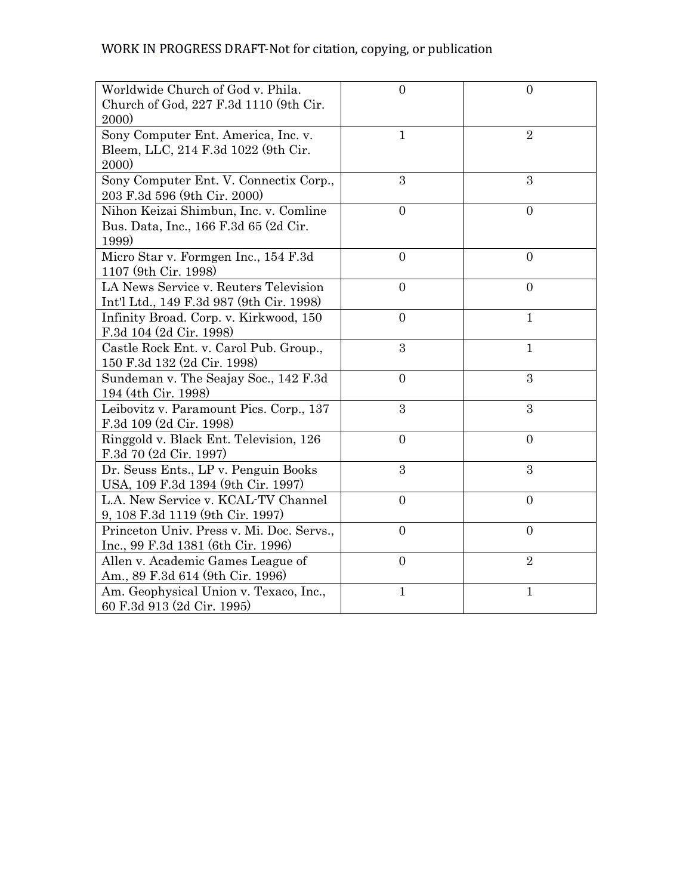| | | |
|---|---|---|
| Worldwide Church of God v. Phila. Church of God, 227 F.3d 1110 (9th Cir. 2000) | 0 | 0 |
| Sony Computer Ent. America, Inc. v. Bleem, LLC, 214 F.3d 1022 (9th Cir. 2000) | 1 | 2 |
| Sony Computer Ent. V. Connectix Corp., 203 F.3d 596 (9th Cir. 2000) | 3 | 3 |
| Nihon Keizai Shimbun, Inc. v. Comline Bus. Data, Inc., 166 F.3d 65 (2d Cir. 1999) | 0 | 0 |
| Micro Star v. Formgen Inc., 154 F.3d 1107 (9th Cir. 1998) | 0 | 0 |
| LA News Service v. Reuters Television Int'l Ltd., 149 F.3d 987 (9th Cir. 1998) | 0 | 0 |
| Infinity Broad. Corp. v. Kirkwood, 150 F.3d 104 (2d Cir. 1998) | 0 | 1 |
| Castle Rock Ent. v. Carol Pub. Group., 150 F.3d 132 (2d Cir. 1998) | 3 | 1 |
| Sundeman v. The Seajay Soc., 142 F.3d 194 (4th Cir. 1998) | 0 | 3 |
| Leibovitz v. Paramount Pics. Corp., 137 F.3d 109 (2d Cir. 1998) | 3 | 3 |
| Ringgold v. Black Ent. Television, 126 F.3d 70 (2d Cir. 1997) | 0 | 0 |
| Dr. Seuss Ents., LP v. Penguin Books USA, 109 F.3d 1394 (9th Cir. 1997) | 3 | 3 |
| L.A. New Service v. KCAL-TV Channel 9, 108 F.3d 1119 (9th Cir. 1997) | 0 | 0 |
| Princeton Univ. Press v. Mi. Doc. Servs., Inc., 99 F.3d 1381 (6th Cir. 1996) | 0 | 0 |
| Allen v. Academic Games League of Am., 89 F.3d 614 (9th Cir. 1996) | 0 | 2 |
| Am. Geophysical Union v. Texaco, Inc., 60 F.3d 913 (2d Cir. 1995) | 1 | 1 |